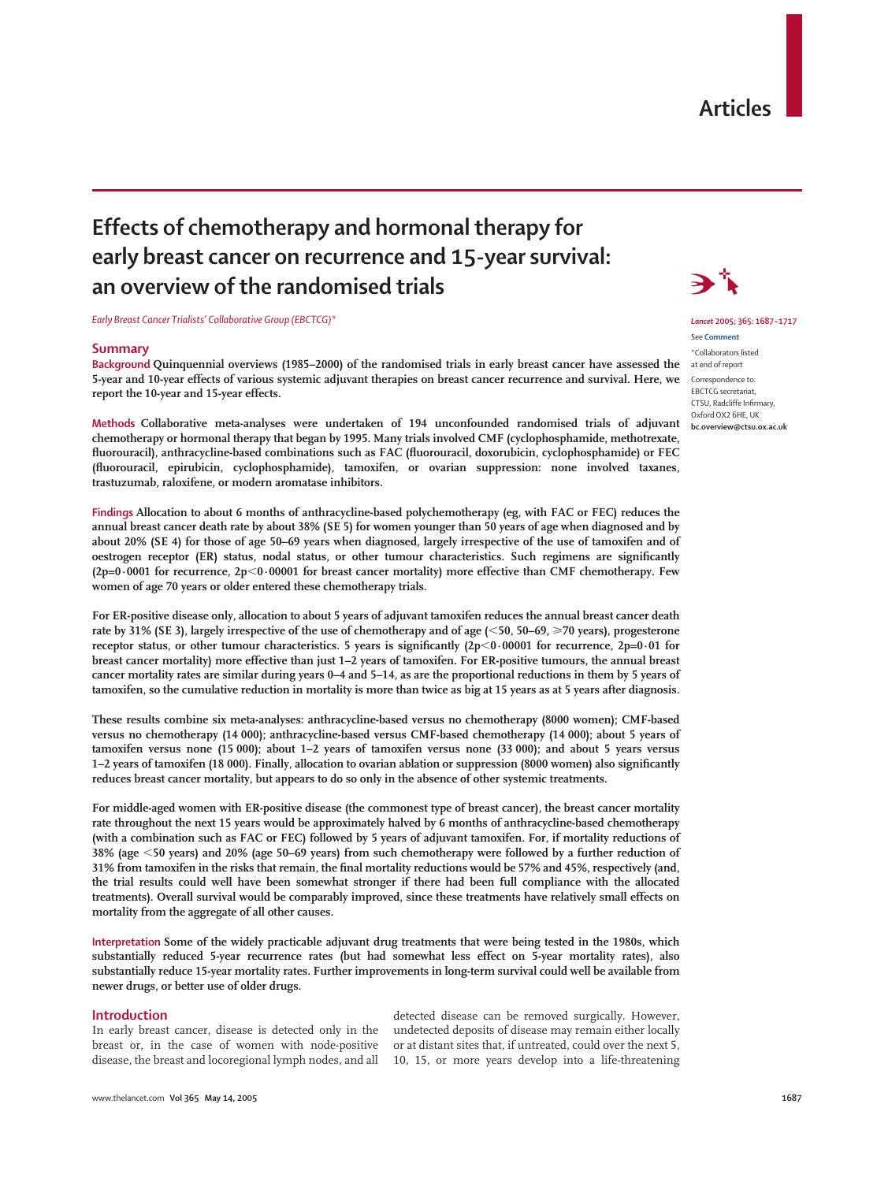# Effects of chemotherapy and hormonal therapy for early breast cancer on recurrence and 15-year survival: an overview of the randomised trials

*Early Breast Cancer Trialists' Collaborative Group (EBCTCG)**

*Lancet* 2005; 365: 1687–1717

See **Comment**

*Collaborators listed at end of report

Correspondence to: EBCTCG secretariat, CTSU, Radcliffe Infirmary, Oxford OX2 6HE, UK **bc.overview@ctsu.ox.ac.uk**

## Summary

**Background** Quinquennial overviews (1985–2000) of the randomised trials in early breast cancer have assessed the 5-year and 10-year effects of various systemic adjuvant therapies on breast cancer recurrence and survival. Here, we report the 10-year and 15-year effects.

**Methods** Collaborative meta-analyses were undertaken of 194 unconfounded randomised trials of adjuvant chemotherapy or hormonal therapy that began by 1995. Many trials involved CMF (cyclophosphamide, methotrexate, fluorouracil), anthracycline-based combinations such as FAC (fluorouracil, doxorubicin, cyclophosphamide) or FEC (fluorouracil, epirubicin, cyclophosphamide), tamoxifen, or ovarian suppression: none involved taxanes, trastuzumab, raloxifene, or modern aromatase inhibitors.

**Findings** Allocation to about 6 months of anthracycline-based polychemotherapy (eg, with FAC or FEC) reduces the annual breast cancer death rate by about 38% (SE 5) for women younger than 50 years of age when diagnosed and by about 20% (SE 4) for those of age 50–69 years when diagnosed, largely irrespective of the use of tamoxifen and of oestrogen receptor (ER) status, nodal status, or other tumour characteristics. Such regimens are significantly ($2p=0{\cdot}0001$ for recurrence, $2p<0{\cdot}00001$ for breast cancer mortality) more effective than CMF chemotherapy. Few women of age 70 years or older entered these chemotherapy trials.

For ER-positive disease only, allocation to about 5 years of adjuvant tamoxifen reduces the annual breast cancer death rate by 31% (SE 3), largely irrespective of the use of chemotherapy and of age (<50, 50–69, ≥70 years), progesterone receptor status, or other tumour characteristics. 5 years is significantly ($2p<0{\cdot}00001$ for recurrence, $2p=0{\cdot}01$ for breast cancer mortality) more effective than just 1–2 years of tamoxifen. For ER-positive tumours, the annual breast cancer mortality rates are similar during years 0–4 and 5–14, as are the proportional reductions in them by 5 years of tamoxifen, so the cumulative reduction in mortality is more than twice as big at 15 years as at 5 years after diagnosis.

These results combine six meta-analyses: anthracycline-based versus no chemotherapy (8000 women); CMF-based versus no chemotherapy (14 000); anthracycline-based versus CMF-based chemotherapy (14 000); about 5 years of tamoxifen versus none (15 000); about 1–2 years of tamoxifen versus none (33 000); and about 5 years versus 1–2 years of tamoxifen (18 000). Finally, allocation to ovarian ablation or suppression (8000 women) also significantly reduces breast cancer mortality, but appears to do so only in the absence of other systemic treatments.

For middle-aged women with ER-positive disease (the commonest type of breast cancer), the breast cancer mortality rate throughout the next 15 years would be approximately halved by 6 months of anthracycline-based chemotherapy (with a combination such as FAC or FEC) followed by 5 years of adjuvant tamoxifen. For, if mortality reductions of 38% (age <50 years) and 20% (age 50–69 years) from such chemotherapy were followed by a further reduction of 31% from tamoxifen in the risks that remain, the final mortality reductions would be 57% and 45%, respectively (and, the trial results could well have been somewhat stronger if there had been full compliance with the allocated treatments). Overall survival would be comparably improved, since these treatments have relatively small effects on mortality from the aggregate of all other causes.

**Interpretation** Some of the widely practicable adjuvant drug treatments that were being tested in the 1980s, which substantially reduced 5-year recurrence rates (but had somewhat less effect on 5-year mortality rates), also substantially reduce 15-year mortality rates. Further improvements in long-term survival could well be available from newer drugs, or better use of older drugs.

## Introduction

In early breast cancer, disease is detected only in the breast or, in the case of women with node-positive disease, the breast and locoregional lymph nodes, and all detected disease can be removed surgically. However, undetected deposits of disease may remain either locally or at distant sites that, if untreated, could over the next 5, 10, 15, or more years develop into a life-threatening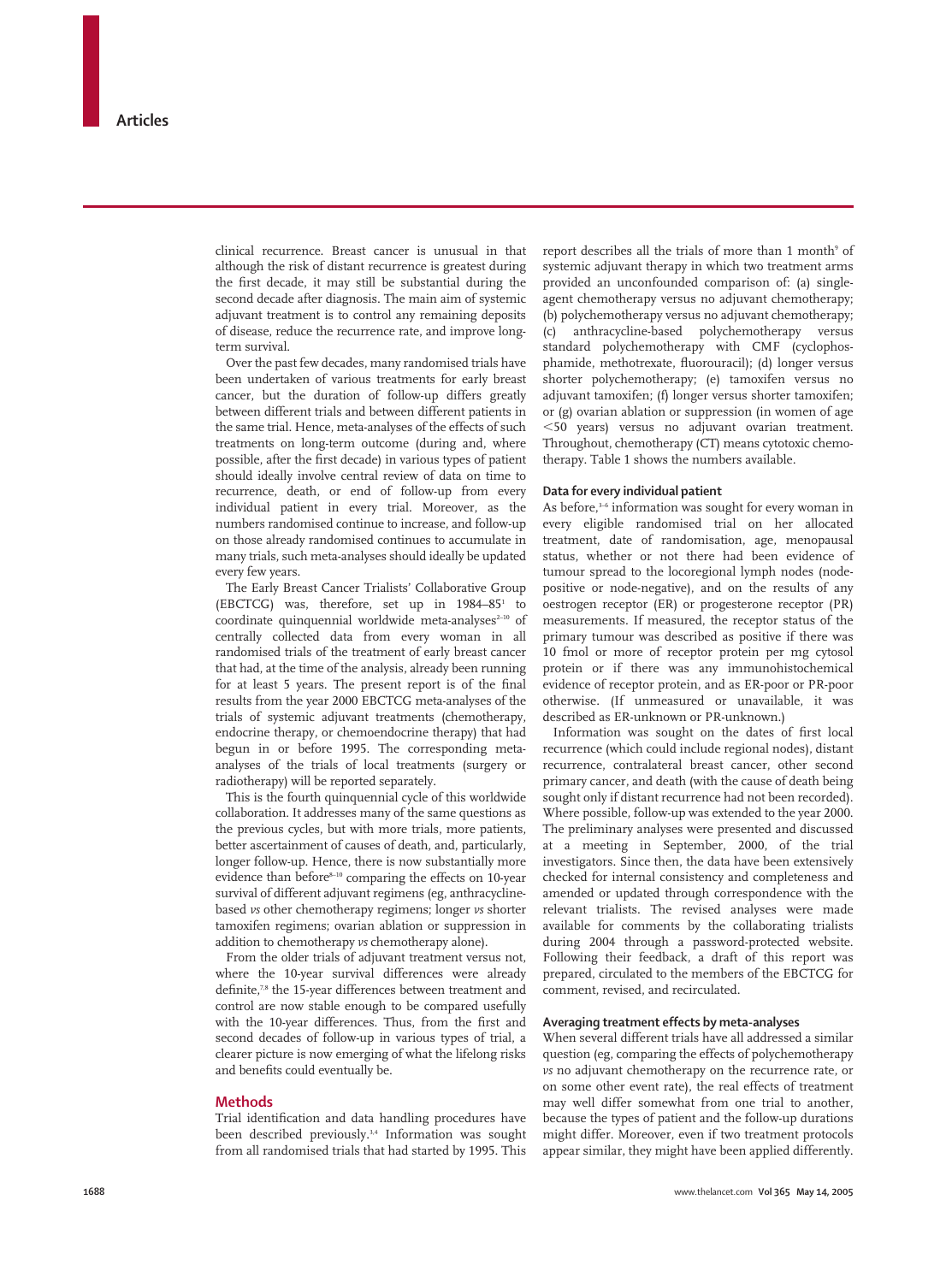clinical recurrence. Breast cancer is unusual in that although the risk of distant recurrence is greatest during the first decade, it may still be substantial during the second decade after diagnosis. The main aim of systemic adjuvant treatment is to control any remaining deposits of disease, reduce the recurrence rate, and improve long-term survival.

Over the past few decades, many randomised trials have been undertaken of various treatments for early breast cancer, but the duration of follow-up differs greatly between different trials and between different patients in the same trial. Hence, meta-analyses of the effects of such treatments on long-term outcome (during and, where possible, after the first decade) in various types of patient should ideally involve central review of data on time to recurrence, death, or end of follow-up from every individual patient in every trial. Moreover, as the numbers randomised continue to increase, and follow-up on those already randomised continues to accumulate in many trials, such meta-analyses should ideally be updated every few years.

The Early Breast Cancer Trialists' Collaborative Group (EBCTCG) was, therefore, set up in 1984–85[1] to coordinate quinquennial worldwide meta-analyses[2–10] of centrally collected data from every woman in all randomised trials of the treatment of early breast cancer that had, at the time of the analysis, already been running for at least 5 years. The present report is of the final results from the year 2000 EBCTCG meta-analyses of the trials of systemic adjuvant treatments (chemotherapy, endocrine therapy, or chemoendocrine therapy) that had begun in or before 1995. The corresponding meta-analyses of the trials of local treatments (surgery or radiotherapy) will be reported separately.

This is the fourth quinquennial cycle of this worldwide collaboration. It addresses many of the same questions as the previous cycles, but with more trials, more patients, better ascertainment of causes of death, and, particularly, longer follow-up. Hence, there is now substantially more evidence than before[8–10] comparing the effects on 10-year survival of different adjuvant regimens (eg, anthracycline-based *vs* other chemotherapy regimens; longer *vs* shorter tamoxifen regimens; ovarian ablation or suppression in addition to chemotherapy *vs* chemotherapy alone).

From the older trials of adjuvant treatment versus not, where the 10-year survival differences were already definite,[7,8] the 15-year differences between treatment and control are now stable enough to be compared usefully with the 10-year differences. Thus, from the first and second decades of follow-up in various types of trial, a clearer picture is now emerging of what the lifelong risks and benefits could eventually be.

## Methods

Trial identification and data handling procedures have been described previously.[3,4] Information was sought from all randomised trials that had started by 1995. This report describes all the trials of more than 1 month[9] of systemic adjuvant therapy in which two treatment arms provided an unconfounded comparison of: (a) single-agent chemotherapy versus no adjuvant chemotherapy; (b) polychemotherapy versus no adjuvant chemotherapy; (c) anthracycline-based polychemotherapy versus standard polychemotherapy with CMF (cyclophosphamide, methotrexate, fluorouracil); (d) longer versus shorter polychemotherapy; (e) tamoxifen versus no adjuvant tamoxifen; (f) longer versus shorter tamoxifen; or (g) ovarian ablation or suppression (in women of age <50 years) versus no adjuvant ovarian treatment. Throughout, chemotherapy (CT) means cytotoxic chemotherapy. Table 1 shows the numbers available.

### Data for every individual patient

As before,[3–6] information was sought for every woman in every eligible randomised trial on her allocated treatment, date of randomisation, age, menopausal status, whether or not there had been evidence of tumour spread to the locoregional lymph nodes (node-positive or node-negative), and on the results of any oestrogen receptor (ER) or progesterone receptor (PR) measurements. If measured, the receptor status of the primary tumour was described as positive if there was 10 fmol or more of receptor protein per mg cytosol protein or if there was any immunohistochemical evidence of receptor protein, and as ER-poor or PR-poor otherwise. (If unmeasured or unavailable, it was described as ER-unknown or PR-unknown.)

Information was sought on the dates of first local recurrence (which could include regional nodes), distant recurrence, contralateral breast cancer, other second primary cancer, and death (with the cause of death being sought only if distant recurrence had not been recorded). Where possible, follow-up was extended to the year 2000. The preliminary analyses were presented and discussed at a meeting in September, 2000, of the trial investigators. Since then, the data have been extensively checked for internal consistency and completeness and amended or updated through correspondence with the relevant trialists. The revised analyses were made available for comments by the collaborating trialists during 2004 through a password-protected website. Following their feedback, a draft of this report was prepared, circulated to the members of the EBCTCG for comment, revised, and recirculated.

### Averaging treatment effects by meta-analyses

When several different trials have all addressed a similar question (eg, comparing the effects of polychemotherapy *vs* no adjuvant chemotherapy on the recurrence rate, or on some other event rate), the real effects of treatment may well differ somewhat from one trial to another, because the types of patient and the follow-up durations might differ. Moreover, even if two treatment protocols appear similar, they might have been applied differently.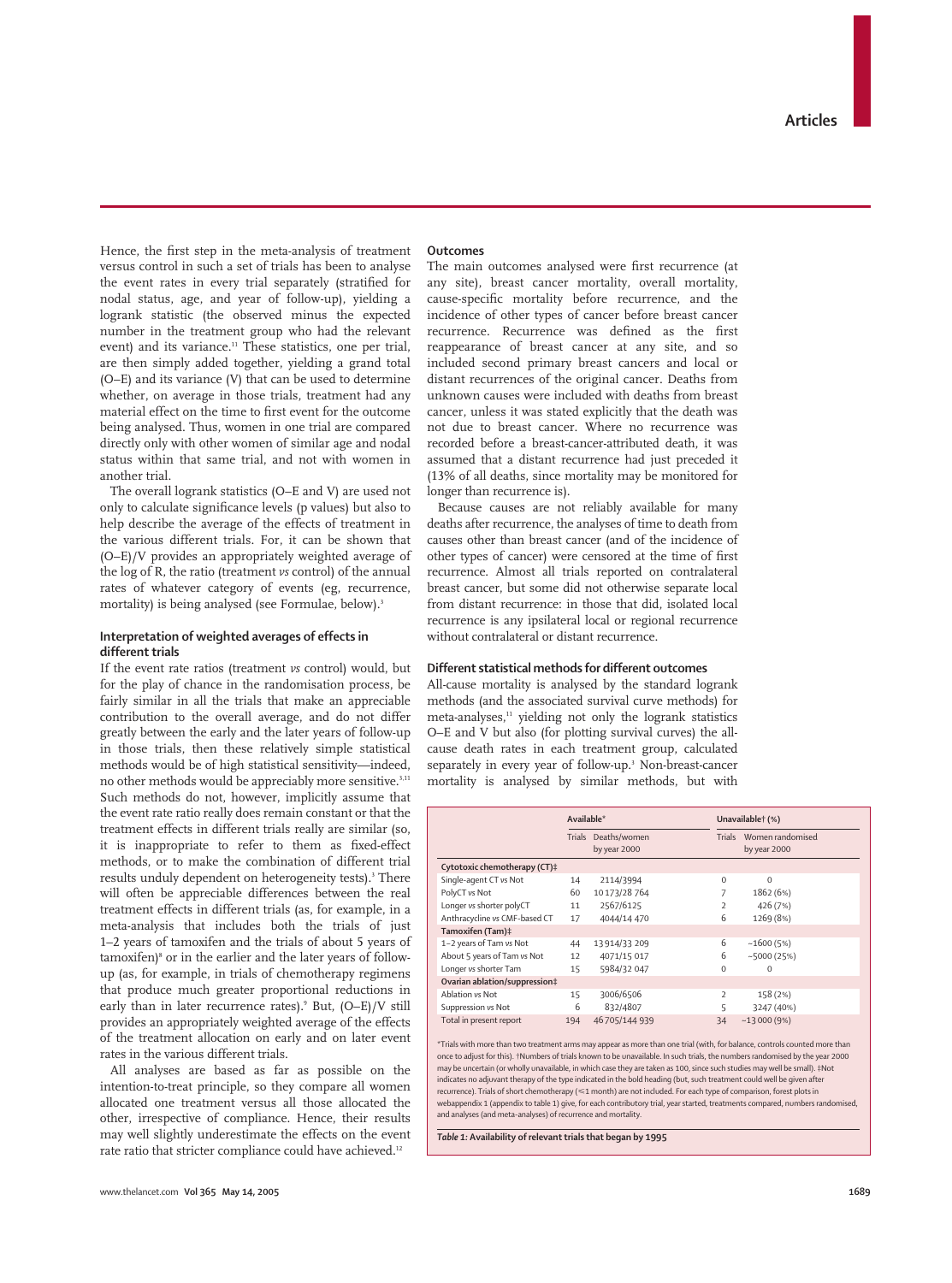Hence, the first step in the meta-analysis of treatment versus control in such a set of trials has been to analyse the event rates in every trial separately (stratified for nodal status, age, and year of follow-up), yielding a logrank statistic (the observed minus the expected number in the treatment group who had the relevant event) and its variance.[11] These statistics, one per trial, are then simply added together, yielding a grand total (O–E) and its variance (V) that can be used to determine whether, on average in those trials, treatment had any material effect on the time to first event for the outcome being analysed. Thus, women in one trial are compared directly only with other women of similar age and nodal status within that same trial, and not with women in another trial.

The overall logrank statistics (O–E and V) are used not only to calculate significance levels (p values) but also to help describe the average of the effects of treatment in the various different trials. For, it can be shown that (O–E)/V provides an appropriately weighted average of the log of R, the ratio (treatment *vs* control) of the annual rates of whatever category of events (eg, recurrence, mortality) is being analysed (see Formulae, below).[3]

### Interpretation of weighted averages of effects in different trials

If the event rate ratios (treatment *vs* control) would, but for the play of chance in the randomisation process, be fairly similar in all the trials that make an appreciable contribution to the overall average, and do not differ greatly between the early and the later years of follow-up in those trials, then these relatively simple statistical methods would be of high statistical sensitivity—indeed, no other methods would be appreciably more sensitive.[3,11] Such methods do not, however, implicitly assume that the event rate ratio really does remain constant or that the treatment effects in different trials really are similar (so, it is inappropriate to refer to them as fixed-effect methods, or to make the combination of different trial results unduly dependent on heterogeneity tests).[3] There will often be appreciable differences between the real treatment effects in different trials (as, for example, in a meta-analysis that includes both the trials of just 1–2 years of tamoxifen and the trials of about 5 years of tamoxifen)[8] or in the earlier and the later years of follow-up (as, for example, in trials of chemotherapy regimens that produce much greater proportional reductions in early than in later recurrence rates).[9] But, (O–E)/V still provides an appropriately weighted average of the effects of the treatment allocation on early and on later event rates in the various different trials.

All analyses are based as far as possible on the intention-to-treat principle, so they compare all women allocated one treatment versus all those allocated the other, irrespective of compliance. Hence, their results may well slightly underestimate the effects on the event rate ratio that stricter compliance could have achieved.[12]

### Outcomes

The main outcomes analysed were first recurrence (at any site), breast cancer mortality, overall mortality, cause-specific mortality before recurrence, and the incidence of other types of cancer before breast cancer recurrence. Recurrence was defined as the first reappearance of breast cancer at any site, and so included second primary breast cancers and local or distant recurrences of the original cancer. Deaths from unknown causes were included with deaths from breast cancer, unless it was stated explicitly that the death was not due to breast cancer. Where no recurrence was recorded before a breast-cancer-attributed death, it was assumed that a distant recurrence had just preceded it (13% of all deaths, since mortality may be monitored for longer than recurrence is).

Because causes are not reliably available for many deaths after recurrence, the analyses of time to death from causes other than breast cancer (and of the incidence of other types of cancer) were censored at the time of first recurrence. Almost all trials reported on contralateral breast cancer, but some did not otherwise separate local from distant recurrence: in those that did, isolated local recurrence is any ipsilateral local or regional recurrence without contralateral or distant recurrence.

### Different statistical methods for different outcomes

All-cause mortality is analysed by the standard logrank methods (and the associated survival curve methods) for meta-analyses,[11] yielding not only the logrank statistics O–E and V but also (for plotting survival curves) the all-cause death rates in each treatment group, calculated separately in every year of follow-up.[3] Non-breast-cancer mortality is analysed by similar methods, but with

| | Available* | | Unavailable† (%) | |
|---|---|---|---|---|
| | Trials | Deaths/women by year 2000 | Trials | Women randomised by year 2000 |
| **Cytotoxic chemotherapy (CT)‡** | | | | |
| Single-agent CT *vs* Not | 14 | 2114/3994 | 0 | 0 |
| PolyCT *vs* Not | 60 | 10 173/28 764 | 7 | 1862 (6%) |
| Longer *vs* shorter polyCT | 11 | 2567/6125 | 2 | 426 (7%) |
| Anthracycline *vs* CMF-based CT | 17 | 4044/14 470 | 6 | 1269 (8%) |
| **Tamoxifen (Tam)‡** | | | | |
| 1–2 years of Tam *vs* Not | 44 | 13 914/33 209 | 6 | ~1600 (5%) |
| About 5 years of Tam *vs* Not | 12 | 4071/15 017 | 6 | ~5000 (25%) |
| Longer *vs* shorter Tam | 15 | 5984/32 047 | 0 | 0 |
| **Ovarian ablation/suppression‡** | | | | |
| Ablation *vs* Not | 15 | 3006/6506 | 2 | 158 (2%) |
| Suppression *vs* Not | 6 | 832/4807 | 5 | 3247 (40%) |
| Total in present report | 194 | 46 705/144 939 | 34 | ~13 000 (9%) |

*Trials with more than two treatment arms may appear as more than one trial (with, for balance, controls counted more than once to adjust for this). †Numbers of trials known to be unavailable. In such trials, the numbers randomised by the year 2000 may be uncertain (or wholly unavailable, in which case they are taken as 100, since such studies may well be small). ‡Not indicates no adjuvant therapy of the type indicated in the bold heading (but, such treatment could well be given after recurrence). Trials of short chemotherapy (≤1 month) are not included. For each type of comparison, forest plots in webappendix 1 (appendix to table 1) give, for each contributory trial, year started, treatments compared, numbers randomised, and analyses (and meta-analyses) of recurrence and mortality.

*Table 1:* **Availability of relevant trials that began by 1995**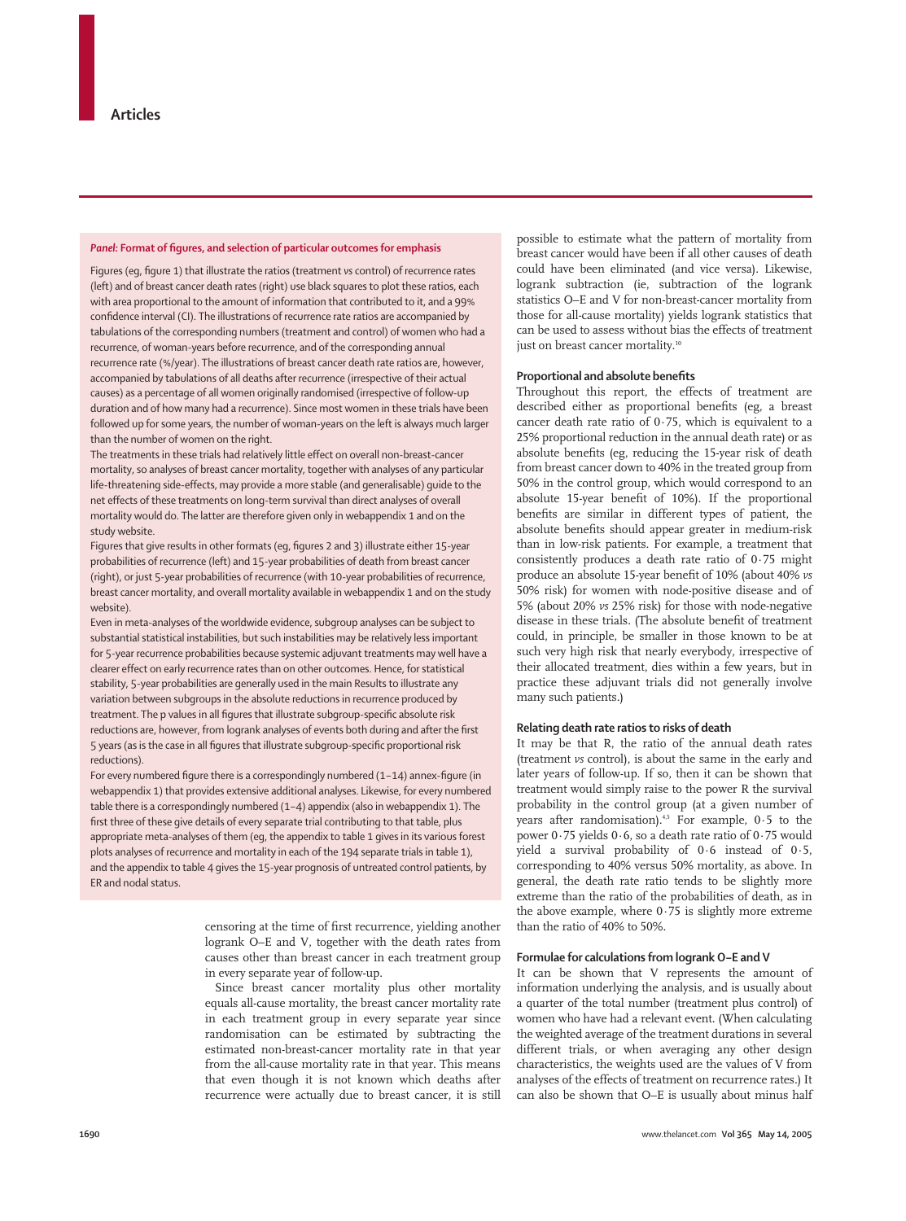### *Panel:* Format of figures, and selection of particular outcomes for emphasis

Figures (eg, figure 1) that illustrate the ratios (treatment *vs* control) of recurrence rates (left) and of breast cancer death rates (right) use black squares to plot these ratios, each with area proportional to the amount of information that contributed to it, and a 99% confidence interval (CI). The illustrations of recurrence rate ratios are accompanied by tabulations of the corresponding numbers (treatment and control) of women who had a recurrence, of woman-years before recurrence, and of the corresponding annual recurrence rate (%/year). The illustrations of breast cancer death rate ratios are, however, accompanied by tabulations of all deaths after recurrence (irrespective of their actual causes) as a percentage of all women originally randomised (irrespective of follow-up duration and of how many had a recurrence). Since most women in these trials have been followed up for some years, the number of woman-years on the left is always much larger than the number of women on the right.

The treatments in these trials had relatively little effect on overall non-breast-cancer mortality, so analyses of breast cancer mortality, together with analyses of any particular life-threatening side-effects, may provide a more stable (and generalisable) guide to the net effects of these treatments on long-term survival than direct analyses of overall mortality would do. The latter are therefore given only in webappendix 1 and on the study website.

Figures that give results in other formats (eg, figures 2 and 3) illustrate either 15-year probabilities of recurrence (left) and 15-year probabilities of death from breast cancer (right), or just 5-year probabilities of recurrence (with 10-year probabilities of recurrence, breast cancer mortality, and overall mortality available in webappendix 1 and on the study website).

Even in meta-analyses of the worldwide evidence, subgroup analyses can be subject to substantial statistical instabilities, but such instabilities may be relatively less important for 5-year recurrence probabilities because systemic adjuvant treatments may well have a clearer effect on early recurrence rates than on other outcomes. Hence, for statistical stability, 5-year probabilities are generally used in the main Results to illustrate any variation between subgroups in the absolute reductions in recurrence produced by treatment. The p values in all figures that illustrate subgroup-specific absolute risk reductions are, however, from logrank analyses of events both during and after the first 5 years (as is the case in all figures that illustrate subgroup-specific proportional risk reductions).

For every numbered figure there is a correspondingly numbered (1–14) annex-figure (in webappendix 1) that provides extensive additional analyses. Likewise, for every numbered table there is a correspondingly numbered (1–4) appendix (also in webappendix 1). The first three of these give details of every separate trial contributing to that table, plus appropriate meta-analyses of them (eg, the appendix to table 1 gives in its various forest plots analyses of recurrence and mortality in each of the 194 separate trials in table 1), and the appendix to table 4 gives the 15-year prognosis of untreated control patients, by ER and nodal status.

censoring at the time of first recurrence, yielding another logrank O–E and V, together with the death rates from causes other than breast cancer in each treatment group in every separate year of follow-up.

Since breast cancer mortality plus other mortality equals all-cause mortality, the breast cancer mortality rate in each treatment group in every separate year since randomisation can be estimated by subtracting the estimated non-breast-cancer mortality rate in that year from the all-cause mortality rate in that year. This means that even though it is not known which deaths after recurrence were actually due to breast cancer, it is still possible to estimate what the pattern of mortality from breast cancer would have been if all other causes of death could have been eliminated (and vice versa). Likewise, logrank subtraction (ie, subtraction of the logrank statistics O–E and V for non-breast-cancer mortality from those for all-cause mortality) yields logrank statistics that can be used to assess without bias the effects of treatment just on breast cancer mortality.[10]

### Proportional and absolute benefits

Throughout this report, the effects of treatment are described either as proportional benefits (eg, a breast cancer death rate ratio of 0·75, which is equivalent to a 25% proportional reduction in the annual death rate) or as absolute benefits (eg, reducing the 15-year risk of death from breast cancer down to 40% in the treated group from 50% in the control group, which would correspond to an absolute 15-year benefit of 10%). If the proportional benefits are similar in different types of patient, the absolute benefits should appear greater in medium-risk than in low-risk patients. For example, a treatment that consistently produces a death rate ratio of 0·75 might produce an absolute 15-year benefit of 10% (about 40% *vs* 50% risk) for women with node-positive disease and of 5% (about 20% *vs* 25% risk) for those with node-negative disease in these trials. (The absolute benefit of treatment could, in principle, be smaller in those known to be at such very high risk that nearly everybody, irrespective of their allocated treatment, dies within a few years, but in practice these adjuvant trials did not generally involve many such patients.)

### Relating death rate ratios to risks of death

It may be that R, the ratio of the annual death rates (treatment *vs* control), is about the same in the early and later years of follow-up. If so, then it can be shown that treatment would simply raise to the power R the survival probability in the control group (at a given number of years after randomisation).[4,5] For example, 0·5 to the power 0·75 yields 0·6, so a death rate ratio of 0·75 would yield a survival probability of 0·6 instead of 0·5, corresponding to 40% versus 50% mortality, as above. In general, the death rate ratio tends to be slightly more extreme than the ratio of the probabilities of death, as in the above example, where 0·75 is slightly more extreme than the ratio of 40% to 50%.

### Formulae for calculations from logrank O–E and V

It can be shown that V represents the amount of information underlying the analysis, and is usually about a quarter of the total number (treatment plus control) of women who have had a relevant event. (When calculating the weighted average of the treatment durations in several different trials, or when averaging any other design characteristics, the weights used are the values of V from analyses of the effects of treatment on recurrence rates.) It can also be shown that O–E is usually about minus half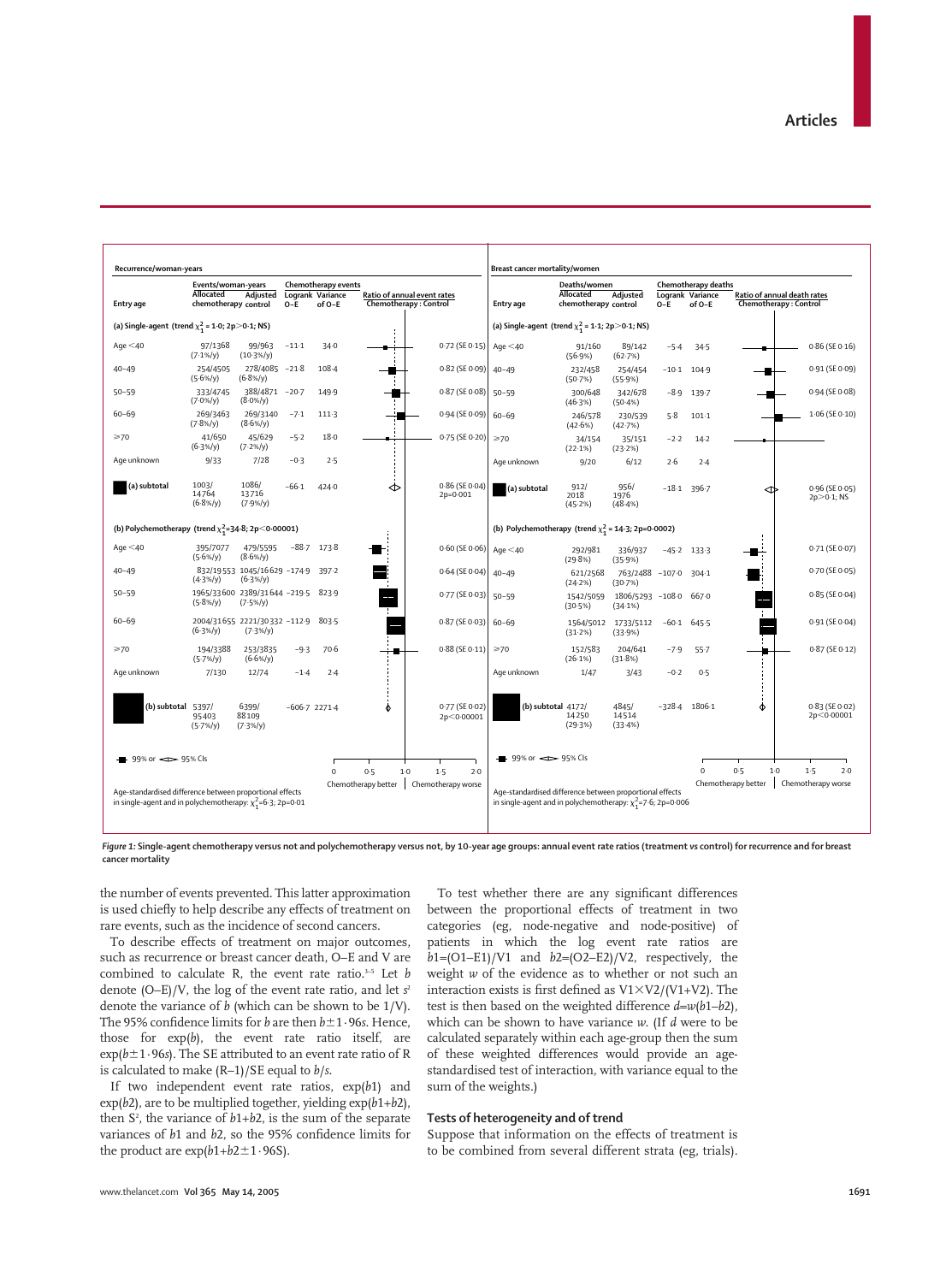**Recurrence/woman-years**

| Entry age | Events/woman-years: Allocated chemotherapy | Events/woman-years: Adjusted control | Chemotherapy events: Logrank O–E | Chemotherapy events: Variance of O–E | Ratio of annual event rates Chemotherapy : Control |
|---|---|---|---|---|---|
| **(a) Single-agent (trend $\chi^2_1$ = 1·0; 2p>0·1; NS)** | | | | | |
| Age <40 | 97/1368 (7·1%/y) | 99/963 (10·3%/y) | –11·1 | 34·0 | 0·72 (SE 0·15) |
| 40–49 | 254/4505 (5·6%/y) | 278/4085 (6·8%/y) | –21·8 | 108·4 | 0·82 (SE 0·09) |
| 50–59 | 333/4745 (7·0%/y) | 388/4871 (8·0%/y) | –20·7 | 149·9 | 0·87 (SE 0·08) |
| 60–69 | 269/3463 (7·8%/y) | 269/3140 (8·6%/y) | –7·1 | 111·3 | 0·94 (SE 0·09) |
| ≥70 | 41/650 (6·3%/y) | 45/629 (7·2%/y) | –5·2 | 18·0 | 0·75 (SE 0·20) |
| Age unknown | 9/33 | 7/28 | –0·3 | 2·5 | |
| **(a) subtotal** | 1003/14764 (6·8%/y) | 1086/13716 (7·9%/y) | –66·1 | 424·0 | 0·86 (SE 0·04) 2p=0·001 |
| **(b) Polychemotherapy (trend $\chi^2_1$=34·8; 2p<0·00001)** | | | | | |
| Age <40 | 395/7077 (5·6%/y) | 479/5595 (8·6%/y) | –88·7 | 173·8 | 0·60 (SE 0·06) |
| 40–49 | 832/19553 (4·3%/y) | 1045/16629 (6·3%/y) | –174·9 | 397·2 | 0·64 (SE 0·04) |
| 50–59 | 1965/33600 (5·8%/y) | 2389/31644 (7·5%/y) | –219·5 | 823·9 | 0·77 (SE 0·03) |
| 60–69 | 2004/31655 (6·3%/y) | 2221/30332 (7·3%/y) | –112·9 | 803·5 | 0·87 (SE 0·03) |
| ≥70 | 194/3388 (5·7%/y) | 253/3835 (6·6%/y) | –9·3 | 70·6 | 0·88 (SE 0·11) |
| Age unknown | 7/130 | 12/74 | –1·4 | 2·4 | |
| **(b) subtotal** | 5397/95403 (5·7%/y) | 6399/88109 (7·3%/y) | –606·7 | 2271·4 | 0·77 (SE 0·02) 2p<0·00001 |

99% or 95% CIs. Chemotherapy better | Chemotherapy worse

Age-standardised difference between proportional effects in single-agent and in polychemotherapy: $\chi^2_1$=6·3; 2p=0·01

**Breast cancer mortality/women**

| Entry age | Deaths/women: Allocated chemotherapy | Deaths/women: Adjusted control | Chemotherapy deaths: Logrank O–E | Chemotherapy deaths: Variance of O–E | Ratio of annual death rates Chemotherapy : Control |
|---|---|---|---|---|---|
| **(a) Single-agent (trend $\chi^2_1$ = 1·1; 2p>0·1; NS)** | | | | | |
| Age <40 | 91/160 (56·9%) | 89/142 (62·7%) | –5·4 | 34·5 | 0·86 (SE 0·16) |
| 40–49 | 232/458 (50·7%) | 254/454 (55·9%) | –10·1 | 104·9 | 0·91 (SE 0·09) |
| 50–59 | 300/648 (46·3%) | 342/678 (50·4%) | –8·9 | 139·7 | 0·94 (SE 0·08) |
| 60–69 | 246/578 (42·6%) | 230/539 (42·7%) | 5·8 | 101·1 | 1·06 (SE 0·10) |
| ≥70 | 34/154 (22·1%) | 35/151 (23·2%) | –2·2 | 14·2 | |
| Age unknown | 9/20 | 6/12 | 2·6 | 2·4 | |
| **(a) subtotal** | 912/2018 (45·2%) | 956/1976 (48·4%) | –18·1 | 396·7 | 0·96 (SE 0·05) 2p>0·1; NS |
| **(b) Polychemotherapy (trend $\chi^2_1$ = 14·3; 2p=0·0002)** | | | | | |
| Age <40 | 292/981 (29·8%) | 336/937 (35·9%) | –45·2 | 133·3 | 0·71 (SE 0·07) |
| 40–49 | 621/2568 (24·2%) | 763/2488 (30·7%) | –107·0 | 304·1 | 0·70 (SE 0·05) |
| 50–59 | 1542/5059 (30·5%) | 1806/5293 (34·1%) | –108·0 | 667·0 | 0·85 (SE 0·04) |
| 60–69 | 1564/5012 (31·2%) | 1733/5112 (33·9%) | –60·1 | 645·5 | 0·91 (SE 0·04) |
| ≥70 | 152/583 (26·1%) | 204/641 (31·8%) | –7·9 | 55·7 | 0·87 (SE 0·12) |
| Age unknown | 1/47 | 3/43 | –0·2 | 0·5 | |
| **(b) subtotal** | 4172/14250 (29·3%) | 4845/14514 (33·4%) | –328·4 | 1806·1 | 0·83 (SE 0·02) 2p<0·00001 |

99% or 95% CIs. Chemotherapy better | Chemotherapy worse

Age-standardised difference between proportional effects in single-agent and in polychemotherapy: $\chi^2_1$=7·6; 2p=0·006

*Figure 1:* **Single-agent chemotherapy versus not and polychemotherapy versus not, by 10-year age groups: annual event rate ratios (treatment *vs* control) for recurrence and for breast cancer mortality**

the number of events prevented. This latter approximation is used chiefly to help describe any effects of treatment on rare events, such as the incidence of second cancers.

To describe effects of treatment on major outcomes, such as recurrence or breast cancer death, O–E and V are combined to calculate R, the event rate ratio.[3–5] Let $b$ denote (O–E)/V, the log of the event rate ratio, and let $s^2$ denote the variance of $b$ (which can be shown to be 1/V). The 95% confidence limits for $b$ are then $b\pm1\cdot96s$. Hence, those for $\exp(b)$, the event rate ratio itself, are $\exp(b\pm1\cdot96s)$. The SE attributed to an event rate ratio of R is calculated to make (R–1)/SE equal to $b/s$.

If two independent event rate ratios, $\exp(b1)$ and $\exp(b2)$, are to be multiplied together, yielding $\exp(b1+b2)$, then $S^2$, the variance of $b1+b2$, is the sum of the separate variances of $b1$ and $b2$, so the 95% confidence limits for the product are $\exp(b1+b2\pm1\cdot96S)$.

To test whether there are any significant differences between the proportional effects of treatment in two categories (eg, node-negative and node-positive) of patients in which the log event rate ratios are $b1=(O1–E1)/V1$ and $b2=(O2–E2)/V2$, respectively, the weight $w$ of the evidence as to whether or not such an interaction exists is first defined as $V1\times V2/(V1+V2)$. The test is then based on the weighted difference $d=w(b1–b2)$, which can be shown to have variance $w$. (If $d$ were to be calculated separately within each age-group then the sum of these weighted differences would provide an age-standardised test of interaction, with variance equal to the sum of the weights.)

### Tests of heterogeneity and of trend

Suppose that information on the effects of treatment is to be combined from several different strata (eg, trials).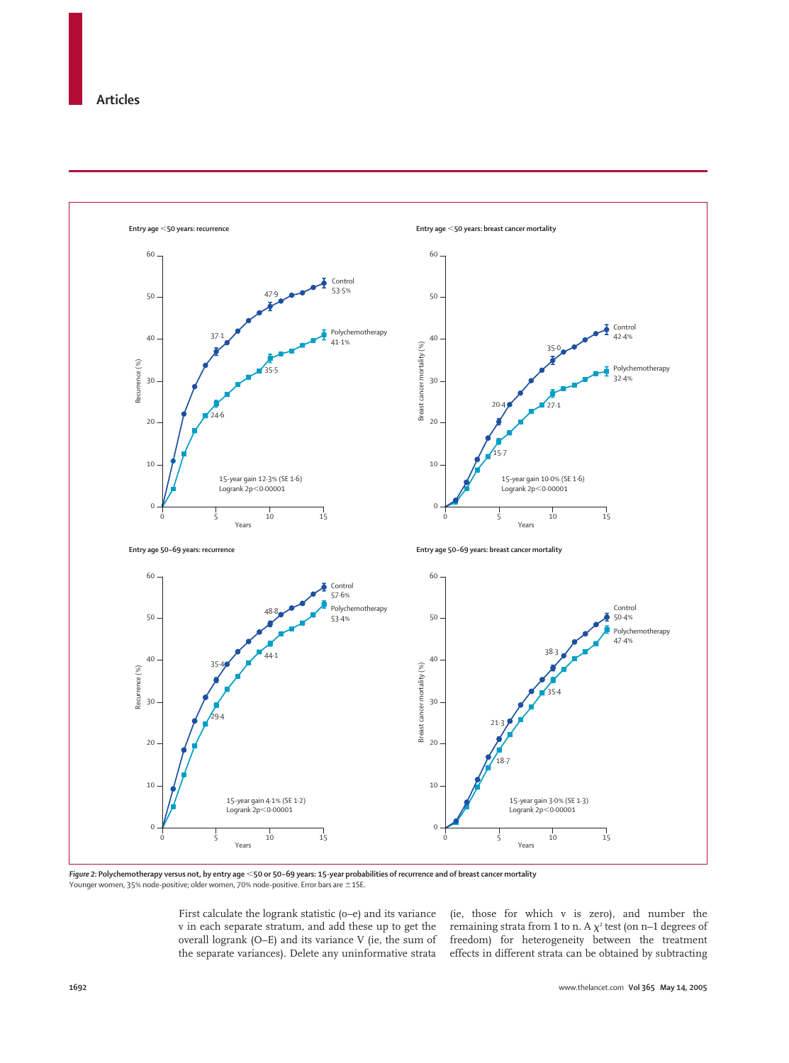Figure 2: Polychemotherapy versus not, by entry age <50 or 50–69 years: 15-year probabilities of recurrence and of breast cancer mortality

Younger women, 35% node-positive; older women, 70% node-positive. Error bars are ±1SE.

First calculate the logrank statistic (o–e) and its variance v in each separate stratum, and add these up to get the overall logrank (O–E) and its variance V (ie, the sum of the separate variances). Delete any uninformative strata (ie, those for which v is zero), and number the remaining strata from 1 to n. A $\chi^2$ test (on n–1 degrees of freedom) for heterogeneity between the treatment effects in different strata can be obtained by subtracting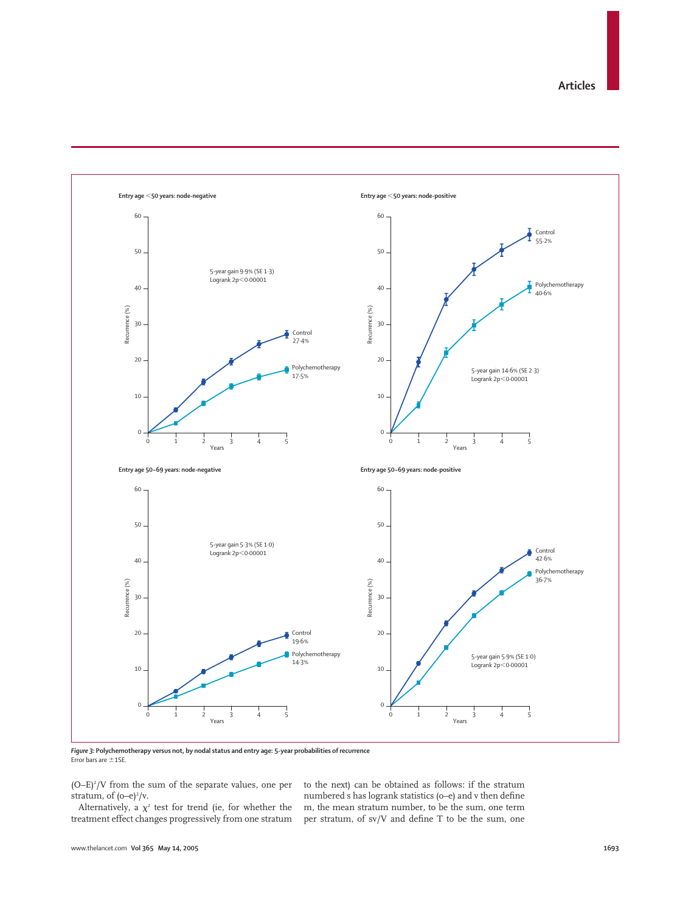Entry age <50 years: node-negative

5-year gain 9·9% (SE 1·3)
Logrank 2p<0·00001

Control 27·4%

Polychemotherapy 17·5%

Entry age <50 years: node-positive

Control 55·2%

Polychemotherapy 40·6%

5-year gain 14·6% (SE 2·3)
Logrank 2p<0·00001

Entry age 50–69 years: node-negative

5-year gain 5·3% (SE 1·0)
Logrank 2p<0·00001

Control 19·6%

Polychemotherapy 14·3%

Entry age 50–69 years: node-positive

Control 42·6%

Polychemotherapy 36·7%

5-year gain 5·9% (SE 1·0)
Logrank 2p<0·00001

***Figure 3:* Polychemotherapy versus not, by nodal status and entry age: 5-year probabilities of recurrence**
Error bars are ±1SE.

$(O–E)^2/V$ from the sum of the separate values, one per stratum, of $(o–e)^2/v$.

Alternatively, a $\chi^2$ test for trend (ie, for whether the treatment effect changes progressively from one stratum to the next) can be obtained as follows: if the stratum numbered s has logrank statistics (o–e) and v then define m, the mean stratum number, to be the sum, one term per stratum, of sv/V and define T to be the sum, one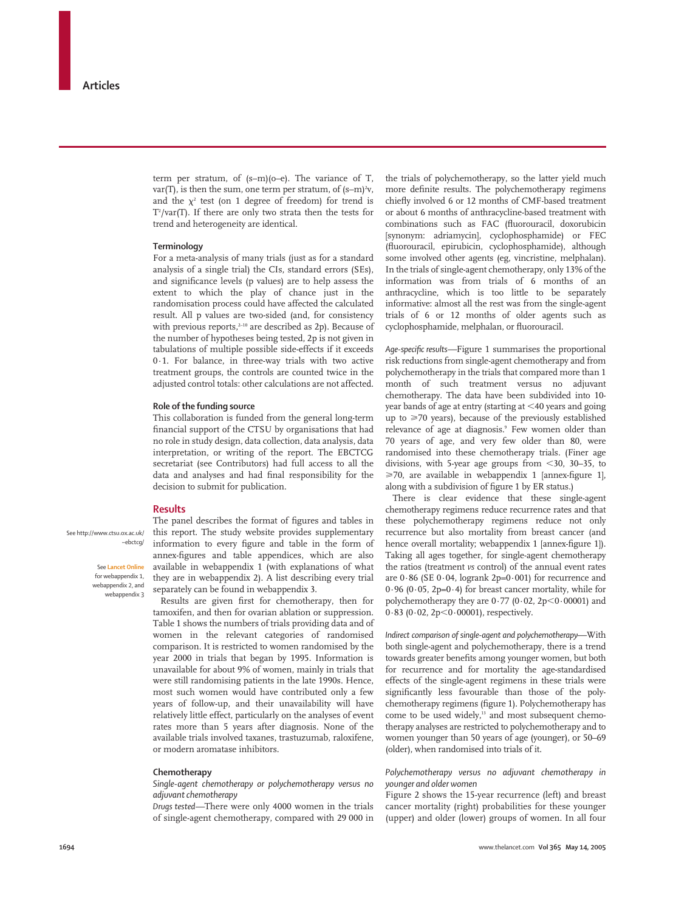term per stratum, of (s–m)(o–e). The variance of T, var(T), is then the sum, one term per stratum, of $(s–m)^2v$, and the $\chi^2$ test (on 1 degree of freedom) for trend is $T^2$/var(T). If there are only two strata then the tests for trend and heterogeneity are identical.

### Terminology

For a meta-analysis of many trials (just as for a standard analysis of a single trial) the CIs, standard errors (SEs), and significance levels (p values) are to help assess the extent to which the play of chance just in the randomisation process could have affected the calculated result. All p values are two-sided (and, for consistency with previous reports,[2–10] are described as 2p). Because of the number of hypotheses being tested, 2p is not given in tabulations of multiple possible side-effects if it exceeds 0·1. For balance, in three-way trials with two active treatment groups, the controls are counted twice in the adjusted control totals: other calculations are not affected.

### Role of the funding source

This collaboration is funded from the general long-term financial support of the CTSU by organisations that had no role in study design, data collection, data analysis, data interpretation, or writing of the report. The EBCTCG secretariat (see Contributors) had full access to all the data and analyses and had final responsibility for the decision to submit for publication.

## Results

See http://www.ctsu.ox.ac.uk/~ebctcg/

See Lancet Online for webappendix 1, webappendix 2, and webappendix 3

The panel describes the format of figures and tables in this report. The study website provides supplementary information to every figure and table in the form of annex-figures and table appendices, which are also available in webappendix 1 (with explanations of what they are in webappendix 2). A list describing every trial separately can be found in webappendix 3.

Results are given first for chemotherapy, then for tamoxifen, and then for ovarian ablation or suppression. Table 1 shows the numbers of trials providing data and of women in the relevant categories of randomised comparison. It is restricted to women randomised by the year 2000 in trials that began by 1995. Information is unavailable for about 9% of women, mainly in trials that were still randomising patients in the late 1990s. Hence, most such women would have contributed only a few years of follow-up, and their unavailability will have relatively little effect, particularly on the analyses of event rates more than 5 years after diagnosis. None of the available trials involved taxanes, trastuzumab, raloxifene, or modern aromatase inhibitors.

### Chemotherapy

*Single-agent chemotherapy or polychemotherapy versus no adjuvant chemotherapy*

*Drugs tested*—There were only 4000 women in the trials of single-agent chemotherapy, compared with 29 000 in the trials of polychemotherapy, so the latter yield much more definite results. The polychemotherapy regimens chiefly involved 6 or 12 months of CMF-based treatment or about 6 months of anthracycline-based treatment with combinations such as FAC (fluorouracil, doxorubicin [synonym: adriamycin], cyclophosphamide) or FEC (fluorouracil, epirubicin, cyclophosphamide), although some involved other agents (eg, vincristine, melphalan). In the trials of single-agent chemotherapy, only 13% of the information was from trials of 6 months of an anthracycline, which is too little to be separately informative: almost all the rest was from the single-agent trials of 6 or 12 months of older agents such as cyclophosphamide, melphalan, or fluorouracil.

*Age-specific results*—Figure 1 summarises the proportional risk reductions from single-agent chemotherapy and from polychemotherapy in the trials that compared more than 1 month of such treatment versus no adjuvant chemotherapy. The data have been subdivided into 10-year bands of age at entry (starting at <40 years and going up to ≥70 years), because of the previously established relevance of age at diagnosis.[9] Few women older than 70 years of age, and very few older than 80, were randomised into these chemotherapy trials. (Finer age divisions, with 5-year age groups from <30, 30–35, to ≥70, are available in webappendix 1 [annex-figure 1], along with a subdivision of figure 1 by ER status.)

There is clear evidence that these single-agent chemotherapy regimens reduce recurrence rates and that these polychemotherapy regimens reduce not only recurrence but also mortality from breast cancer (and hence overall mortality; webappendix 1 [annex-figure 1]). Taking all ages together, for single-agent chemotherapy the ratios (treatment *vs* control) of the annual event rates are 0·86 (SE 0·04, logrank 2p=0·001) for recurrence and 0·96 (0·05, 2p=0·4) for breast cancer mortality, while for polychemotherapy they are 0·77 (0·02, 2p<0·00001) and 0·83 (0·02, 2p<0·00001), respectively.

*Indirect comparison of single-agent and polychemotherapy*—With both single-agent and polychemotherapy, there is a trend towards greater benefits among younger women, but both for recurrence and for mortality the age-standardised effects of the single-agent regimens in these trials were significantly less favourable than those of the polychemotherapy regimens (figure 1). Polychemotherapy has come to be used widely,[13] and most subsequent chemotherapy analyses are restricted to polychemotherapy and to women younger than 50 years of age (younger), or 50–69 (older), when randomised into trials of it.

*Polychemotherapy versus no adjuvant chemotherapy in younger and older women*

Figure 2 shows the 15-year recurrence (left) and breast cancer mortality (right) probabilities for these younger (upper) and older (lower) groups of women. In all four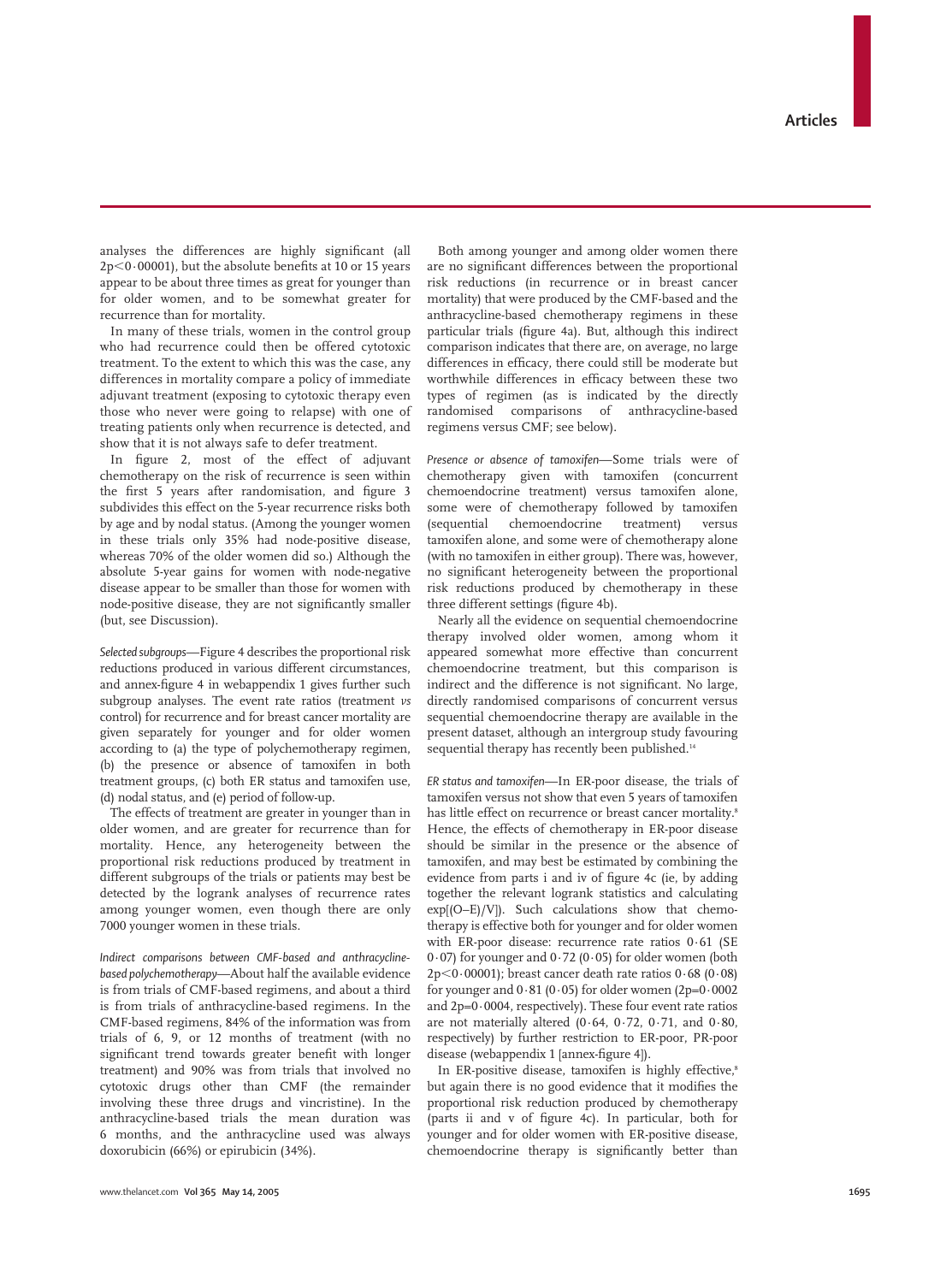analyses the differences are highly significant (all $2p<0 \cdot 00001$), but the absolute benefits at 10 or 15 years appear to be about three times as great for younger than for older women, and to be somewhat greater for recurrence than for mortality.

In many of these trials, women in the control group who had recurrence could then be offered cytotoxic treatment. To the extent to which this was the case, any differences in mortality compare a policy of immediate adjuvant treatment (exposing to cytotoxic therapy even those who never were going to relapse) with one of treating patients only when recurrence is detected, and show that it is not always safe to defer treatment.

In figure 2, most of the effect of adjuvant chemotherapy on the risk of recurrence is seen within the first 5 years after randomisation, and figure 3 subdivides this effect on the 5-year recurrence risks both by age and by nodal status. (Among the younger women in these trials only 35% had node-positive disease, whereas 70% of the older women did so.) Although the absolute 5-year gains for women with node-negative disease appear to be smaller than those for women with node-positive disease, they are not significantly smaller (but, see Discussion).

*Selected subgroups*—Figure 4 describes the proportional risk reductions produced in various different circumstances, and annex-figure 4 in webappendix 1 gives further such subgroup analyses. The event rate ratios (treatment *vs* control) for recurrence and for breast cancer mortality are given separately for younger and for older women according to (a) the type of polychemotherapy regimen, (b) the presence or absence of tamoxifen in both treatment groups, (c) both ER status and tamoxifen use, (d) nodal status, and (e) period of follow-up.

The effects of treatment are greater in younger than in older women, and are greater for recurrence than for mortality. Hence, any heterogeneity between the proportional risk reductions produced by treatment in different subgroups of the trials or patients may best be detected by the logrank analyses of recurrence rates among younger women, even though there are only 7000 younger women in these trials.

*Indirect comparisons between CMF-based and anthracycline-based polychemotherapy*—About half the available evidence is from trials of CMF-based regimens, and about a third is from trials of anthracycline-based regimens. In the CMF-based regimens, 84% of the information was from trials of 6, 9, or 12 months of treatment (with no significant trend towards greater benefit with longer treatment) and 90% was from trials that involved no cytotoxic drugs other than CMF (the remainder involving these three drugs and vincristine). In the anthracycline-based trials the mean duration was 6 months, and the anthracycline used was always doxorubicin (66%) or epirubicin (34%).

Both among younger and among older women there are no significant differences between the proportional risk reductions (in recurrence or in breast cancer mortality) that were produced by the CMF-based and the anthracycline-based chemotherapy regimens in these particular trials (figure 4a). But, although this indirect comparison indicates that there are, on average, no large differences in efficacy, there could still be moderate but worthwhile differences in efficacy between these two types of regimen (as is indicated by the directly randomised comparisons of anthracycline-based regimens versus CMF; see below).

*Presence or absence of tamoxifen*—Some trials were of chemotherapy given with tamoxifen (concurrent chemoendocrine treatment) versus tamoxifen alone, some were of chemotherapy followed by tamoxifen (sequential chemoendocrine treatment) versus tamoxifen alone, and some were of chemotherapy alone (with no tamoxifen in either group). There was, however, no significant heterogeneity between the proportional risk reductions produced by chemotherapy in these three different settings (figure 4b).

Nearly all the evidence on sequential chemoendocrine therapy involved older women, among whom it appeared somewhat more effective than concurrent chemoendocrine treatment, but this comparison is indirect and the difference is not significant. No large, directly randomised comparisons of concurrent versus sequential chemoendocrine therapy are available in the present dataset, although an intergroup study favouring sequential therapy has recently been published.[14]

*ER status and tamoxifen*—In ER-poor disease, the trials of tamoxifen versus not show that even 5 years of tamoxifen has little effect on recurrence or breast cancer mortality.[8] Hence, the effects of chemotherapy in ER-poor disease should be similar in the presence or the absence of tamoxifen, and may best be estimated by combining the evidence from parts i and iv of figure 4c (ie, by adding together the relevant logrank statistics and calculating $\exp[(O\text{–}E)/V]$). Such calculations show that chemotherapy is effective both for younger and for older women with ER-poor disease: recurrence rate ratios 0·61 (SE 0·07) for younger and 0·72 (0·05) for older women (both $2p<0 \cdot 00001$); breast cancer death rate ratios 0·68 (0·08) for younger and 0·81 (0·05) for older women ($2p=0 \cdot 0002$ and $2p=0 \cdot 0004$, respectively). These four event rate ratios are not materially altered (0·64, 0·72, 0·71, and 0·80, respectively) by further restriction to ER-poor, PR-poor disease (webappendix 1 [annex-figure 4]).

In ER-positive disease, tamoxifen is highly effective,[8] but again there is no good evidence that it modifies the proportional risk reduction produced by chemotherapy (parts ii and v of figure 4c). In particular, both for younger and for older women with ER-positive disease, chemoendocrine therapy is significantly better than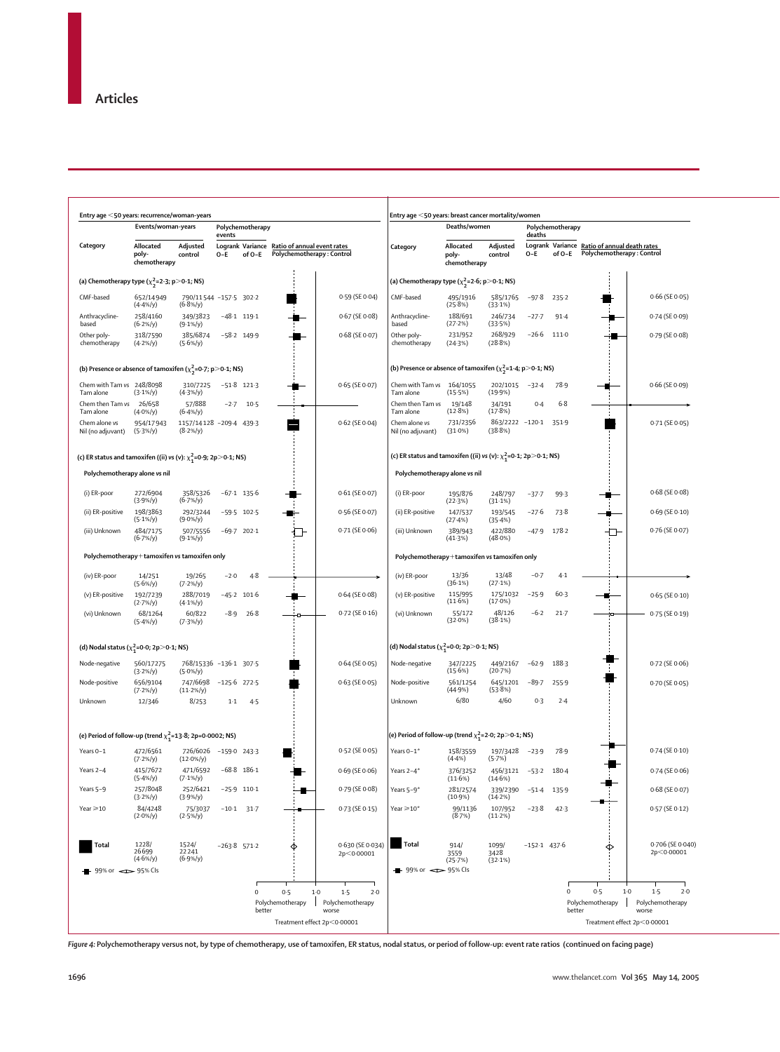**Entry age <50 years: recurrence/woman-years**

| Category | Events/woman-years: Allocated poly-chemotherapy | Events/woman-years: Adjusted control | Polychemotherapy events: Logrank O–E | Polychemotherapy events: Variance of O–E | Ratio of annual event rates Polychemotherapy : Control |
|---|---|---|---|---|---|
| **(a) Chemotherapy type ($\chi^2_2$=2·3; p>0·1; NS)** | | | | | |
| CMF-based | 652/14949 (4·4%/y) | 790/11544 (6·8%/y) | −157·5 | 302·2 | 0·59 (SE 0·04) |
| Anthracycline-based | 258/4160 (6·2%/y) | 349/3823 (9·1%/y) | −48·1 | 119·1 | 0·67 (SE 0·08) |
| Other poly-chemotherapy | 318/7590 (4·2%/y) | 385/6874 (5·6%/y) | −58·2 | 149·9 | 0·68 (SE 0·07) |
| **(b) Presence or absence of tamoxifen ($\chi^2_2$=0·7; p>0·1; NS)** | | | | | |
| Chem with Tam vs Tam alone | 248/8098 (3·1%/y) | 310/7225 (4·3%/y) | −51·8 | 121·3 | 0·65 (SE 0·07) |
| Chem then Tam vs Tam alone | 26/658 (4·0%/y) | 57/888 (6·4%/y) | −2·7 | 10·5 | |
| Chem alone vs Nil (no adjuvant) | 954/17943 (5·3%/y) | 1157/14128 (8·2%/y) | −209·4 | 439·3 | 0·62 (SE 0·04) |
| **(c) ER status and tamoxifen ((ii) vs (v): $\chi^2_1$=0·9; 2p>0·1; NS)** | | | | | |
| *Polychemotherapy alone vs nil* | | | | | |
| (i) ER-poor | 272/6904 (3·9%/y) | 358/5326 (6·7%/y) | −67·1 | 135·6 | 0·61 (SE 0·07) |
| (ii) ER-positive | 198/3863 (5·1%/y) | 292/3244 (9·0%/y) | −59·5 | 102·5 | 0·56 (SE 0·07) |
| (iii) Unknown | 484/7175 (6·7%/y) | 507/5556 (9·1%/y) | −69·7 | 202·1 | 0·71 (SE 0·06) |
| *Polychemotherapy+tamoxifen vs tamoxifen only* | | | | | |
| (iv) ER-poor | 14/251 (5·6%/y) | 19/265 (7·2%/y) | −2·0 | 4·8 | |
| (v) ER-positive | 192/7239 (2·7%/y) | 288/7019 (4·1%/y) | −45·2 | 101·6 | 0·64 (SE 0·08) |
| (vi) Unknown | 68/1264 (5·4%/y) | 60/822 (7·3%/y) | −8·9 | 26·8 | 0·72 (SE 0·16) |
| **(d) Nodal status ($\chi^2_1$=0·0; 2p>0·1; NS)** | | | | | |
| Node-negative | 560/17275 (3·2%/y) | 768/15336 (5·0%/y) | −136·1 | 307·5 | 0·64 (SE 0·05) |
| Node-positive | 656/9104 (7·2%/y) | 747/6698 (11·2%/y) | −125·6 | 272·5 | 0·63 (SE 0·05) |
| Unknown | 12/346 | 8/253 | 1·1 | 4·5 | |
| **(e) Period of follow-up (trend $\chi^2_1$=13·8; 2p=0·0002; NS)** | | | | | |
| Years 0–1 | 472/6561 (7·2%/y) | 726/6026 (12·0%/y) | −159·0 | 243·3 | 0·52 (SE 0·05) |
| Years 2–4 | 415/7672 (5·4%/y) | 471/6592 (7·1%/y) | −68·8 | 186·1 | 0·69 (SE 0·06) |
| Years 5–9 | 257/8048 (3·2%/y) | 252/6421 (3·9%/y) | −25·9 | 110·1 | 0·79 (SE 0·08) |
| Year ≥10 | 84/4248 (2·0%/y) | 75/3037 (2·5%/y) | −10·1 | 31·7 | 0·73 (SE 0·15) |
| **Total** | 1228/26699 (4·6%/y) | 1524/22241 (6·9%/y) | −263·8 | 571·2 | 0·630 (SE 0·034) 2p<0·00001 |

99% or ◇ 95% CIs. Scale 0–2·0: Polychemotherapy better | Polychemotherapy worse. Treatment effect 2p<0·00001

**Entry age <50 years: breast cancer mortality/women**

| Category | Deaths/women: Allocated poly-chemotherapy | Deaths/women: Adjusted control | Polychemotherapy deaths: Logrank O–E | Polychemotherapy deaths: Variance of O–E | Ratio of annual death rates Polychemotherapy : Control |
|---|---|---|---|---|---|
| **(a) Chemotherapy type ($\chi^2_2$=2·6; p>0·1; NS)** | | | | | |
| CMF-based | 495/1916 (25·8%) | 585/1765 (33·1%) | −97·8 | 235·2 | 0·66 (SE 0·05) |
| Anthracycline-based | 188/691 (27·2%) | 246/734 (33·5%) | −27·7 | 91·4 | 0·74 (SE 0·09) |
| Other poly-chemotherapy | 231/952 (24·3%) | 268/929 (28·8%) | −26·6 | 111·0 | 0·79 (SE 0·08) |
| **(b) Presence or absence of tamoxifen ($\chi^2_2$=1·4; p>0·1; NS)** | | | | | |
| Chem with Tam vs Tam alone | 164/1055 (15·5%) | 202/1015 (19·9%) | −32·4 | 78·9 | 0·66 (SE 0·09) |
| Chem then Tam vs Tam alone | 19/148 (12·8%) | 34/191 (17·8%) | 0·4 | 6·8 | |
| Chem alone vs Nil (no adjuvant) | 731/2356 (31·0%) | 863/2222 (38·8%) | −120·1 | 351·9 | 0·71 (SE 0·05) |
| **(c) ER status and tamoxifen ((ii) vs (v): $\chi^2_1$=0·1; 2p>0·1; NS)** | | | | | |
| *Polychemotherapy alone vs nil* | | | | | |
| (i) ER-poor | 195/876 (22·3%) | 248/797 (31·1%) | −37·7 | 99·3 | 0·68 (SE 0·08) |
| (ii) ER-positive | 147/537 (27·4%) | 193/545 (35·4%) | −27·6 | 73·8 | 0·69 (SE 0·10) |
| (iii) Unknown | 389/943 (41·3%) | 422/880 (48·0%) | −47·9 | 178·2 | 0·76 (SE 0·07) |
| *Polychemotherapy+tamoxifen vs tamoxifen only* | | | | | |
| (iv) ER-poor | 13/36 (36·1%) | 13/48 (27·1%) | −0·7 | 4·1 | |
| (v) ER-positive | 115/995 (11·6%) | 175/1032 (17·0%) | −25·9 | 60·3 | 0·65 (SE 0·10) |
| (vi) Unknown | 55/172 (32·0%) | 48/126 (38·1%) | −6·2 | 21·7 | 0·75 (SE 0·19) |
| **(d) Nodal status ($\chi^2_1$=0·0; 2p>0·1; NS)** | | | | | |
| Node-negative | 347/2225 (15·6%) | 449/2167 (20·7%) | −62·9 | 188·3 | 0·72 (SE 0·06) |
| Node-positive | 561/1254 (44·9%) | 645/1201 (53·8%) | −89·7 | 255·9 | 0·70 (SE 0·05) |
| Unknown | 6/80 | 4/60 | 0·3 | 2·4 | |
| **(e) Period of follow-up (trend $\chi^2_1$=2·0; 2p>0·1; NS)** | | | | | |
| Years 0–1* | 158/3559 (4·4%) | 197/3428 (5·7%) | −23·9 | 78·9 | 0·74 (SE 0·10) |
| Years 2–4* | 376/3252 (11·6%) | 456/3121 (14·6%) | −53·2 | 180·4 | 0·74 (SE 0·06) |
| Years 5–9* | 281/2574 (10·9%) | 339/2390 (14·2%) | −51·4 | 135·9 | 0·68 (SE 0·07) |
| Year ≥10* | 99/1136 (8·7%) | 107/952 (11·2%) | −23·8 | 42·3 | 0·57 (SE 0·12) |
| **Total** | 914/3559 (25·7%) | 1099/3428 (32·1%) | −152·1 | 437·6 | 0·706 (SE 0·040) 2p<0·00001 |

99% or ◇ 95% CIs. Scale 0–2·0: Polychemotherapy better | Polychemotherapy worse. Treatment effect 2p<0·00001

*Figure 4:* **Polychemotherapy versus not, by type of chemotherapy, use of tamoxifen, ER status, nodal status, or period of follow-up: event rate ratios (continued on facing page)**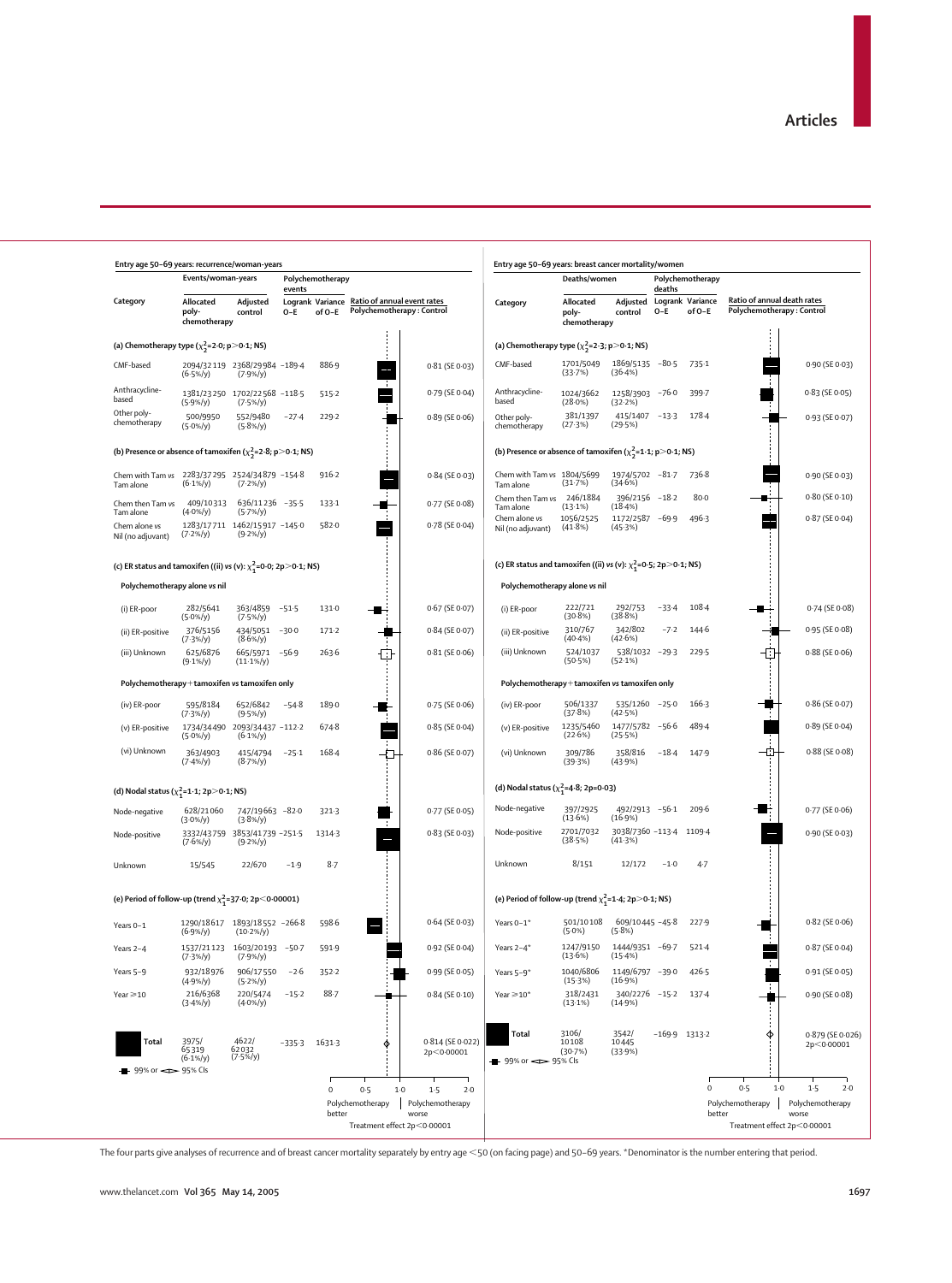## Entry age 50–69 years: recurrence/woman-years

| Category | Events/woman-years: Allocated poly-chemotherapy | Events/woman-years: Adjusted control | Polychemotherapy events: Logrank O–E | Polychemotherapy events: Variance of O–E | Ratio of annual event rates Polychemotherapy : Control |
|---|---|---|---|---|---|
| **(a) Chemotherapy type ($\chi^2_2$=2·0; p>0·1; NS)** | | | | | |
| CMF-based | 2094/32 119 (6·5%/y) | 2368/29 984 (7·9%/y) | –189·4 | 886·9 | 0·81 (SE 0·03) |
| Anthracycline-based | 1381/23 250 (5·9%/y) | 1702/22 568 (7·5%/y) | –118·5 | 515·2 | 0·79 (SE 0·04) |
| Other poly-chemotherapy | 500/9950 (5·0%/y) | 552/9480 (5·8%/y) | –27·4 | 229·2 | 0·89 (SE 0·06) |
| **(b) Presence or absence of tamoxifen ($\chi^2_2$=2·8; p>0·1; NS)** | | | | | |
| Chem with Tam vs Tam alone | 2283/37 295 (6·1%/y) | 2524/34 879 (7·2%/y) | –154·8 | 916·2 | 0·84 (SE 0·03) |
| Chem then Tam vs Tam alone | 409/10 313 (4·0%/y) | 636/11 236 (5·7%/y) | –35·5 | 133·1 | 0·77 (SE 0·08) |
| Chem alone vs Nil (no adjuvant) | 1283/17 711 (7·2%/y) | 1462/15 917 (9·2%/y) | –145·0 | 582·0 | 0·78 (SE 0·04) |
| **(c) ER status and tamoxifen ((ii) vs (v): $\chi^2_1$=0·0; 2p>0·1; NS)** | | | | | |
| *Polychemotherapy alone vs nil* | | | | | |
| (i) ER-poor | 282/5641 (5·0%/y) | 363/4859 (7·5%/y) | –51·5 | 131·0 | 0·67 (SE 0·07) |
| (ii) ER-positive | 376/5156 (7·3%/y) | 434/5051 (8·6%/y) | –30·0 | 171·2 | 0·84 (SE 0·07) |
| (iii) Unknown | 625/6876 (9·1%/y) | 665/5971 (11·1%/y) | –56·9 | 263·6 | 0·81 (SE 0·06) |
| *Polychemotherapy+tamoxifen vs tamoxifen only* | | | | | |
| (iv) ER-poor | 595/8184 (7·3%/y) | 652/6842 (9·5%/y) | –54·8 | 189·0 | 0·75 (SE 0·06) |
| (v) ER-positive | 1734/34 490 (5·0%/y) | 2093/34 437 (6·1%/y) | –112·2 | 674·8 | 0·85 (SE 0·04) |
| (vi) Unknown | 363/4903 (7·4%/y) | 415/4794 (8·7%/y) | –25·1 | 168·4 | 0·86 (SE 0·07) |
| **(d) Nodal status ($\chi^2_1$=1·1; 2p>0·1; NS)** | | | | | |
| Node-negative | 628/21 060 (3·0%/y) | 747/19 663 (3·8%/y) | –82·0 | 321·3 | 0·77 (SE 0·05) |
| Node-positive | 3332/43 759 (7·6%/y) | 3853/41 739 (9·2%/y) | –251·5 | 1314·3 | 0·83 (SE 0·03) |
| Unknown | 15/545 | 22/670 | –1·9 | 8·7 | |
| **(e) Period of follow-up (trend $\chi^2_1$=37·0; 2p<0·00001)** | | | | | |
| Years 0–1 | 1290/18 617 (6·9%/y) | 1893/18 552 (10·2%/y) | –266·8 | 598·6 | 0·64 (SE 0·03) |
| Years 2–4 | 1537/21 123 (7·3%/y) | 1603/20 193 (7·9%/y) | –50·7 | 591·9 | 0·92 (SE 0·04) |
| Years 5–9 | 932/18 976 (4·9%/y) | 906/17 550 (5·2%/y) | –2·6 | 352·2 | 0·99 (SE 0·05) |
| Year ≥10 | 216/6368 (3·4%/y) | 220/5474 (4·0%/y) | –15·2 | 88·7 | 0·84 (SE 0·10) |
| **Total** | 3975/65 319 (6·1%/y) | 4622/62 032 (7·5%/y) | –335·3 | 1631·3 | 0·814 (SE 0·022) 2p<0·00001 |

99% or 95% CIs

Polychemotherapy better | Polychemotherapy worse

Treatment effect 2p<0·00001

## Entry age 50–69 years: breast cancer mortality/women

| Category | Deaths/women: Allocated poly-chemotherapy | Deaths/women: Adjusted control | Polychemotherapy deaths: Logrank O–E | Polychemotherapy deaths: Variance of O–E | Ratio of annual death rates Polychemotherapy : Control |
|---|---|---|---|---|---|
| **(a) Chemotherapy type ($\chi^2_2$=2·3; p>0·1; NS)** | | | | | |
| CMF-based | 1701/5049 (33·7%) | 1869/5135 (36·4%) | –80·5 | 735·1 | 0·90 (SE 0·03) |
| Anthracycline-based | 1024/3662 (28·0%) | 1258/3903 (32·2%) | –76·0 | 399·7 | 0·83 (SE 0·05) |
| Other poly-chemotherapy | 381/1397 (27·3%) | 415/1407 (29·5%) | –13·3 | 178·4 | 0·93 (SE 0·07) |
| **(b) Presence or absence of tamoxifen ($\chi^2_2$=1·1; p>0·1; NS)** | | | | | |
| Chem with Tam vs Tam alone | 1804/5699 (31·7%) | 1974/5702 (34·6%) | –81·7 | 736·8 | 0·90 (SE 0·03) |
| Chem then Tam vs Tam alone | 246/1884 (13·1%) | 396/2156 (18·4%) | –18·2 | 80·0 | 0·80 (SE 0·10) |
| Chem alone vs Nil (no adjuvant) | 1056/2525 (41·8%) | 1172/2587 (45·3%) | –69·9 | 496·3 | 0·87 (SE 0·04) |
| **(c) ER status and tamoxifen ((ii) vs (v): $\chi^2_1$=0·5; 2p>0·1; NS)** | | | | | |
| *Polychemotherapy alone vs nil* | | | | | |
| (i) ER-poor | 222/721 (30·8%) | 292/753 (38·8%) | –33·4 | 108·4 | 0·74 (SE 0·08) |
| (ii) ER-positive | 310/767 (40·4%) | 342/802 (42·6%) | –7·2 | 144·6 | 0·95 (SE 0·08) |
| (iii) Unknown | 524/1037 (50·5%) | 538/1032 (52·1%) | –29·3 | 229·5 | 0·88 (SE 0·06) |
| *Polychemotherapy+tamoxifen vs tamoxifen only* | | | | | |
| (iv) ER-poor | 506/1337 (37·8%) | 535/1260 (42·5%) | –25·0 | 166·3 | 0·86 (SE 0·07) |
| (v) ER-positive | 1235/5460 (22·6%) | 1477/5782 (25·5%) | –56·6 | 489·4 | 0·89 (SE 0·04) |
| (vi) Unknown | 309/786 (39·3%) | 358/816 (43·9%) | –18·4 | 147·9 | 0·88 (SE 0·08) |
| **(d) Nodal status ($\chi^2_1$=4·8; 2p=0·03)** | | | | | |
| Node-negative | 397/2925 (13·6%) | 492/2913 (16·9%) | –56·1 | 209·6 | 0·77 (SE 0·06) |
| Node-positive | 2701/7032 (38·5%) | 3038/7360 (41·3%) | –113·4 | 1109·4 | 0·90 (SE 0·03) |
| Unknown | 8/151 | 12/172 | –1·0 | 4·7 | |
| **(e) Period of follow-up (trend $\chi^2_1$=1·4; 2p>0·1; NS)** | | | | | |
| Years 0–1* | 501/10 108 (5·0%) | 609/10 445 (5·8%) | –45·8 | 227·9 | 0·82 (SE 0·06) |
| Years 2–4* | 1247/9150 (13·6%) | 1444/9351 (15·4%) | –69·7 | 521·4 | 0·87 (SE 0·04) |
| Years 5–9* | 1040/6806 (15·3%) | 1149/6797 (16·9%) | –39·0 | 426·5 | 0·91 (SE 0·05) |
| Year ≥10* | 318/2431 (13·1%) | 340/2276 (14·9%) | –15·2 | 137·4 | 0·90 (SE 0·08) |
| **Total** | 3106/10 108 (30·7%) | 3542/10 445 (33·9%) | –169·9 | 1313·2 | 0·879 (SE 0·026) 2p<0·00001 |

99% or 95% CIs

Polychemotherapy better | Polychemotherapy worse

Treatment effect 2p<0·00001

The four parts give analyses of recurrence and of breast cancer mortality separately by entry age <50 (on facing page) and 50–69 years. *Denominator is the number entering that period.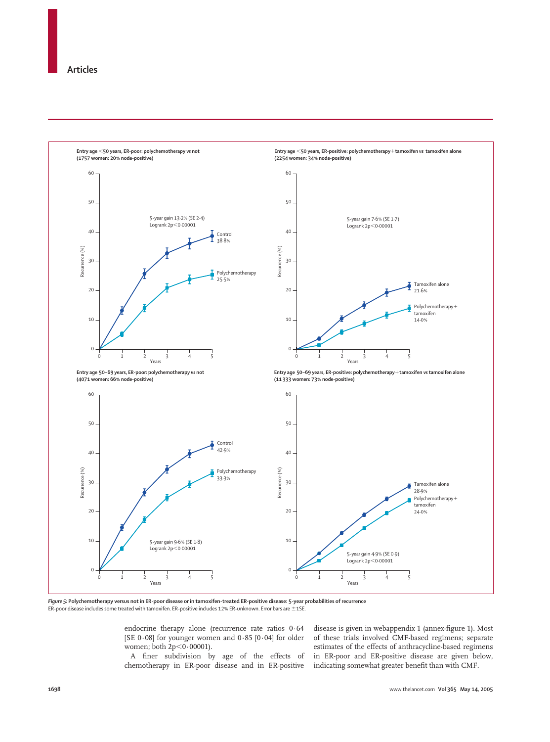Entry age <50 years, ER-poor: polychemotherapy *vs* not (1757 women: 20% node-positive)

5-year gain 13·2% (SE 2·4) Logrank 2p<0·00001

Control 38·8%

Polychemotherapy 25·5%

Entry age <50 years, ER-positive: polychemotherapy+tamoxifen *vs* tamoxifen alone (2254 women: 34% node-positive)

5-year gain 7·6% (SE 1·7) Logrank 2p<0·00001

Tamoxifen alone 21·6%

Polychemotherapy+tamoxifen 14·0%

Entry age 50–69 years, ER-poor: polychemotherapy *vs* not (4071 women: 66% node-positive)

Control 42·9%

Polychemotherapy 33·3%

5-year gain 9·6% (SE 1·8) Logrank 2p<0·00001

Entry age 50–69 years, ER-positive: polychemotherapy+tamoxifen *vs* tamoxifen alone (11 333 women: 73% node-positive)

Tamoxifen alone 28·9%

Polychemotherapy+tamoxifen 24·0%

5-year gain 4·9% (SE 0·9) Logrank 2p<0·00001

***Figure 5:*** **Polychemotherapy versus not in ER-poor disease or in tamoxifen-treated ER-positive disease: 5-year probabilities of recurrence**
ER-poor disease includes some treated with tamoxifen. ER-positive includes 12% ER-unknown. Error bars are ±1SE.

endocrine therapy alone (recurrence rate ratios 0·64 [SE 0·08] for younger women and 0·85 [0·04] for older women; both 2p<0·00001).

A finer subdivision by age of the effects of chemotherapy in ER-poor disease and in ER-positive disease is given in webappendix 1 (annex-figure 1). Most of these trials involved CMF-based regimens; separate estimates of the effects of anthracycline-based regimens in ER-poor and ER-positive disease are given below, indicating somewhat greater benefit than with CMF.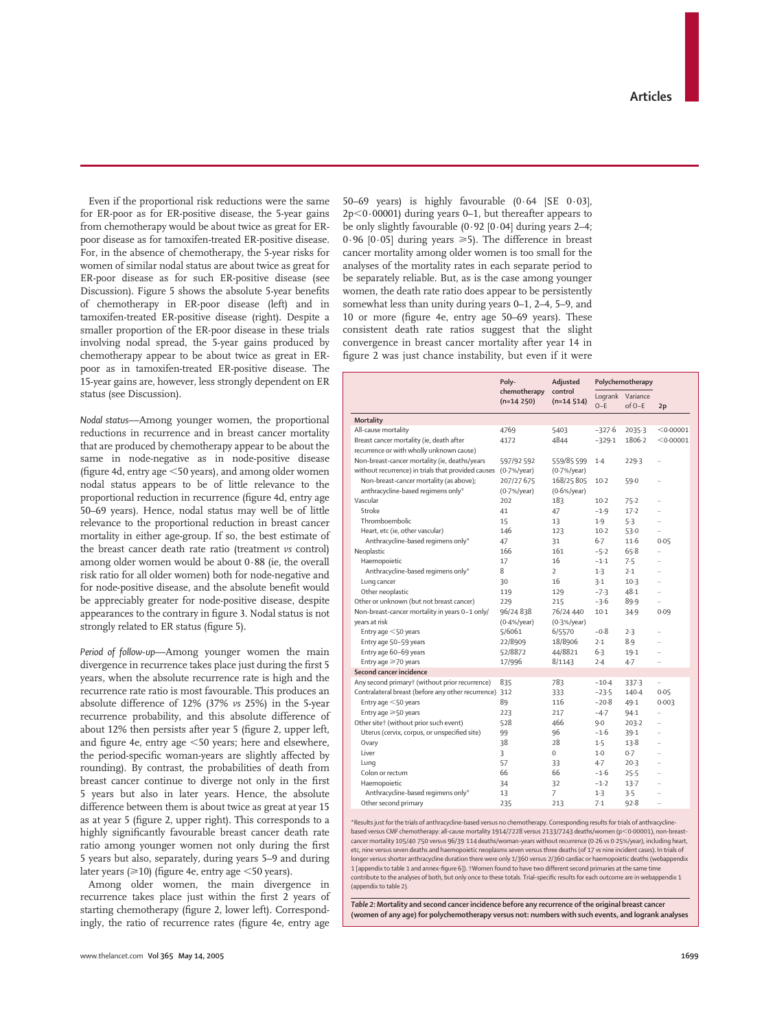Even if the proportional risk reductions were the same for ER-poor as for ER-positive disease, the 5-year gains from chemotherapy would be about twice as great for ER-poor disease as for tamoxifen-treated ER-positive disease. For, in the absence of chemotherapy, the 5-year risks for women of similar nodal status are about twice as great for ER-poor disease as for such ER-positive disease (see Discussion). Figure 5 shows the absolute 5-year benefits of chemotherapy in ER-poor disease (left) and in tamoxifen-treated ER-positive disease (right). Despite a smaller proportion of the ER-poor disease in these trials involving nodal spread, the 5-year gains produced by chemotherapy appear to be about twice as great in ER-poor as in tamoxifen-treated ER-positive disease. The 15-year gains are, however, less strongly dependent on ER status (see Discussion).

*Nodal status*—Among younger women, the proportional reductions in recurrence and in breast cancer mortality that are produced by chemotherapy appear to be about the same in node-negative as in node-positive disease (figure 4d, entry age <50 years), and among older women nodal status appears to be of little relevance to the proportional reduction in recurrence (figure 4d, entry age 50–69 years). Hence, nodal status may well be of little relevance to the proportional reduction in breast cancer mortality in either age-group. If so, the best estimate of the breast cancer death rate ratio (treatment *vs* control) among older women would be about 0·88 (ie, the overall risk ratio for all older women) both for node-negative and for node-positive disease, and the absolute benefit would be appreciably greater for node-positive disease, despite appearances to the contrary in figure 3. Nodal status is not strongly related to ER status (figure 5).

*Period of follow-up*—Among younger women the main divergence in recurrence takes place just during the first 5 years, when the absolute recurrence rate is high and the recurrence rate ratio is most favourable. This produces an absolute difference of 12% (37% *vs* 25%) in the 5-year recurrence probability, and this absolute difference of about 12% then persists after year 5 (figure 2, upper left, and figure 4e, entry age <50 years; here and elsewhere, the period-specific woman-years are slightly affected by rounding). By contrast, the probabilities of death from breast cancer continue to diverge not only in the first 5 years but also in later years. Hence, the absolute difference between them is about twice as great at year 15 as at year 5 (figure 2, upper right). This corresponds to a highly significantly favourable breast cancer death rate ratio among younger women not only during the first 5 years but also, separately, during years 5–9 and during later years (≥10) (figure 4e, entry age <50 years).

Among older women, the main divergence in recurrence takes place just within the first 2 years of starting chemotherapy (figure 2, lower left). Correspondingly, the ratio of recurrence rates (figure 4e, entry age 50–69 years) is highly favourable (0·64 [SE 0·03], 2p<0·00001) during years 0–1, but thereafter appears to be only slightly favourable (0·92 [0·04] during years 2–4; 0·96 [0·05] during years ≥5). The difference in breast cancer mortality among older women is too small for the analyses of the mortality rates in each separate period to be separately reliable. But, as is the case among younger women, the death rate ratio does appear to be persistently somewhat less than unity during years 0–1, 2–4, 5–9, and 10 or more (figure 4e, entry age 50–69 years). These consistent death rate ratios suggest that the slight convergence in breast cancer mortality after year 14 in figure 2 was just chance instability, but even if it were

| | Poly-chemotherapy (n=14 250) | Adjusted control (n=14 514) | Polychemotherapy | | |
|---|---|---|---|---|---|
| | | | Logrank O–E | Variance of O–E | 2p |
| **Mortality** | | | | | |
| All-cause mortality | 4769 | 5403 | −327·6 | 2035·3 | <0·00001 |
| Breast cancer mortality (ie, death after recurrence or with wholly unknown cause) | 4172 | 4844 | −329·1 | 1806·2 | <0·00001 |
| Non-breast-cancer mortality (ie, deaths/years without recurrence) in trials that provided causes | 597/92 592 (0·7%/year) | 559/85 599 (0·7%/year) | 1·4 | 229·3 | .. |
| Non-breast-cancer mortality (as above); anthracycline-based regimens only* | 207/27 675 (0·7%/year) | 168/25 805 (0·6%/year) | 10·2 | 59·0 | .. |
| Vascular | 202 | 183 | 10·2 | 75·2 | .. |
| Stroke | 41 | 47 | −1·9 | 17·2 | .. |
| Thromboembolic | 15 | 13 | 1·9 | 5·3 | .. |
| Heart, etc (ie, other vascular) | 146 | 123 | 10·2 | 53·0 | .. |
| Anthracycline-based regimens only* | 47 | 31 | 6·7 | 11·6 | 0·05 |
| Neoplastic | 166 | 161 | −5·2 | 65·8 | .. |
| Haemopoietic | 17 | 16 | −1·1 | 7·5 | .. |
| Anthracycline-based regimens only* | 8 | 2 | 1·3 | 2·1 | .. |
| Lung cancer | 30 | 16 | 3·1 | 10·3 | .. |
| Other neoplastic | 119 | 129 | −7·3 | 48·1 | .. |
| Other or unknown (but not breast cancer) | 229 | 215 | −3·6 | 89·9 | .. |
| Non-breast-cancer mortality in years 0–1 only/ years at risk | 96/24 838 (0·4%/year) | 76/24 440 (0·3%/year) | 10·1 | 34·9 | 0·09 |
| Entry age <50 years | 5/6061 | 6/5570 | −0·8 | 2·3 | .. |
| Entry age 50–59 years | 22/8909 | 18/8906 | 2·1 | 8·9 | .. |
| Entry age 60–69 years | 52/8872 | 44/8821 | 6·3 | 19·1 | .. |
| Entry age ≥70 years | 17/996 | 8/1143 | 2·4 | 4·7 | .. |
| **Second cancer incidence** | | | | | |
| Any second primary† (without prior recurrence) | 835 | 783 | −10·4 | 337·3 | .. |
| Contralateral breast (before any other recurrence) | 312 | 333 | −23·5 | 140·4 | 0·05 |
| Entry age <50 years | 89 | 116 | −20·8 | 49·1 | 0·003 |
| Entry age ≥50 years | 223 | 217 | −4·7 | 94·1 | .. |
| Other site† (without prior such event) | 528 | 466 | 9·0 | 203·2 | .. |
| Uterus (cervix, corpus, or unspecified site) | 99 | 96 | −1·6 | 39·1 | .. |
| Ovary | 38 | 28 | 1·5 | 13·8 | .. |
| Liver | 3 | 0 | 1·0 | 0·7 | .. |
| Lung | 57 | 33 | 4·7 | 20·3 | .. |
| Colon or rectum | 66 | 66 | −1·6 | 25·5 | .. |
| Haemopoietic | 34 | 32 | −1·2 | 13·7 | .. |
| Anthracycline-based regimens only* | 13 | 7 | 1·3 | 3·5 | .. |
| Other second primary | 235 | 213 | 7·1 | 92·8 | .. |

*Results just for the trials of anthracycline-based versus no chemotherapy. Corresponding results for trials of anthracycline-based versus CMF chemotherapy: all-cause mortality 1914/7228 versus 2133/7243 deaths/women (p<0·00001), non-breast-cancer mortality 105/40 750 versus 96/39 114 deaths/woman-years without recurrence (0·26 vs 0·25%/year), including heart, etc, nine versus seven deaths and haemopoietic neoplasms seven versus three deaths (of 17 vs nine incident cases). In trials of longer versus shorter anthracycline duration there were only 1/360 versus 2/360 cardiac or haemopoietic deaths (webappendix 1 [appendix to table 1 and annex-figure 6]). †Women found to have two different second primaries at the same time contribute to the analyses of both, but only once to these totals. Trial-specific results for each outcome are in webappendix 1 (appendix to table 2).

**Table 2: Mortality and second cancer incidence before any recurrence of the original breast cancer (women of any age) for polychemotherapy versus not: numbers with such events, and logrank analyses**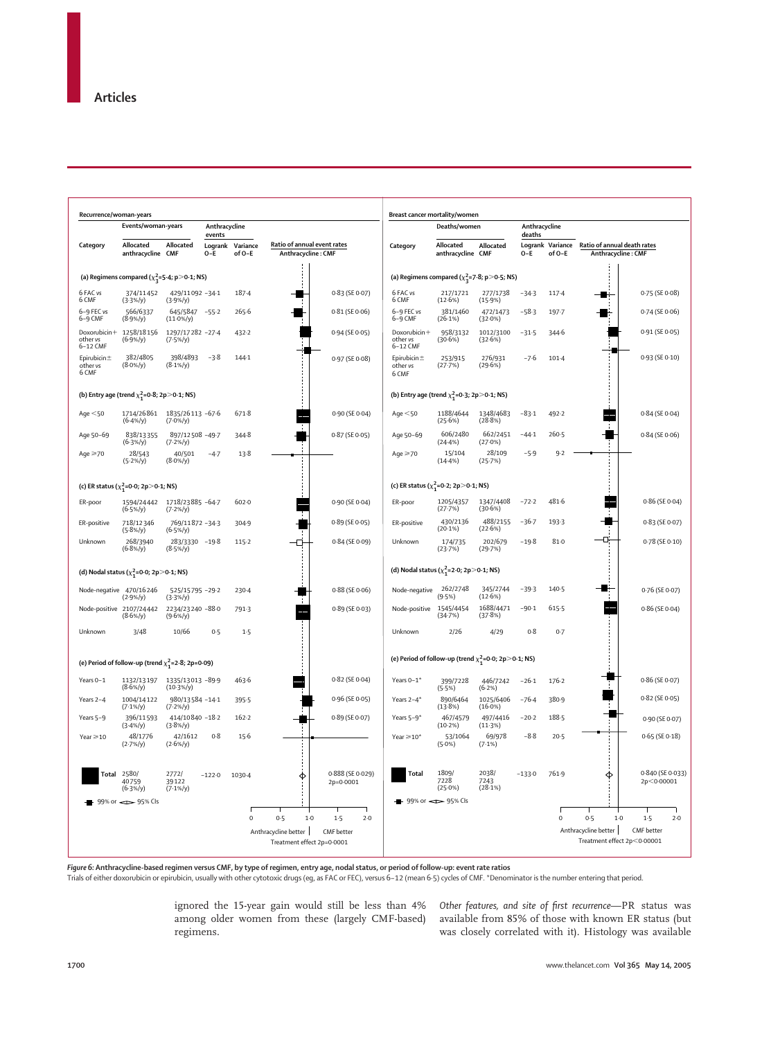**Recurrence/woman-years**

| Category | Events/woman-years: Allocated anthracycline | Events/woman-years: Allocated CMF | Anthracycline events: Logrank O–E | Anthracycline events: Variance of O–E | Ratio of annual event rates Anthracycline : CMF |
|---|---|---|---|---|---|
| **(a) Regimens compared ($\chi^2_3$=5·4; p>0·1; NS)** | | | | | |
| 6 FAC vs 6 CMF | 374/11452 (3·3%/y) | 429/11092 (3·9%/y) | −34·1 | 187·4 | 0·83 (SE 0·07) |
| 6–9 FEC vs 6–9 CMF | 566/6337 (8·9%/y) | 645/5847 (11·0%/y) | −55·2 | 265·6 | 0·81 (SE 0·06) |
| Doxorubicin+ other vs 6–12 CMF | 1258/18156 (6·9%/y) | 1297/17282 (7·5%/y) | −27·4 | 432·2 | 0·94 (SE 0·05) |
| Epirubicin± other vs 6 CMF | 382/4805 (8·0%/y) | 398/4893 (8·1%/y) | −3·8 | 144·1 | 0·97 (SE 0·08) |
| **(b) Entry age (trend $\chi^2_1$=0·8; 2p>0·1; NS)** | | | | | |
| Age <50 | 1714/26861 (6·4%/y) | 1835/26113 (7·0%/y) | −67·6 | 671·8 | 0·90 (SE 0·04) |
| Age 50–69 | 838/13355 (6·3%/y) | 897/12508 (7·2%/y) | −49·7 | 344·8 | 0·87 (SE 0·05) |
| Age ≥70 | 28/543 (5·2%/y) | 40/501 (8·0%/y) | −4·7 | 13·8 | |
| **(c) ER status ($\chi^2_1$=0·0; 2p>0·1; NS)** | | | | | |
| ER-poor | 1594/24442 (6·5%/y) | 1718/23885 (7·2%/y) | −64·7 | 602·0 | 0·90 (SE 0·04) |
| ER-positive | 718/12346 (5·8%/y) | 769/11872 (6·5%/y) | −34·3 | 304·9 | 0·89 (SE 0·05) |
| Unknown | 268/3940 (6·8%/y) | 283/3330 (8·5%/y) | −19·8 | 115·2 | 0·84 (SE 0·09) |
| **(d) Nodal status ($\chi^2_1$=0·0; 2p>0·1; NS)** | | | | | |
| Node-negative | 470/16246 (2·9%/y) | 525/15795 (3·3%/y) | −29·2 | 230·4 | 0·88 (SE 0·06) |
| Node-positive | 2107/24442 (8·6%/y) | 2234/23240 (9·6%/y) | −88·0 | 791·3 | 0·89 (SE 0·03) |
| Unknown | 3/48 | 10/66 | 0·5 | 1·5 | |
| **(e) Period of follow-up (trend $\chi^2_1$=2·8; 2p=0·09)** | | | | | |
| Years 0–1 | 1132/13197 (8·6%/y) | 1335/13013 (10·3%/y) | −89·9 | 463·6 | 0·82 (SE 0·04) |
| Years 2–4 | 1004/14122 (7·1%/y) | 980/13584 (7·2%/y) | −14·1 | 395·5 | 0·96 (SE 0·05) |
| Years 5–9 | 396/11593 (3·4%/y) | 414/10840 (3·8%/y) | −18·2 | 162·2 | 0·89 (SE 0·07) |
| Year ≥10 | 48/1776 (2·7%/y) | 42/1612 (2·6%/y) | 0·8 | 15·6 | |
| **Total** | 2580/40759 (6·3%/y) | 2772/39122 (7·1%/y) | −122·0 | 1030·4 | 0·888 (SE 0·029) 2p=0·0001 |

99% or ◇ 95% CIs

Anthracycline better | CMF better — Treatment effect 2p=0·0001

**Breast cancer mortality/women**

| Category | Deaths/women: Allocated anthracycline | Deaths/women: Allocated CMF | Anthracycline deaths: Logrank O–E | Anthracycline deaths: Variance of O–E | Ratio of annual death rates Anthracycline : CMF |
|---|---|---|---|---|---|
| **(a) Regimens compared ($\chi^2_3$=7·8; p>0·5; NS)** | | | | | |
| 6 FAC vs 6 CMF | 217/1721 (12·6%) | 277/1738 (15·9%) | −34·3 | 117·4 | 0·75 (SE 0·08) |
| 6–9 FEC vs 6–9 CMF | 381/1460 (26·1%) | 472/1473 (32·0%) | −58·3 | 197·7 | 0·74 (SE 0·06) |
| Doxorubicin+ other vs 6–12 CMF | 958/3132 (30·6%) | 1012/3100 (32·6%) | −31·5 | 344·6 | 0·91 (SE 0·05) |
| Epirubicin± other vs 6 CMF | 253/915 (27·7%) | 276/931 (29·6%) | −7·6 | 101·4 | 0·93 (SE 0·10) |
| **(b) Entry age (trend $\chi^2_1$=0·3; 2p>0·1; NS)** | | | | | |
| Age <50 | 1188/4644 (25·6%) | 1348/4683 (28·8%) | −83·1 | 492·2 | 0·84 (SE 0·04) |
| Age 50–69 | 606/2480 (24·4%) | 662/2451 (27·0%) | −44·1 | 260·5 | 0·84 (SE 0·06) |
| Age ≥70 | 15/104 (14·4%) | 28/109 (25·7%) | −5·9 | 9·2 | |
| **(c) ER status ($\chi^2_1$=0·2; 2p>0·1; NS)** | | | | | |
| ER-poor | 1205/4357 (27·7%) | 1347/4408 (30·6%) | −72·2 | 481·6 | 0·86 (SE 0·04) |
| ER-positive | 430/2136 (20·1%) | 488/2155 (22·6%) | −36·7 | 193·3 | 0·83 (SE 0·07) |
| Unknown | 174/735 (23·7%) | 202/679 (29·7%) | −19·8 | 81·0 | 0·78 (SE 0·10) |
| **(d) Nodal status ($\chi^2_1$=2·0; 2p>0·1; NS)** | | | | | |
| Node-negative | 262/2748 (9·5%) | 345/2744 (12·6%) | −39·3 | 140·5 | 0·76 (SE 0·07) |
| Node-positive | 1545/4454 (34·7%) | 1688/4471 (37·8%) | −90·1 | 615·5 | 0·86 (SE 0·04) |
| Unknown | 2/26 | 4/29 | 0·8 | 0·7 | |
| **(e) Period of follow-up (trend $\chi^2_1$=0·0; 2p>0·1; NS)** | | | | | |
| Years 0–1* | 399/7228 (5·5%) | 446/7242 (6·2%) | −26·1 | 176·2 | 0·86 (SE 0·07) |
| Years 2–4* | 890/6464 (13·8%) | 1025/6406 (16·0%) | −76·4 | 380·9 | 0·82 (SE 0·05) |
| Years 5–9* | 467/4579 (10·2%) | 497/4416 (11·3%) | −20·2 | 188·5 | 0·90 (SE 0·07) |
| Year ≥10* | 53/1064 (5·0%) | 69/978 (7·1%) | −8·8 | 20·5 | 0·65 (SE 0·18) |
| **Total** | 1809/7228 (25·0%) | 2038/7243 (28·1%) | −133·0 | 761·9 | 0·840 (SE 0·033) 2p<0·00001 |

99% or ◇ 95% CIs

Anthracycline better | CMF better — Treatment effect 2p<0·00001

*Figure 6:* **Anthracycline-based regimen versus CMF, by type of regimen, entry age, nodal status, or period of follow-up: event rate ratios**
Trials of either doxorubicin or epirubicin, usually with other cytotoxic drugs (eg, as FAC or FEC), versus 6–12 (mean 6·5) cycles of CMF. *Denominator is the number entering that period.

ignored the 15-year gain would still be less than 4% among older women from these (largely CMF-based) regimens.

*Other features, and site of first recurrence*—PR status was available from 85% of those with known ER status (but was closely correlated with it). Histology was available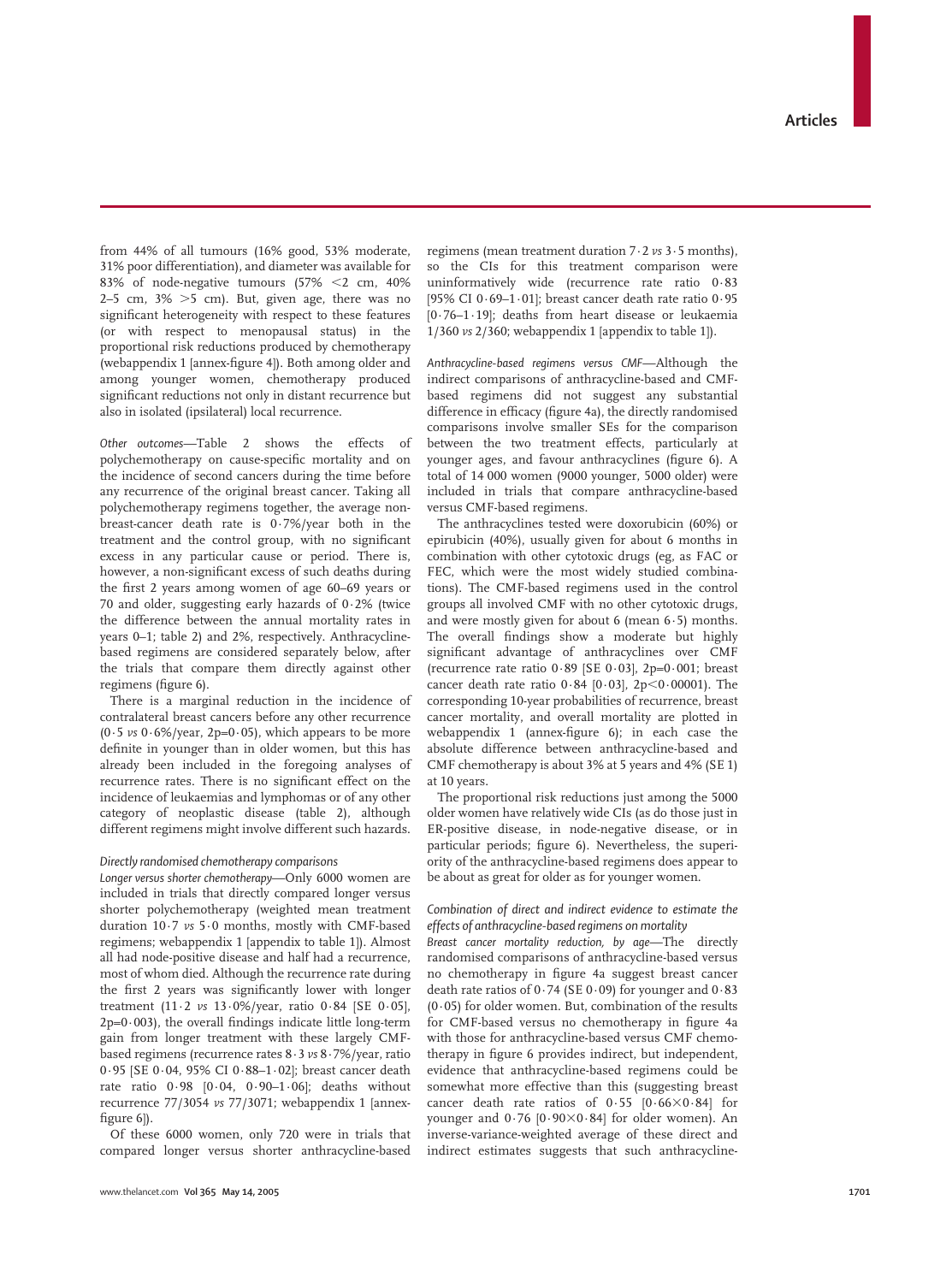from 44% of all tumours (16% good, 53% moderate, 31% poor differentiation), and diameter was available for 83% of node-negative tumours (57% <2 cm, 40% 2–5 cm, 3% >5 cm). But, given age, there was no significant heterogeneity with respect to these features (or with respect to menopausal status) in the proportional risk reductions produced by chemotherapy (webappendix 1 [annex-figure 4]). Both among older and among younger women, chemotherapy produced significant reductions not only in distant recurrence but also in isolated (ipsilateral) local recurrence.

*Other outcomes*—Table 2 shows the effects of polychemotherapy on cause-specific mortality and on the incidence of second cancers during the time before any recurrence of the original breast cancer. Taking all polychemotherapy regimens together, the average non-breast-cancer death rate is 0·7%/year both in the treatment and the control group, with no significant excess in any particular cause or period. There is, however, a non-significant excess of such deaths during the first 2 years among women of age 60–69 years or 70 and older, suggesting early hazards of 0·2% (twice the difference between the annual mortality rates in years 0–1; table 2) and 2%, respectively. Anthracycline-based regimens are considered separately below, after the trials that compare them directly against other regimens (figure 6).

There is a marginal reduction in the incidence of contralateral breast cancers before any other recurrence (0·5 *vs* 0·6%/year, 2p=0·05), which appears to be more definite in younger than in older women, but this has already been included in the foregoing analyses of recurrence rates. There is no significant effect on the incidence of leukaemias and lymphomas or of any other category of neoplastic disease (table 2), although different regimens might involve different such hazards.

### *Directly randomised chemotherapy comparisons*

*Longer versus shorter chemotherapy*—Only 6000 women are included in trials that directly compared longer versus shorter polychemotherapy (weighted mean treatment duration 10·7 *vs* 5·0 months, mostly with CMF-based regimens; webappendix 1 [appendix to table 1]). Almost all had node-positive disease and half had a recurrence, most of whom died. Although the recurrence rate during the first 2 years was significantly lower with longer treatment (11·2 *vs* 13·0%/year, ratio 0·84 [SE 0·05], 2p=0·003), the overall findings indicate little long-term gain from longer treatment with these largely CMF-based regimens (recurrence rates 8·3 *vs* 8·7%/year, ratio 0·95 [SE 0·04, 95% CI 0·88–1·02]; breast cancer death rate ratio 0·98 [0·04, 0·90–1·06]; deaths without recurrence 77/3054 *vs* 77/3071; webappendix 1 [annex-figure 6]).

Of these 6000 women, only 720 were in trials that compared longer versus shorter anthracycline-based regimens (mean treatment duration 7·2 *vs* 3·5 months), so the CIs for this treatment comparison were uninformatively wide (recurrence rate ratio 0·83 [95% CI 0·69–1·01]; breast cancer death rate ratio 0·95 [0·76–1·19]; deaths from heart disease or leukaemia 1/360 *vs* 2/360; webappendix 1 [appendix to table 1]).

*Anthracycline-based regimens versus CMF*—Although the indirect comparisons of anthracycline-based and CMF-based regimens did not suggest any substantial difference in efficacy (figure 4a), the directly randomised comparisons involve smaller SEs for the comparison between the two treatment effects, particularly at younger ages, and favour anthracyclines (figure 6). A total of 14 000 women (9000 younger, 5000 older) were included in trials that compare anthracycline-based versus CMF-based regimens.

The anthracyclines tested were doxorubicin (60%) or epirubicin (40%), usually given for about 6 months in combination with other cytotoxic drugs (eg, as FAC or FEC, which were the most widely studied combinations). The CMF-based regimens used in the control groups all involved CMF with no other cytotoxic drugs, and were mostly given for about 6 (mean 6·5) months. The overall findings show a moderate but highly significant advantage of anthracyclines over CMF (recurrence rate ratio 0·89 [SE 0·03], 2p=0·001; breast cancer death rate ratio 0·84 [0·03], 2p<0·00001). The corresponding 10-year probabilities of recurrence, breast cancer mortality, and overall mortality are plotted in webappendix 1 (annex-figure 6); in each case the absolute difference between anthracycline-based and CMF chemotherapy is about 3% at 5 years and 4% (SE 1) at 10 years.

The proportional risk reductions just among the 5000 older women have relatively wide CIs (as do those just in ER-positive disease, in node-negative disease, or in particular periods; figure 6). Nevertheless, the superiority of the anthracycline-based regimens does appear to be about as great for older as for younger women.

### *Combination of direct and indirect evidence to estimate the effects of anthracycline-based regimens on mortality*

*Breast cancer mortality reduction, by age*—The directly randomised comparisons of anthracycline-based versus no chemotherapy in figure 4a suggest breast cancer death rate ratios of 0·74 (SE 0·09) for younger and 0·83 (0·05) for older women. But, combination of the results for CMF-based versus no chemotherapy in figure 4a with those for anthracycline-based versus CMF chemotherapy in figure 6 provides indirect, but independent, evidence that anthracycline-based regimens could be somewhat more effective than this (suggesting breast cancer death rate ratios of 0·55 [0·66×0·84] for younger and 0·76 [0·90×0·84] for older women). An inverse-variance-weighted average of these direct and indirect estimates suggests that such anthracycline-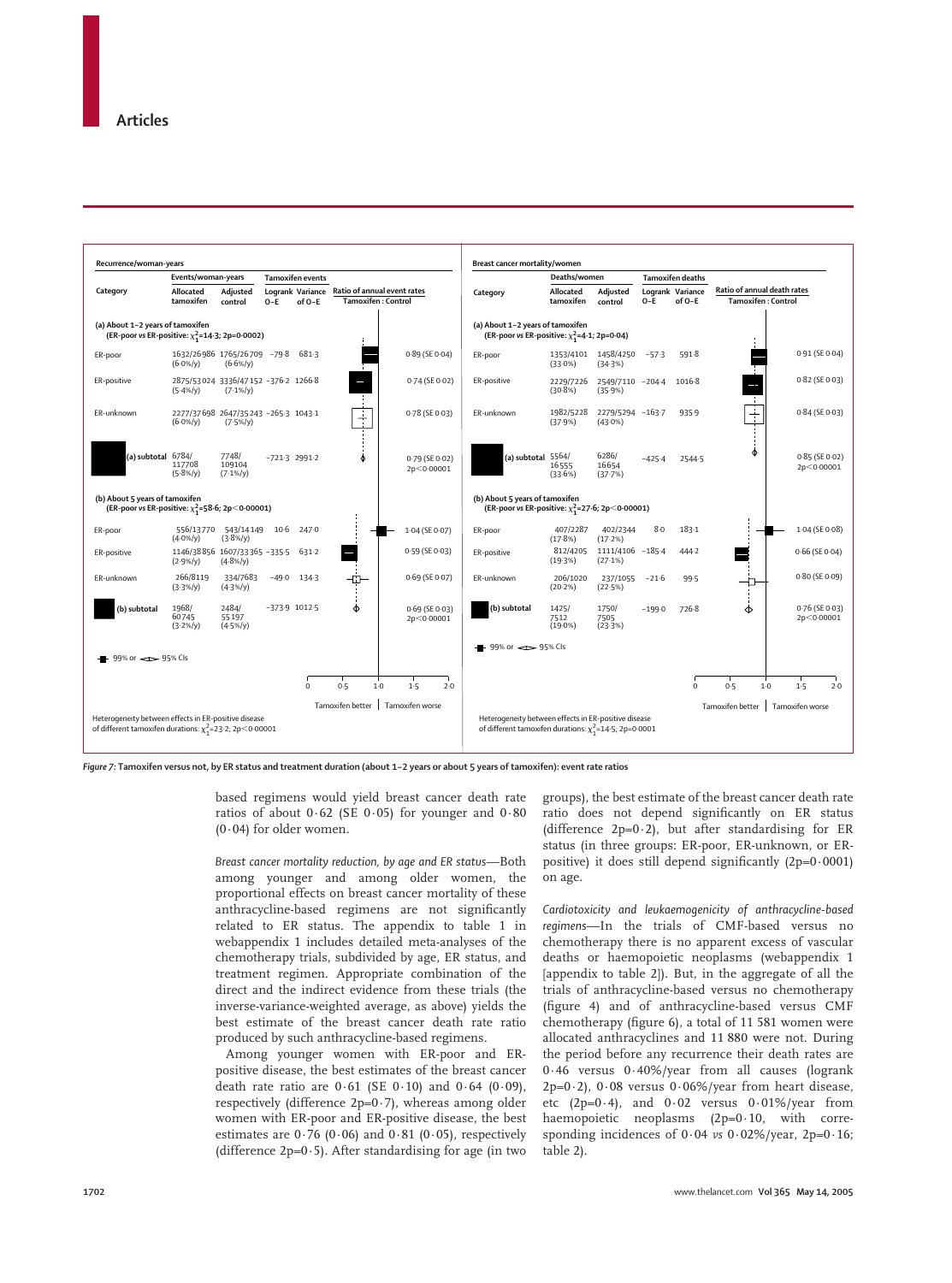**Recurrence/woman-years**

| Category | Events/woman-years: Allocated tamoxifen | Events/woman-years: Adjusted control | Tamoxifen events: Logrank O–E | Tamoxifen events: Variance of O–E | Ratio of annual event rates Tamoxifen : Control |
|---|---|---|---|---|---|
| **(a) About 1–2 years of tamoxifen** (ER-poor vs ER-positive: $\chi^2_1$=14·3; 2p=0·0002) | | | | | |
| ER-poor | 1632/26 986 (6·0%/y) | 1765/26 709 (6·6%/y) | −79·8 | 681·3 | 0·89 (SE 0·04) |
| ER-positive | 2875/53 024 (5·4%/y) | 3336/47 152 (7·1%/y) | −376·2 | 1266·8 | 0·74 (SE 0·02) |
| ER-unknown | 2277/37 698 (6·0%/y) | 2647/35 243 (7·5%/y) | −265·3 | 1043·1 | 0·78 (SE 0·03) |
| (a) subtotal | 6784/ 117 708 (5·8%/y) | 7748/ 109 104 (7·1%/y) | −721·3 | 2991·2 | 0·79 (SE 0·02) 2p<0·00001 |
| **(b) About 5 years of tamoxifen** (ER-poor vs ER-positive: $\chi^2_1$=58·6; 2p<0·00001) | | | | | |
| ER-poor | 556/13 770 (4·0%/y) | 543/14 149 (3·8%/y) | 10·6 | 247·0 | 1·04 (SE 0·07) |
| ER-positive | 1146/38 856 (2·9%/y) | 1607/33 365 (4·8%/y) | −335·5 | 631·2 | 0·59 (SE 0·03) |
| ER-unknown | 266/8119 (3·3%/y) | 334/7683 (4·3%/y) | −49·0 | 134·3 | 0·69 (SE 0·07) |
| (b) subtotal | 1968/ 60 745 (3·2%/y) | 2484/ 55 197 (4·5%/y) | −373·9 | 1012·5 | 0·69 (SE 0·03) 2p<0·00001 |

99% or 95% CIs. Tamoxifen better | Tamoxifen worse

Heterogeneity between effects in ER-positive disease of different tamoxifen durations: $\chi^2_1$=23·2; 2p<0·00001

**Breast cancer mortality/women**

| Category | Deaths/women: Allocated tamoxifen | Deaths/women: Adjusted control | Tamoxifen deaths: Logrank O–E | Tamoxifen deaths: Variance of O–E | Ratio of annual death rates Tamoxifen : Control |
|---|---|---|---|---|---|
| **(a) About 1–2 years of tamoxifen** (ER-poor vs ER-positive: $\chi^2_1$=4·1; 2p=0·04) | | | | | |
| ER-poor | 1353/4101 (33·0%) | 1458/4250 (34·3%) | −57·3 | 591·8 | 0·91 (SE 0·04) |
| ER-positive | 2229/7226 (30·8%) | 2549/7110 (35·9%) | −204·4 | 1016·8 | 0·82 (SE 0·03) |
| ER-unknown | 1982/5228 (37·9%) | 2279/5294 (43·0%) | −163·7 | 935·9 | 0·84 (SE 0·03) |
| (a) subtotal | 5564/ 16 555 (33·6%) | 6286/ 16 654 (37·7%) | −425·4 | 2544·5 | 0·85 (SE 0·02) 2p<0·00001 |
| **(b) About 5 years of tamoxifen** (ER-poor vs ER-positive: $\chi^2_1$=27·6; 2p<0·00001) | | | | | |
| ER-poor | 407/2287 (17·8%) | 402/2344 (17·2%) | 8·0 | 183·1 | 1·04 (SE 0·08) |
| ER-positive | 812/4205 (19·3%) | 1111/4106 (27·1%) | −185·4 | 444·2 | 0·66 (SE 0·04) |
| ER-unknown | 206/1020 (20·2%) | 237/1055 (22·5%) | −21·6 | 99·5 | 0·80 (SE 0·09) |
| (b) subtotal | 1425/ 7512 (19·0%) | 1750/ 7505 (23·3%) | −199·0 | 726·8 | 0·76 (SE 0·03) 2p<0·00001 |

99% or 95% CIs. Tamoxifen better | Tamoxifen worse

Heterogeneity between effects in ER-positive disease of different tamoxifen durations: $\chi^2_1$=14·5; 2p=0·0001

*Figure 7:* **Tamoxifen versus not, by ER status and treatment duration (about 1–2 years or about 5 years of tamoxifen): event rate ratios**

based regimens would yield breast cancer death rate ratios of about 0·62 (SE 0·05) for younger and 0·80 (0·04) for older women.

*Breast cancer mortality reduction, by age and ER status*—Both among younger and among older women, the proportional effects on breast cancer mortality of these anthracycline-based regimens are not significantly related to ER status. The appendix to table 1 in webappendix 1 includes detailed meta-analyses of the chemotherapy trials, subdivided by age, ER status, and treatment regimen. Appropriate combination of the direct and the indirect evidence from these trials (the inverse-variance-weighted average, as above) yields the best estimate of the breast cancer death rate ratio produced by such anthracycline-based regimens.

Among younger women with ER-poor and ER-positive disease, the best estimates of the breast cancer death rate ratio are 0·61 (SE 0·10) and 0·64 (0·09), respectively (difference 2p=0·7), whereas among older women with ER-poor and ER-positive disease, the best estimates are 0·76 (0·06) and 0·81 (0·05), respectively (difference 2p=0·5). After standardising for age (in two groups), the best estimate of the breast cancer death rate ratio does not depend significantly on ER status (difference 2p=0·2), but after standardising for ER status (in three groups: ER-poor, ER-unknown, or ER-positive) it does still depend significantly (2p=0·0001) on age.

*Cardiotoxicity and leukaemogenicity of anthracycline-based regimens*—In the trials of CMF-based versus no chemotherapy there is no apparent excess of vascular deaths or haemopoietic neoplasms (webappendix 1 [appendix to table 2]). But, in the aggregate of all the trials of anthracycline-based versus no chemotherapy (figure 4) and of anthracycline-based versus CMF chemotherapy (figure 6), a total of 11 581 women were allocated anthracyclines and 11 880 were not. During the period before any recurrence their death rates are 0·46 versus 0·40%/year from all causes (logrank 2p=0·2), 0·08 versus 0·06%/year from heart disease, etc (2p=0·4), and 0·02 versus 0·01%/year from haemopoietic neoplasms (2p=0·10, with corresponding incidences of 0·04 *vs* 0·02%/year, 2p=0·16; table 2).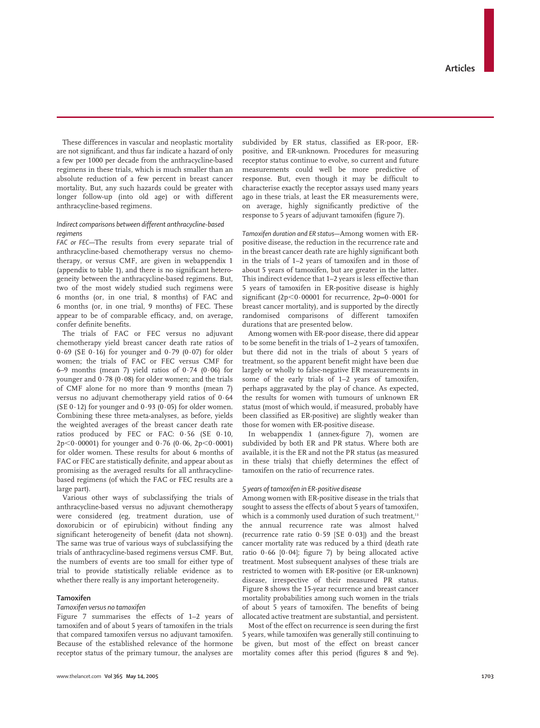These differences in vascular and neoplastic mortality are not significant, and thus far indicate a hazard of only a few per 1000 per decade from the anthracycline-based regimens in these trials, which is much smaller than an absolute reduction of a few percent in breast cancer mortality. But, any such hazards could be greater with longer follow-up (into old age) or with different anthracycline-based regimens.

*Indirect comparisons between different anthracycline-based regimens*

*FAC or FEC*—The results from every separate trial of anthracycline-based chemotherapy versus no chemotherapy, or versus CMF, are given in webappendix 1 (appendix to table 1), and there is no significant heterogeneity between the anthracycline-based regimens. But, two of the most widely studied such regimens were 6 months (or, in one trial, 8 months) of FAC and 6 months (or, in one trial, 9 months) of FEC. These appear to be of comparable efficacy, and, on average, confer definite benefits.

The trials of FAC or FEC versus no adjuvant chemotherapy yield breast cancer death rate ratios of 0·69 (SE 0·16) for younger and 0·79 (0·07) for older women; the trials of FAC or FEC versus CMF for 6–9 months (mean 7) yield ratios of 0·74 (0·06) for younger and 0·78 (0·08) for older women; and the trials of CMF alone for no more than 9 months (mean 7) versus no adjuvant chemotherapy yield ratios of 0·64 (SE 0·12) for younger and 0·93 (0·05) for older women. Combining these three meta-analyses, as before, yields the weighted averages of the breast cancer death rate ratios produced by FEC or FAC: 0·56 (SE 0·10, $2p<0·00001$) for younger and 0·76 (0·06, $2p<0·0001$) for older women. These results for about 6 months of FAC or FEC are statistically definite, and appear about as promising as the averaged results for all anthracycline-based regimens (of which the FAC or FEC results are a large part).

Various other ways of subclassifying the trials of anthracycline-based versus no adjuvant chemotherapy were considered (eg, treatment duration, use of doxorubicin or of epirubicin) without finding any significant heterogeneity of benefit (data not shown). The same was true of various ways of subclassifying the trials of anthracycline-based regimens versus CMF. But, the numbers of events are too small for either type of trial to provide statistically reliable evidence as to whether there really is any important heterogeneity.

## Tamoxifen

*Tamoxifen versus no tamoxifen*

Figure 7 summarises the effects of 1–2 years of tamoxifen and of about 5 years of tamoxifen in the trials that compared tamoxifen versus no adjuvant tamoxifen. Because of the established relevance of the hormone receptor status of the primary tumour, the analyses are subdivided by ER status, classified as ER-poor, ER-positive, and ER-unknown. Procedures for measuring receptor status continue to evolve, so current and future measurements could well be more predictive of response. But, even though it may be difficult to characterise exactly the receptor assays used many years ago in these trials, at least the ER measurements were, on average, highly significantly predictive of the response to 5 years of adjuvant tamoxifen (figure 7).

*Tamoxifen duration and ER status*—Among women with ER-positive disease, the reduction in the recurrence rate and in the breast cancer death rate are highly significant both in the trials of 1–2 years of tamoxifen and in those of about 5 years of tamoxifen, but are greater in the latter. This indirect evidence that 1–2 years is less effective than 5 years of tamoxifen in ER-positive disease is highly significant ($2p<0·00001$ for recurrence, $2p=0·0001$ for breast cancer mortality), and is supported by the directly randomised comparisons of different tamoxifen durations that are presented below.

Among women with ER-poor disease, there did appear to be some benefit in the trials of 1–2 years of tamoxifen, but there did not in the trials of about 5 years of treatment, so the apparent benefit might have been due largely or wholly to false-negative ER measurements in some of the early trials of 1–2 years of tamoxifen, perhaps aggravated by the play of chance. As expected, the results for women with tumours of unknown ER status (most of which would, if measured, probably have been classified as ER-positive) are slightly weaker than those for women with ER-positive disease.

In webappendix 1 (annex-figure 7), women are subdivided by both ER and PR status. Where both are available, it is the ER and not the PR status (as measured in these trials) that chiefly determines the effect of tamoxifen on the ratio of recurrence rates.

*5 years of tamoxifen in ER-positive disease*

Among women with ER-positive disease in the trials that sought to assess the effects of about 5 years of tamoxifen, which is a commonly used duration of such treatment,[13] the annual recurrence rate was almost halved (recurrence rate ratio 0·59 [SE 0·03]) and the breast cancer mortality rate was reduced by a third (death rate ratio 0·66 [0·04]; figure 7) by being allocated active treatment. Most subsequent analyses of these trials are restricted to women with ER-positive (or ER-unknown) disease, irrespective of their measured PR status. Figure 8 shows the 15-year recurrence and breast cancer mortality probabilities among such women in the trials of about 5 years of tamoxifen. The benefits of being allocated active treatment are substantial, and persistent.

Most of the effect on recurrence is seen during the first 5 years, while tamoxifen was generally still continuing to be given, but most of the effect on breast cancer mortality comes after this period (figures 8 and 9e).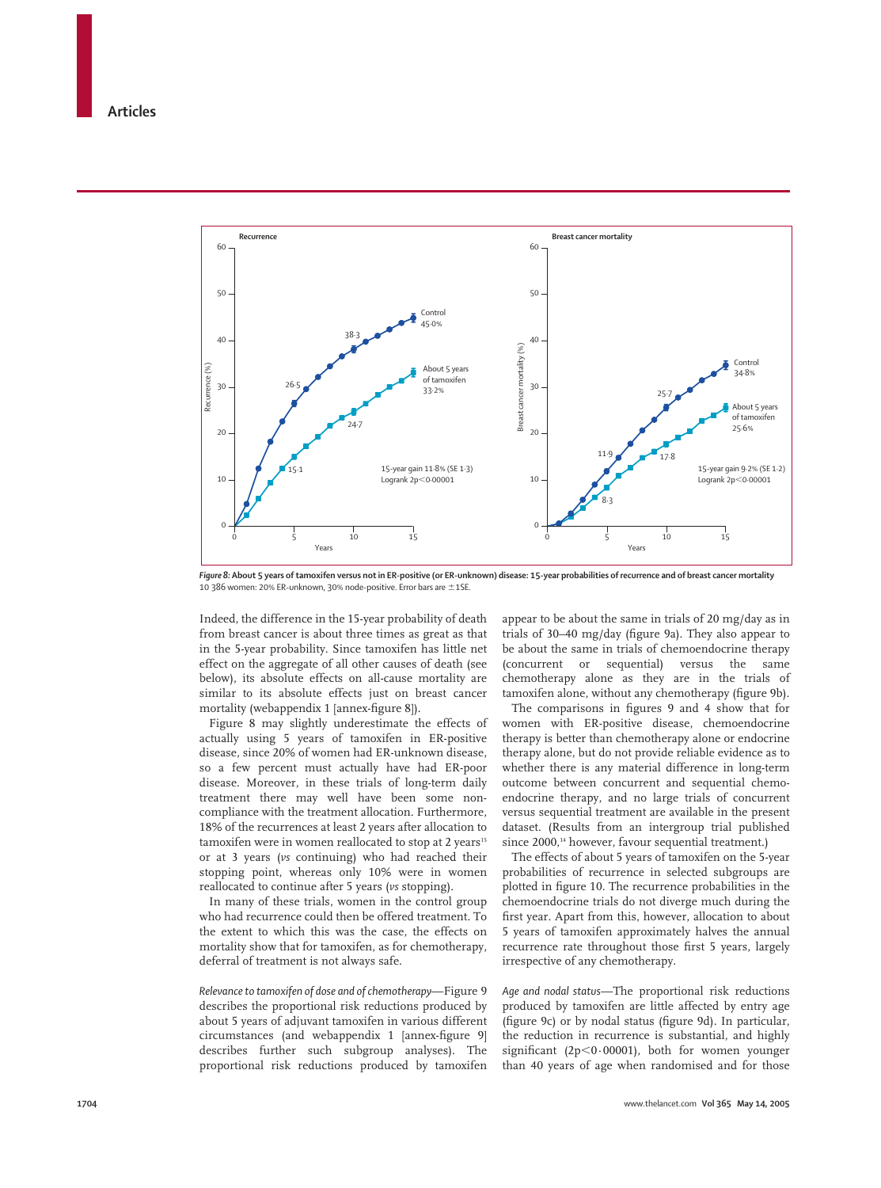Figure 8: About 5 years of tamoxifen versus not in ER-positive (or ER-unknown) disease: 15-year probabilities of recurrence and of breast cancer mortality
10 386 women: 20% ER-unknown, 30% node-positive. Error bars are ±1SE.

Indeed, the difference in the 15-year probability of death from breast cancer is about three times as great as that in the 5-year probability. Since tamoxifen has little net effect on the aggregate of all other causes of death (see below), its absolute effects on all-cause mortality are similar to its absolute effects just on breast cancer mortality (webappendix 1 [annex-figure 8]).

Figure 8 may slightly underestimate the effects of actually using 5 years of tamoxifen in ER-positive disease, since 20% of women had ER-unknown disease, so a few percent must actually have had ER-poor disease. Moreover, in these trials of long-term daily treatment there may well have been some non-compliance with the treatment allocation. Furthermore, 18% of the recurrences at least 2 years after allocation to tamoxifen were in women reallocated to stop at 2 years[15] or at 3 years (*vs* continuing) who had reached their stopping point, whereas only 10% were in women reallocated to continue after 5 years (*vs* stopping).

In many of these trials, women in the control group who had recurrence could then be offered treatment. To the extent to which this was the case, the effects on mortality show that for tamoxifen, as for chemotherapy, deferral of treatment is not always safe.

*Relevance to tamoxifen of dose and of chemotherapy*—Figure 9 describes the proportional risk reductions produced by about 5 years of adjuvant tamoxifen in various different circumstances (and webappendix 1 [annex-figure 9] describes further such subgroup analyses). The proportional risk reductions produced by tamoxifen appear to be about the same in trials of 20 mg/day as in trials of 30–40 mg/day (figure 9a). They also appear to be about the same in trials of chemoendocrine therapy (concurrent or sequential) versus the same chemotherapy alone as they are in the trials of tamoxifen alone, without any chemotherapy (figure 9b).

The comparisons in figures 9 and 4 show that for women with ER-positive disease, chemoendocrine therapy is better than chemotherapy alone or endocrine therapy alone, but do not provide reliable evidence as to whether there is any material difference in long-term outcome between concurrent and sequential chemoendocrine therapy, and no large trials of concurrent versus sequential treatment are available in the present dataset. (Results from an intergroup trial published since 2000,[14] however, favour sequential treatment.)

The effects of about 5 years of tamoxifen on the 5-year probabilities of recurrence in selected subgroups are plotted in figure 10. The recurrence probabilities in the chemoendocrine trials do not diverge much during the first year. Apart from this, however, allocation to about 5 years of tamoxifen approximately halves the annual recurrence rate throughout those first 5 years, largely irrespective of any chemotherapy.

*Age and nodal status*—The proportional risk reductions produced by tamoxifen are little affected by entry age (figure 9c) or by nodal status (figure 9d). In particular, the reduction in recurrence is substantial, and highly significant ($2p<0{\cdot}00001$), both for women younger than 40 years of age when randomised and for those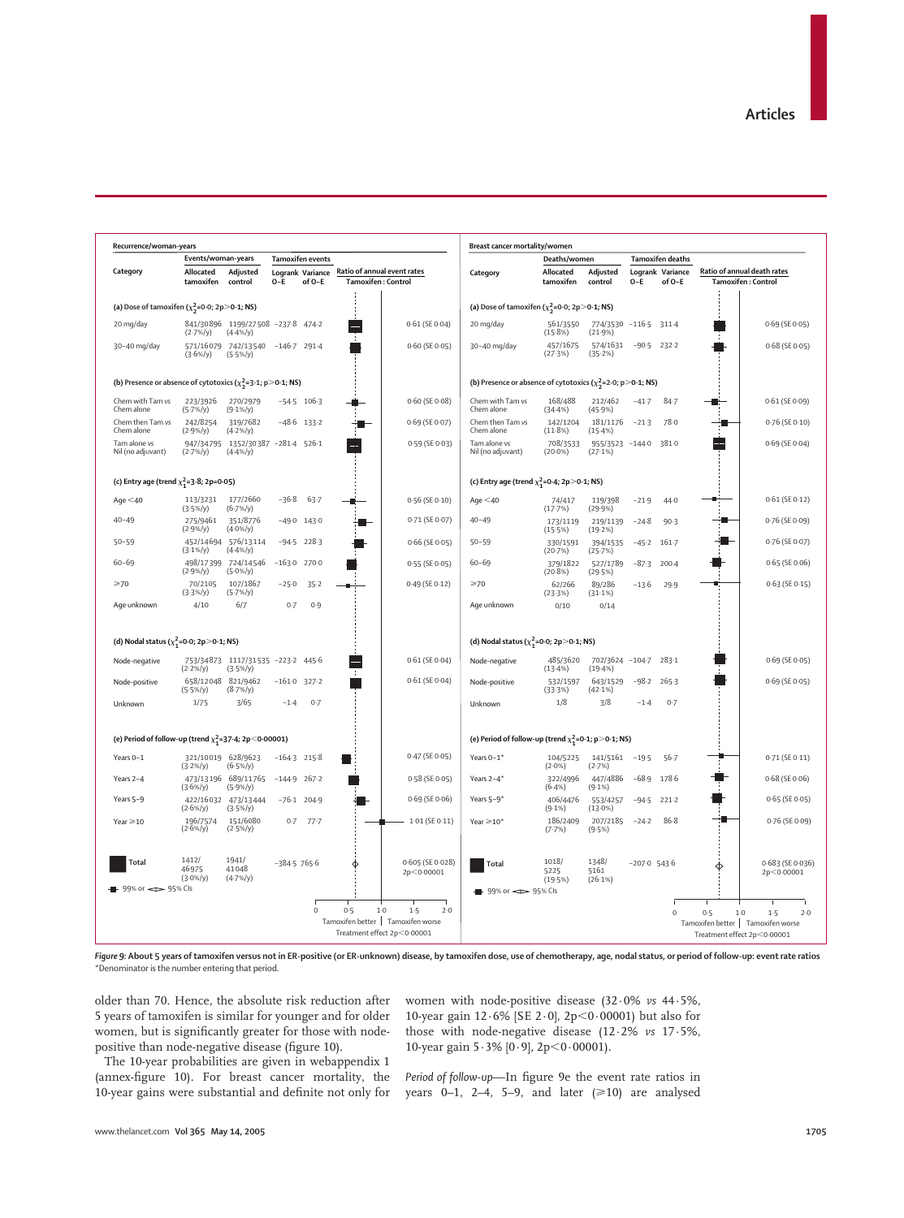**Recurrence/woman-years**

| Category | Events/woman-years: Allocated tamoxifen | Events/woman-years: Adjusted control | Tamoxifen events: Logrank O–E | Tamoxifen events: Variance of O–E | Ratio of annual event rates Tamoxifen : Control |
|---|---|---|---|---|---|
| **(a) Dose of tamoxifen ($\chi^2_1$=0·0; 2p>0·1; NS)** | | | | | |
| 20 mg/day | 841/30896 (2·7%/y) | 1199/27508 (4·4%/y) | −237·8 | 474·2 | 0·61 (SE 0·04) |
| 30–40 mg/day | 571/16079 (3·6%/y) | 742/13540 (5·5%/y) | −146·7 | 291·4 | 0·60 (SE 0·05) |
| **(b) Presence or absence of cytotoxics ($\chi^2_2$=3·1; 2p>0·1; NS)** | | | | | |
| Chem with Tam vs Chem alone | 223/3926 (5·7%/y) | 270/2979 (9·1%/y) | −54·5 | 106·3 | 0·60 (SE 0·08) |
| Chem then Tam vs Chem alone | 242/8254 (2·9%/y) | 319/7682 (4·2%/y) | −48·6 | 133·2 | 0·69 (SE 0·07) |
| Tam alone vs Nil (no adjuvant) | 947/34795 (2·7%/y) | 1352/30387 (4·4%/y) | −281·4 | 526·1 | 0·59 (SE 0·03) |
| **(c) Entry age (trend $\chi^2_1$=3·8; 2p=0·05)** | | | | | |
| Age <40 | 113/3231 (3·5%/y) | 177/2660 (6·7%/y) | −36·8 | 63·7 | 0·56 (SE 0·10) |
| 40–49 | 275/9461 (2·9%/y) | 351/8776 (4·0%/y) | −49·0 | 143·0 | 0·71 (SE 0·07) |
| 50–59 | 452/14694 (3·1%/y) | 576/13114 (4·4%/y) | −94·5 | 228·3 | 0·66 (SE 0·05) |
| 60–69 | 498/17399 (2·9%/y) | 724/14546 (5·0%/y) | −163·0 | 270·0 | 0·55 (SE 0·05) |
| ≥70 | 70/2105 (3·3%/y) | 107/1867 (5·7%/y) | −25·0 | 35·2 | 0·49 (SE 0·12) |
| Age unknown | 4/10 | 6/7 | 0·7 | 0·9 | |
| **(d) Nodal status ($\chi^2_1$=0·0; 2p>0·1; NS)** | | | | | |
| Node-negative | 753/34873 (2·2%/y) | 1117/31535 (3·5%/y) | −223·2 | 445·6 | 0·61 (SE 0·04) |
| Node-positive | 658/12048 (5·5%/y) | 821/9462 (8·7%/y) | −161·0 | 327·2 | 0·61 (SE 0·04) |
| Unknown | 1/75 | 3/65 | −1·4 | 0·7 | |
| **(e) Period of follow-up (trend $\chi^2_1$=37·4; 2p<0·00001)** | | | | | |
| Years 0–1 | 321/10019 (3·2%/y) | 628/9623 (6·5%/y) | −164·3 | 215·8 | 0·47 (SE 0·05) |
| Years 2–4 | 473/13196 (3·6%/y) | 689/11765 (5·9%/y) | −144·9 | 267·2 | 0·58 (SE 0·05) |
| Years 5–9 | 422/16032 (2·6%/y) | 473/13444 (3·5%/y) | −76·1 | 204·9 | 0·69 (SE 0·06) |
| Year ≥10 | 196/7574 (2·6%/y) | 151/6080 (2·5%/y) | 0·7 | 77·7 | 1·01 (SE 0·11) |
| **Total** | 1412/46975 (3·0%/y) | 1941/41048 (4·7%/y) | −384·5 | 765·6 | 0·605 (SE 0·028) 2p<0·00001 |

99% or 95% CIs. Tamoxifen better | Tamoxifen worse. Treatment effect 2p<0·00001

**Breast cancer mortality/women**

| Category | Deaths/women: Allocated tamoxifen | Deaths/women: Adjusted control | Tamoxifen deaths: Logrank O–E | Tamoxifen deaths: Variance of O–E | Ratio of annual death rates Tamoxifen : Control |
|---|---|---|---|---|---|
| **(a) Dose of tamoxifen ($\chi^2_1$=0·0; 2p>0·1; NS)** | | | | | |
| 20 mg/day | 561/3550 (15·8%) | 774/3530 (21·9%) | −116·5 | 311·4 | 0·69 (SE 0·05) |
| 30–40 mg/day | 457/1675 (27·3%) | 574/1631 (35·2%) | −90·5 | 232·2 | 0·68 (SE 0·05) |
| **(b) Presence or absence of cytotoxics ($\chi^2_2$=2·0; p>0·1; NS)** | | | | | |
| Chem with Tam vs Chem alone | 168/488 (34·4%) | 212/462 (45·9%) | −41·7 | 84·7 | 0·61 (SE 0·09) |
| Chem then Tam vs Chem alone | 142/1204 (11·8%) | 181/1176 (15·4%) | −21·3 | 78·0 | 0·76 (SE 0·10) |
| Tam alone vs Nil (no adjuvant) | 708/3533 (20·0%) | 955/3523 (27·1%) | −144·0 | 381·0 | 0·69 (SE 0·04) |
| **(c) Entry age (trend $\chi^2_1$=0·4; 2p>0·1; NS)** | | | | | |
| Age <40 | 74/417 (17·7%) | 119/398 (29·9%) | −21·9 | 44·0 | 0·61 (SE 0·12) |
| 40–49 | 173/1119 (15·5%) | 219/1139 (19·2%) | −24·8 | 90·3 | 0·76 (SE 0·09) |
| 50–59 | 330/1591 (20·7%) | 394/1535 (25·7%) | −45·2 | 161·7 | 0·76 (SE 0·07) |
| 60–69 | 379/1822 (20·8%) | 527/1789 (29·5%) | −87·3 | 200·4 | 0·65 (SE 0·06) |
| ≥70 | 62/266 (23·3%) | 89/286 (31·1%) | −13·6 | 29·9 | 0·63 (SE 0·15) |
| Age unknown | 0/10 | 0/14 | | | |
| **(d) Nodal status ($\chi^2_1$=0·0; 2p>0·1; NS)** | | | | | |
| Node-negative | 485/3620 (13·4%) | 702/3624 (19·4%) | −104·7 | 283·1 | 0·69 (SE 0·05) |
| Node-positive | 532/1597 (33·3%) | 643/1529 (42·1%) | −98·2 | 265·3 | 0·69 (SE 0·05) |
| Unknown | 1/8 | 3/8 | −1·4 | 0·7 | |
| **(e) Period of follow-up (trend $\chi^2_1$=0·1; p>0·1; NS)** | | | | | |
| Years 0–1* | 104/5225 (2·0%) | 141/5161 (2·7%) | −19·5 | 56·7 | 0·71 (SE 0·11) |
| Years 2–4* | 322/4996 (6·4%) | 447/4886 (9·1%) | −68·9 | 178·6 | 0·68 (SE 0·06) |
| Years 5–9* | 406/4476 (9·1%) | 553/4257 (13·0%) | −94·5 | 221·2 | 0·65 (SE 0·05) |
| Year ≥10* | 186/2409 (7·7%) | 207/2185 (9·5%) | −24·2 | 86·8 | 0·76 (SE 0·09) |
| **Total** | 1018/5225 (19·5%) | 1348/5161 (26·1%) | −207·0 | 543·6 | 0·683 (SE 0·036) 2p<0·00001 |

99% or 95% CIs. Tamoxifen better | Tamoxifen worse. Treatment effect 2p<0·00001

*Figure 9:* **About 5 years of tamoxifen versus not in ER-positive (or ER-unknown) disease, by tamoxifen dose, use of chemotherapy, age, nodal status, or period of follow-up: event rate ratios**
*Denominator is the number entering that period.

older than 70. Hence, the absolute risk reduction after 5 years of tamoxifen is similar for younger and for older women, but is significantly greater for those with node-positive than node-negative disease (figure 10).

The 10-year probabilities are given in webappendix 1 (annex-figure 10). For breast cancer mortality, the 10-year gains were substantial and definite not only for women with node-positive disease (32·0% *vs* 44·5%, 10-year gain 12·6% [SE 2·0], 2p<0·00001) but also for those with node-negative disease (12·2% *vs* 17·5%, 10-year gain 5·3% [0·9], 2p<0·00001).

*Period of follow-up*—In figure 9e the event rate ratios in years 0–1, 2–4, 5–9, and later (≥10) are analysed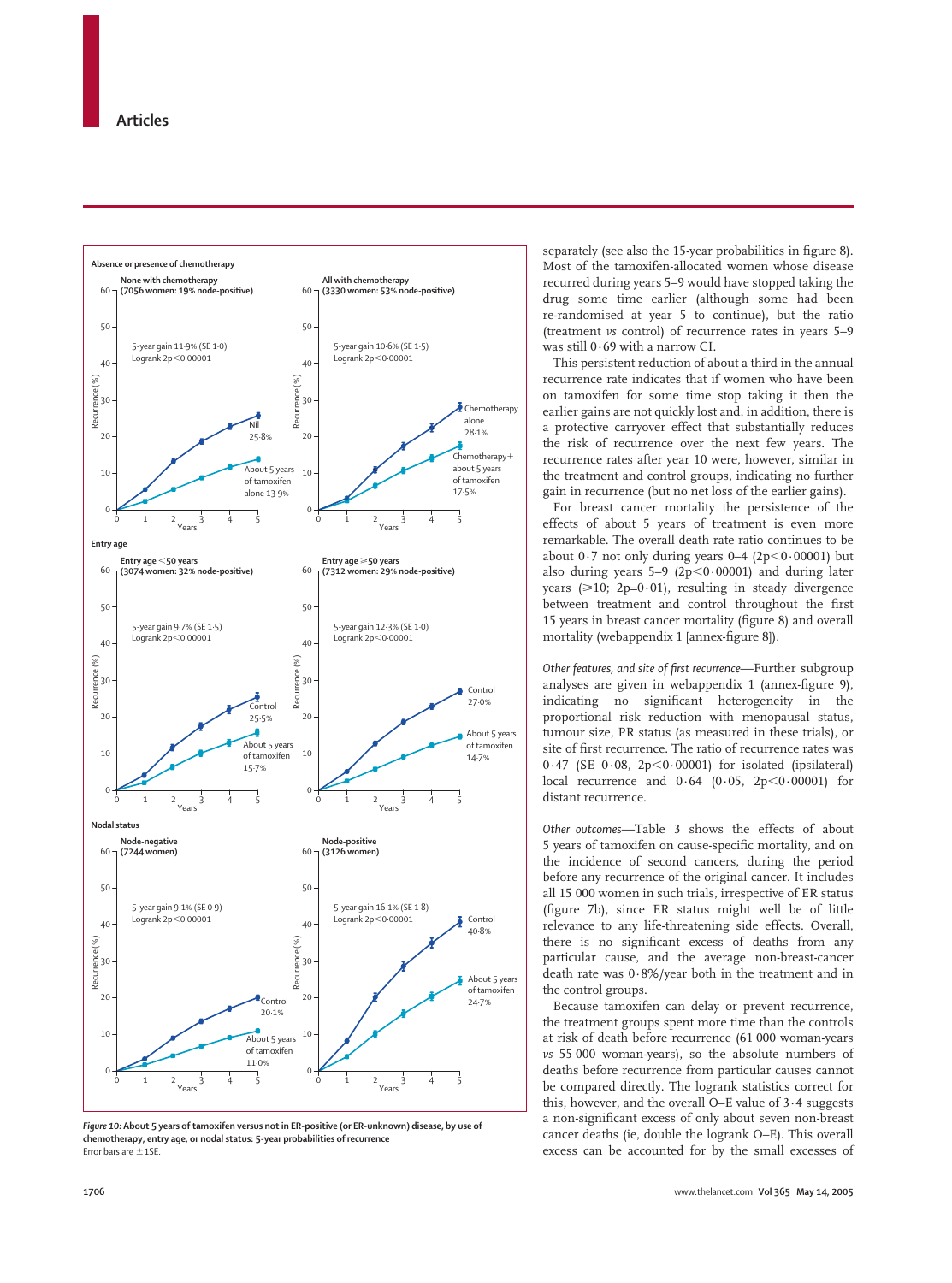Absence or presence of chemotherapy

None with chemotherapy (7056 women: 19% node-positive)

5-year gain 11·9% (SE 1·0)
Logrank 2p<0·00001

Nil 25·8%
About 5 years of tamoxifen alone 13·9%

All with chemotherapy (3330 women: 53% node-positive)

5-year gain 10·6% (SE 1·5)
Logrank 2p<0·00001

Chemotherapy alone 28·1%
Chemotherapy+ about 5 years of tamoxifen 17·5%

Entry age

Entry age <50 years (3074 women: 32% node-positive)

5-year gain 9·7% (SE 1·5)
Logrank 2p<0·00001

Control 25·5%
About 5 years of tamoxifen 15·7%

Entry age ≥50 years (7312 women: 29% node-positive)

5-year gain 12·3% (SE 1·0)
Logrank 2p<0·00001

Control 27·0%
About 5 years of tamoxifen 14·7%

Nodal status

Node-negative (7244 women)

5-year gain 9·1% (SE 0·9)
Logrank 2p<0·00001

Control 20·1%
About 5 years of tamoxifen 11·0%

Node-positive (3126 women)

5-year gain 16·1% (SE 1·8)
Logrank 2p<0·00001

Control 40·8%
About 5 years of tamoxifen 24·7%

*Figure 10:* **About 5 years of tamoxifen versus not in ER-positive (or ER-unknown) disease, by use of chemotherapy, entry age, or nodal status: 5-year probabilities of recurrence**
Error bars are ±1SE.

separately (see also the 15-year probabilities in figure 8). Most of the tamoxifen-allocated women whose disease recurred during years 5–9 would have stopped taking the drug some time earlier (although some had been re-randomised at year 5 to continue), but the ratio (treatment *vs* control) of recurrence rates in years 5–9 was still 0·69 with a narrow CI.

This persistent reduction of about a third in the annual recurrence rate indicates that if women who have been on tamoxifen for some time stop taking it then the earlier gains are not quickly lost and, in addition, there is a protective carryover effect that substantially reduces the risk of recurrence over the next few years. The recurrence rates after year 10 were, however, similar in the treatment and control groups, indicating no further gain in recurrence (but no net loss of the earlier gains).

For breast cancer mortality the persistence of the effects of about 5 years of treatment is even more remarkable. The overall death rate ratio continues to be about 0·7 not only during years 0–4 (2p<0·00001) but also during years 5–9 (2p<0·00001) and during later years (≥10; 2p=0·01), resulting in steady divergence between treatment and control throughout the first 15 years in breast cancer mortality (figure 8) and overall mortality (webappendix 1 [annex-figure 8]).

*Other features, and site of first recurrence*—Further subgroup analyses are given in webappendix 1 (annex-figure 9), indicating no significant heterogeneity in the proportional risk reduction with menopausal status, tumour size, PR status (as measured in these trials), or site of first recurrence. The ratio of recurrence rates was 0·47 (SE 0·08, 2p<0·00001) for isolated (ipsilateral) local recurrence and 0·64 (0·05, 2p<0·00001) for distant recurrence.

*Other outcomes*—Table 3 shows the effects of about 5 years of tamoxifen on cause-specific mortality, and on the incidence of second cancers, during the period before any recurrence of the original cancer. It includes all 15 000 women in such trials, irrespective of ER status (figure 7b), since ER status might well be of little relevance to any life-threatening side effects. Overall, there is no significant excess of deaths from any particular cause, and the average non-breast-cancer death rate was 0·8%/year both in the treatment and in the control groups.

Because tamoxifen can delay or prevent recurrence, the treatment groups spent more time than the controls at risk of death before recurrence (61 000 woman-years *vs* 55 000 woman-years), so the absolute numbers of deaths before recurrence from particular causes cannot be compared directly. The logrank statistics correct for this, however, and the overall O–E value of 3·4 suggests a non-significant excess of only about seven non-breast cancer deaths (ie, double the logrank O–E). This overall excess can be accounted for by the small excesses of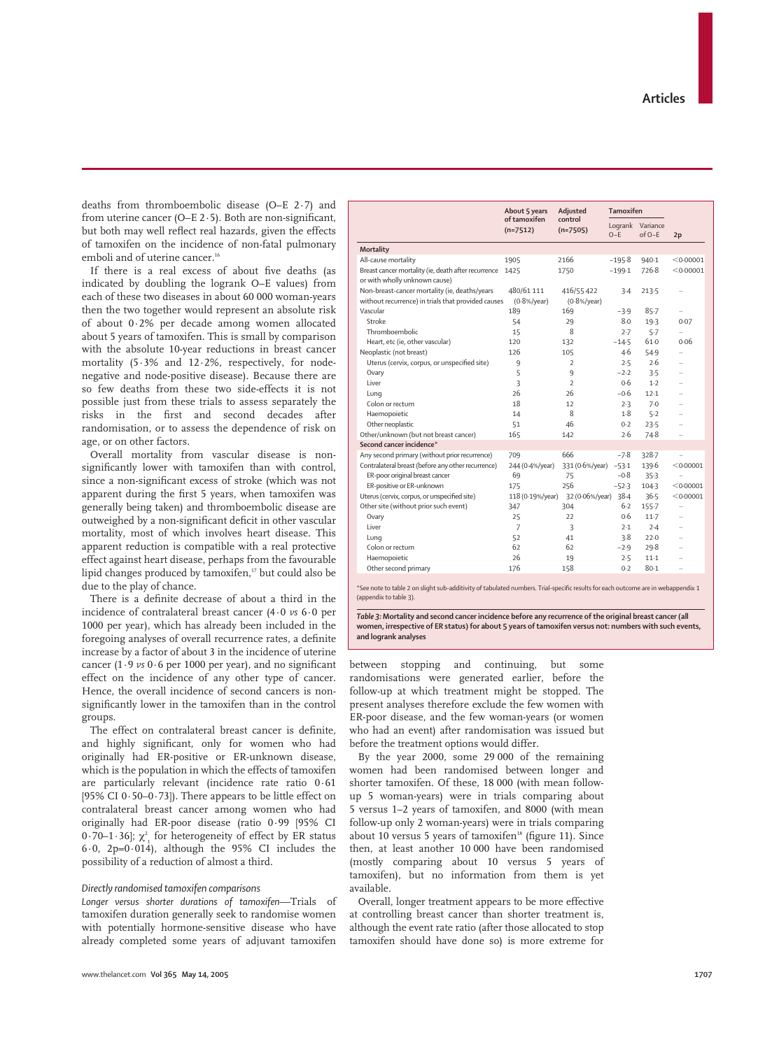deaths from thromboembolic disease (O–E 2·7) and from uterine cancer (O–E 2·5). Both are non-significant, but both may well reflect real hazards, given the effects of tamoxifen on the incidence of non-fatal pulmonary emboli and of uterine cancer.[16]

If there is a real excess of about five deaths (as indicated by doubling the logrank O–E values) from each of these two diseases in about 60 000 woman-years then the two together would represent an absolute risk of about 0·2% per decade among women allocated about 5 years of tamoxifen. This is small by comparison with the absolute 10-year reductions in breast cancer mortality (5·3% and 12·2%, respectively, for node-negative and node-positive disease). Because there are so few deaths from these two side-effects it is not possible just from these trials to assess separately the risks in the first and second decades after randomisation, or to assess the dependence of risk on age, or on other factors.

Overall mortality from vascular disease is non-significantly lower with tamoxifen than with control, since a non-significant excess of stroke (which was not apparent during the first 5 years, when tamoxifen was generally being taken) and thromboembolic disease are outweighed by a non-significant deficit in other vascular mortality, most of which involves heart disease. This apparent reduction is compatible with a real protective effect against heart disease, perhaps from the favourable lipid changes produced by tamoxifen,[17] but could also be due to the play of chance.

There is a definite decrease of about a third in the incidence of contralateral breast cancer (4·0 *vs* 6·0 per 1000 per year), which has already been included in the foregoing analyses of overall recurrence rates, a definite increase by a factor of about 3 in the incidence of uterine cancer (1·9 *vs* 0·6 per 1000 per year), and no significant effect on the incidence of any other type of cancer. Hence, the overall incidence of second cancers is non-significantly lower in the tamoxifen than in the control groups.

The effect on contralateral breast cancer is definite, and highly significant, only for women who had originally had ER-positive or ER-unknown disease, which is the population in which the effects of tamoxifen are particularly relevant (incidence rate ratio 0·61 [95% CI 0·50–0·73]). There appears to be little effect on contralateral breast cancer among women who had originally had ER-poor disease (ratio 0·99 [95% CI 0·70–1·36]; $\chi^2_1$ for heterogeneity of effect by ER status 6·0, 2p=0·014), although the 95% CI includes the possibility of a reduction of almost a third.

| | About 5 years of tamoxifen (n=7512) | Adjusted control (n=7505) | Tamoxifen | | |
|---|---|---|---|---|---|
| | | | Logrank O–E | Variance of O–E | 2p |
| **Mortality** | | | | | |
| All-cause mortality | 1905 | 2166 | −195·8 | 940·1 | <0·00001 |
| Breast cancer mortality (ie, death after recurrence or with wholly unknown cause) | 1425 | 1750 | −199·1 | 726·8 | <0·00001 |
| Non-breast-cancer mortality (ie, deaths/years without recurrence) in trials that provided causes | 480/61 111 (0·8%/year) | 416/55 422 (0·8%/year) | 3·4 | 213·5 | .. |
| Vascular | 189 | 169 | −3·9 | 85·7 | .. |
| Stroke | 54 | 29 | 8·0 | 19·3 | 0·07 |
| Thromboembolic | 15 | 8 | 2·7 | 5·7 | .. |
| Heart, etc (ie, other vascular) | 120 | 132 | −14·5 | 61·0 | 0·06 |
| Neoplastic (not breast) | 126 | 105 | 4·6 | 54·9 | .. |
| Uterus (cervix, corpus, or unspecified site) | 9 | 2 | 2·5 | 2·6 | .. |
| Ovary | 5 | 9 | −2·2 | 3·5 | .. |
| Liver | 3 | 2 | 0·6 | 1·2 | .. |
| Lung | 26 | 26 | −0·6 | 12·1 | .. |
| Colon or rectum | 18 | 12 | 2·3 | 7·0 | .. |
| Haemopoietic | 14 | 8 | 1·8 | 5·2 | .. |
| Other neoplastic | 51 | 46 | 0·2 | 23·5 | .. |
| Other/unknown (but not breast cancer) | 165 | 142 | 2·6 | 74·8 | .. |
| **Second cancer incidence*** | | | | | |
| Any second primary (without prior recurrence) | 709 | 666 | −7·8 | 328·7 | .. |
| Contralateral breast (before any other recurrence) | 244 (0·4%/year) | 331 (0·6%/year) | −53·1 | 139·6 | <0·00001 |
| ER-poor original breast cancer | 69 | 75 | −0·8 | 35·3 | .. |
| ER-positive or ER-unknown | 175 | 256 | −52·3 | 104·3 | <0·00001 |
| Uterus (cervix, corpus, or unspecified site) | 118 (0·19%/year) | 32 (0·06%/year) | 38·4 | 36·5 | <0·00001 |
| Other site (without prior such event) | 347 | 304 | 6·2 | 155·7 | .. |
| Ovary | 25 | 22 | 0·6 | 11·7 | .. |
| Liver | 7 | 3 | 2·1 | 2·4 | .. |
| Lung | 52 | 41 | 3·8 | 22·0 | .. |
| Colon or rectum | 62 | 62 | −2·9 | 29·8 | .. |
| Haemopoietic | 26 | 19 | 2·5 | 11·1 | .. |
| Other second primary | 176 | 158 | 0·2 | 80·1 | .. |

*See note to table 2 on slight sub-additivity of tabulated numbers. Trial-specific results for each outcome are in webappendix 1 (appendix to table 3).

***Table 3:* Mortality and second cancer incidence before any recurrence of the original breast cancer (all women, irrespective of ER status) for about 5 years of tamoxifen versus not: numbers with such events, and logrank analyses**

### *Directly randomised tamoxifen comparisons*

*Longer versus shorter durations of tamoxifen*—Trials of tamoxifen duration generally seek to randomise women with potentially hormone-sensitive disease who have already completed some years of adjuvant tamoxifen between stopping and continuing, but some randomisations were generated earlier, before the follow-up at which treatment might be stopped. The present analyses therefore exclude the few women with ER-poor disease, and the few woman-years (or women who had an event) after randomisation was issued but before the treatment options would differ.

By the year 2000, some 29 000 of the remaining women had been randomised between longer and shorter tamoxifen. Of these, 18 000 (with mean follow-up 5 woman-years) were in trials comparing about 5 versus 1–2 years of tamoxifen, and 8000 (with mean follow-up only 2 woman-years) were in trials comparing about 10 versus 5 years of tamoxifen[18] (figure 11). Since then, at least another 10 000 have been randomised (mostly comparing about 10 versus 5 years of tamoxifen), but no information from them is yet available.

Overall, longer treatment appears to be more effective at controlling breast cancer than shorter treatment is, although the event rate ratio (after those allocated to stop tamoxifen should have done so) is more extreme for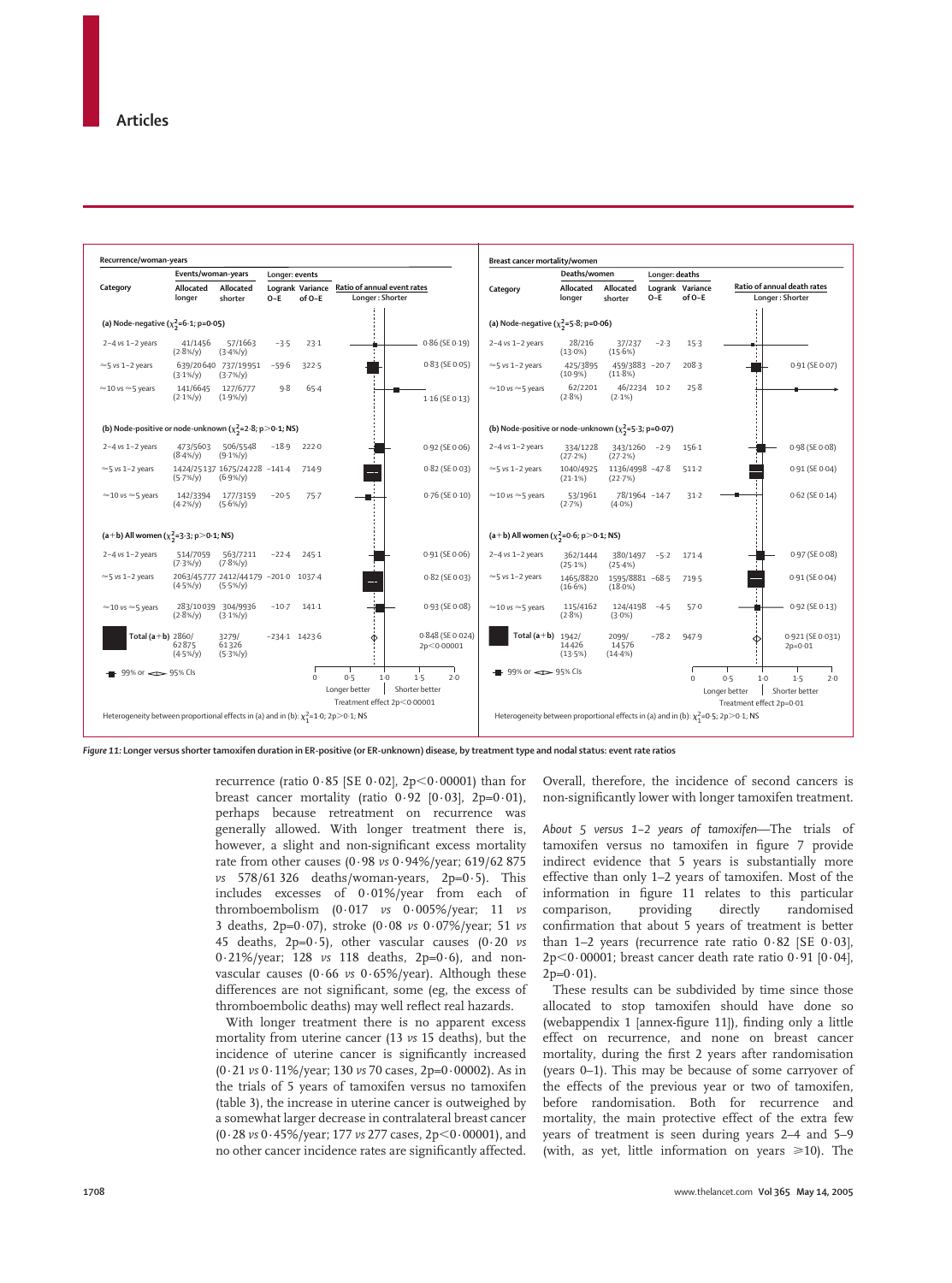| Recurrence/woman-years | | | | | | |
|---|---|---|---|---|---|---|
| | Events/woman-years | | Longer: events | | Ratio of annual event rates | |
| Category | Allocated longer | Allocated shorter | Logrank O–E | Variance of O–E | Longer : Shorter | |
| **(a) Node-negative ($\chi^2_2$=6·1; p=0·05)** | | | | | | |
| 2–4 vs 1–2 years | 41/1456 (2·8%/y) | 57/1663 (3·4%/y) | –3·5 | 23·1 | | 0·86 (SE 0·19) |
| ≈5 vs 1–2 years | 639/20640 (3·1%/y) | 737/19951 (3·7%/y) | –59·6 | 322·5 | | 0·83 (SE 0·05) |
| ≈10 vs ≈5 years | 141/6645 (2·1%/y) | 127/6777 (1·9%/y) | 9·8 | 65·4 | | 1·16 (SE 0·13) |
| **(b) Node-positive or node-unknown ($\chi^2_2$=2·8; p>0·1; NS)** | | | | | | |
| 2–4 vs 1–2 years | 473/5603 (8·4%/y) | 506/5548 (9·1%/y) | –18·9 | 222·0 | | 0·92 (SE 0·06) |
| ≈5 vs 1–2 years | 1424/25137 (5·7%/y) | 1675/24228 (6·9%/y) | –141·4 | 714·9 | | 0·82 (SE 0·03) |
| ≈10 vs ≈5 years | 142/3394 (4·2%/y) | 177/3159 (5·6%/y) | –20·5 | 75·7 | | 0·76 (SE 0·10) |
| **(a+b) All women ($\chi^2_2$=3·3; p>0·1; NS)** | | | | | | |
| 2–4 vs 1–2 years | 514/7059 (7·3%/y) | 563/7211 (7·8%/y) | –22·4 | 245·1 | | 0·91 (SE 0·06) |
| ≈5 vs 1–2 years | 2063/45777 (4·5%/y) | 2412/44179 (5·5%/y) | –201·0 | 1037·4 | | 0·82 (SE 0·03) |
| ≈10 vs ≈5 years | 283/10039 (2·8%/y) | 304/9936 (3·1%/y) | –10·7 | 141·1 | | 0·93 (SE 0·08) |
| **Total (a+b)** | 2860/62875 (4·5%/y) | 3279/61326 (5·3%/y) | –234·1 | 1423·6 | | 0·848 (SE 0·024) 2p<0·00001 |

99% or 95% CIs. Longer better | Shorter better. Treatment effect 2p<0·00001

Heterogeneity between proportional effects in (a) and in (b): $\chi^2_1$=1·0; 2p>0·1; NS

| Breast cancer mortality/women | | | | | | |
|---|---|---|---|---|---|---|
| | Deaths/women | | Longer: deaths | | Ratio of annual death rates | |
| Category | Allocated longer | Allocated shorter | Logrank O–E | Variance of O–E | Longer : Shorter | |
| **(a) Node-negative ($\chi^2_2$=5·8; p=0·06)** | | | | | | |
| 2–4 vs 1–2 years | 28/216 (13·0%) | 37/237 (15·6%) | –2·3 | 15·3 | | |
| ≈5 vs 1–2 years | 425/3895 (10·9%) | 459/3883 (11·8%) | –20·7 | 208·3 | | 0·91 (SE 0·07) |
| ≈10 vs ≈5 years | 62/2201 (2·8%) | 46/2234 (2·1%) | 10·2 | 25·8 | | |
| **(b) Node-positive or node-unknown ($\chi^2_2$=5·3; p=0·07)** | | | | | | |
| 2–4 vs 1–2 years | 334/1228 (27·2%) | 343/1260 (27·2%) | –2·9 | 156·1 | | 0·98 (SE 0·08) |
| ≈5 vs 1–2 years | 1040/4925 (21·1%) | 1136/4998 (22·7%) | –47·8 | 511·2 | | 0·91 (SE 0·04) |
| ≈10 vs ≈5 years | 53/1961 (2·7%) | 78/1964 (4·0%) | –14·7 | 31·2 | | 0·62 (SE 0·14) |
| **(a+b) All women ($\chi^2_2$=0·6; p>0·1; NS)** | | | | | | |
| 2–4 vs 1–2 years | 362/1444 (25·1%) | 380/1497 (25·4%) | –5·2 | 171·4 | | 0·97 (SE 0·08) |
| ≈5 vs 1–2 years | 1465/8820 (16·6%) | 1595/8881 (18·0%) | –68·5 | 719·5 | | 0·91 (SE 0·04) |
| ≈10 vs ≈5 years | 115/4162 (2·8%) | 124/4198 (3·0%) | –4·5 | 57·0 | | 0·92 (SE 0·13) |
| **Total (a+b)** | 1942/14426 (13·5%) | 2099/14576 (14·4%) | –78·2 | 947·9 | | 0·921 (SE 0·031) 2p=0·01 |

99% or 95% CIs. Longer better | Shorter better. Treatment effect 2p=0·01

Heterogeneity between proportional effects in (a) and in (b): $\chi^2_1$=0·5; 2p>0·1; NS

*Figure 11:* **Longer versus shorter tamoxifen duration in ER-positive (or ER-unknown) disease, by treatment type and nodal status: event rate ratios**

recurrence (ratio 0·85 [SE 0·02], 2p<0·00001) than for breast cancer mortality (ratio 0·92 [0·03], 2p=0·01), perhaps because retreatment on recurrence was generally allowed. With longer treatment there is, however, a slight and non-significant excess mortality rate from other causes (0·98 *vs* 0·94%/year; 619/62 875 *vs* 578/61 326 deaths/woman-years, 2p=0·5). This includes excesses of 0·01%/year from each of thromboembolism (0·017 *vs* 0·005%/year; 11 *vs* 3 deaths, 2p=0·07), stroke (0·08 *vs* 0·07%/year; 51 *vs* 45 deaths, 2p=0·5), other vascular causes (0·20 *vs* 0·21%/year; 128 *vs* 118 deaths, 2p=0·6), and non-vascular causes (0·66 *vs* 0·65%/year). Although these differences are not significant, some (eg, the excess of thromboembolic deaths) may well reflect real hazards.

With longer treatment there is no apparent excess mortality from uterine cancer (13 *vs* 15 deaths), but the incidence of uterine cancer is significantly increased (0·21 *vs* 0·11%/year; 130 *vs* 70 cases, 2p=0·00002). As in the trials of 5 years of tamoxifen versus no tamoxifen (table 3), the increase in uterine cancer is outweighed by a somewhat larger decrease in contralateral breast cancer (0·28 *vs* 0·45%/year; 177 *vs* 277 cases, 2p<0·00001), and no other cancer incidence rates are significantly affected. Overall, therefore, the incidence of second cancers is non-significantly lower with longer tamoxifen treatment.

*About 5 versus 1–2 years of tamoxifen*—The trials of tamoxifen versus no tamoxifen in figure 7 provide indirect evidence that 5 years is substantially more effective than only 1–2 years of tamoxifen. Most of the information in figure 11 relates to this particular comparison, providing directly randomised confirmation that about 5 years of treatment is better than 1–2 years (recurrence rate ratio 0·82 [SE 0·03], 2p<0·00001; breast cancer death rate ratio 0·91 [0·04], 2p=0·01).

These results can be subdivided by time since those allocated to stop tamoxifen should have done so (webappendix 1 [annex-figure 11]), finding only a little effect on recurrence, and none on breast cancer mortality, during the first 2 years after randomisation (years 0–1). This may be because of some carryover of the effects of the previous year or two of tamoxifen, before randomisation. Both for recurrence and mortality, the main protective effect of the extra few years of treatment is seen during years 2–4 and 5–9 (with, as yet, little information on years ≥10). The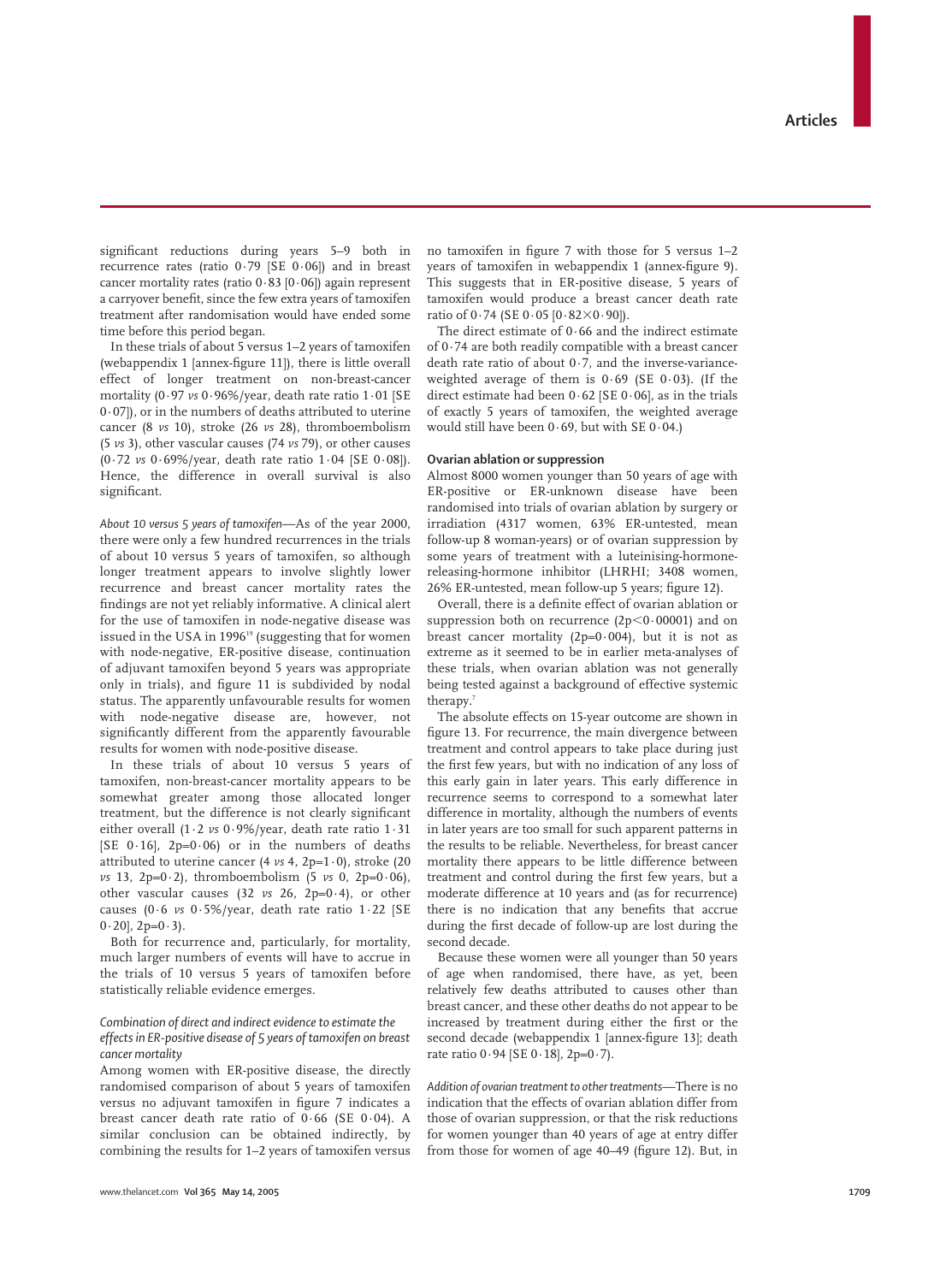significant reductions during years 5–9 both in recurrence rates (ratio 0·79 [SE 0·06]) and in breast cancer mortality rates (ratio 0·83 [0·06]) again represent a carryover benefit, since the few extra years of tamoxifen treatment after randomisation would have ended some time before this period began.

In these trials of about 5 versus 1–2 years of tamoxifen (webappendix 1 [annex-figure 11]), there is little overall effect of longer treatment on non-breast-cancer mortality (0·97 *vs* 0·96%/year, death rate ratio 1·01 [SE 0·07]), or in the numbers of deaths attributed to uterine cancer (8 *vs* 10), stroke (26 *vs* 28), thromboembolism (5 *vs* 3), other vascular causes (74 *vs* 79), or other causes (0·72 *vs* 0·69%/year, death rate ratio 1·04 [SE 0·08]). Hence, the difference in overall survival is also significant.

*About 10 versus 5 years of tamoxifen*—As of the year 2000, there were only a few hundred recurrences in the trials of about 10 versus 5 years of tamoxifen, so although longer treatment appears to involve slightly lower recurrence and breast cancer mortality rates the findings are not yet reliably informative. A clinical alert for the use of tamoxifen in node-negative disease was issued in the USA in 1996[19] (suggesting that for women with node-negative, ER-positive disease, continuation of adjuvant tamoxifen beyond 5 years was appropriate only in trials), and figure 11 is subdivided by nodal status. The apparently unfavourable results for women with node-negative disease are, however, not significantly different from the apparently favourable results for women with node-positive disease.

In these trials of about 10 versus 5 years of tamoxifen, non-breast-cancer mortality appears to be somewhat greater among those allocated longer treatment, but the difference is not clearly significant either overall (1·2 *vs* 0·9%/year, death rate ratio 1·31 [SE 0·16], 2p=0·06) or in the numbers of deaths attributed to uterine cancer (4 *vs* 4, 2p=1·0), stroke (20 *vs* 13, 2p=0·2), thromboembolism (5 *vs* 0, 2p=0·06), other vascular causes (32 *vs* 26, 2p=0·4), or other causes (0·6 *vs* 0·5%/year, death rate ratio 1·22 [SE 0·20], 2p=0·3).

Both for recurrence and, particularly, for mortality, much larger numbers of events will have to accrue in the trials of 10 versus 5 years of tamoxifen before statistically reliable evidence emerges.

### *Combination of direct and indirect evidence to estimate the effects in ER-positive disease of 5 years of tamoxifen on breast cancer mortality*

Among women with ER-positive disease, the directly randomised comparison of about 5 years of tamoxifen versus no adjuvant tamoxifen in figure 7 indicates a breast cancer death rate ratio of 0·66 (SE 0·04). A similar conclusion can be obtained indirectly, by combining the results for 1–2 years of tamoxifen versus no tamoxifen in figure 7 with those for 5 versus 1–2 years of tamoxifen in webappendix 1 (annex-figure 9). This suggests that in ER-positive disease, 5 years of tamoxifen would produce a breast cancer death rate ratio of 0·74 (SE 0·05 [0·82×0·90]).

The direct estimate of 0·66 and the indirect estimate of 0·74 are both readily compatible with a breast cancer death rate ratio of about 0·7, and the inverse-variance-weighted average of them is 0·69 (SE 0·03). (If the direct estimate had been 0·62 [SE 0·06], as in the trials of exactly 5 years of tamoxifen, the weighted average would still have been 0·69, but with SE 0·04.)

### Ovarian ablation or suppression

Almost 8000 women younger than 50 years of age with ER-positive or ER-unknown disease have been randomised into trials of ovarian ablation by surgery or irradiation (4317 women, 63% ER-untested, mean follow-up 8 woman-years) or of ovarian suppression by some years of treatment with a luteinising-hormone-releasing-hormone inhibitor (LHRHI; 3408 women, 26% ER-untested, mean follow-up 5 years; figure 12).

Overall, there is a definite effect of ovarian ablation or suppression both on recurrence (2p<0·00001) and on breast cancer mortality (2p=0·004), but it is not as extreme as it seemed to be in earlier meta-analyses of these trials, when ovarian ablation was not generally being tested against a background of effective systemic therapy.[7]

The absolute effects on 15-year outcome are shown in figure 13. For recurrence, the main divergence between treatment and control appears to take place during just the first few years, but with no indication of any loss of this early gain in later years. This early difference in recurrence seems to correspond to a somewhat later difference in mortality, although the numbers of events in later years are too small for such apparent patterns in the results to be reliable. Nevertheless, for breast cancer mortality there appears to be little difference between treatment and control during the first few years, but a moderate difference at 10 years and (as for recurrence) there is no indication that any benefits that accrue during the first decade of follow-up are lost during the second decade.

Because these women were all younger than 50 years of age when randomised, there have, as yet, been relatively few deaths attributed to causes other than breast cancer, and these other deaths do not appear to be increased by treatment during either the first or the second decade (webappendix 1 [annex-figure 13]; death rate ratio 0·94 [SE 0·18], 2p=0·7).

*Addition of ovarian treatment to other treatments*—There is no indication that the effects of ovarian ablation differ from those of ovarian suppression, or that the risk reductions for women younger than 40 years of age at entry differ from those for women of age 40–49 (figure 12). But, in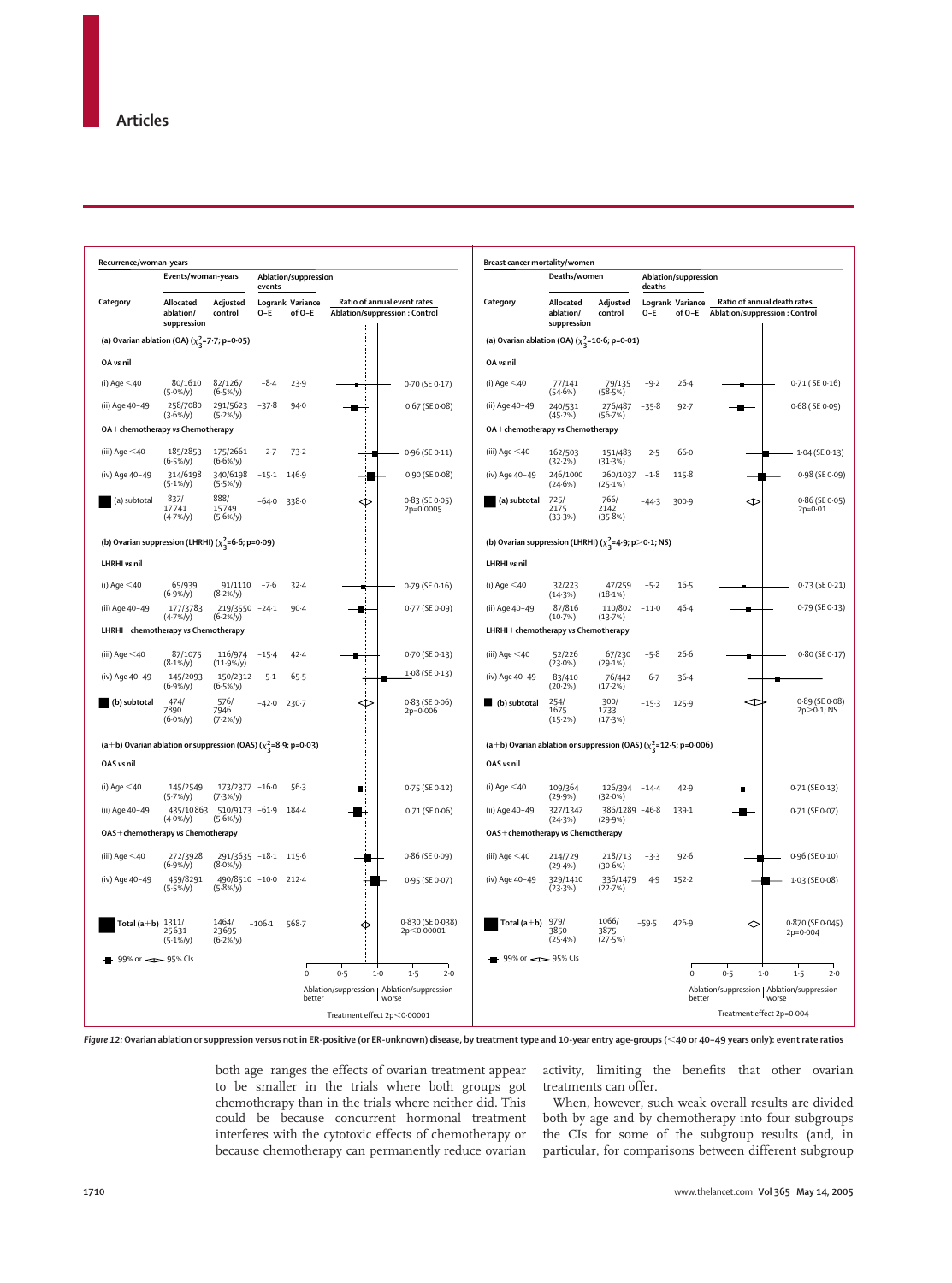**Recurrence/woman-years**

| Category | Events/woman-years: Allocated ablation/suppression | Events/woman-years: Adjusted control | Ablation/suppression events: Logrank O–E | Ablation/suppression events: Variance of O–E | Ratio of annual event rates Ablation/suppression : Control |
|---|---|---|---|---|---|
| **(a) Ovarian ablation (OA) ($\chi^2_3$=7·7; p=0·05)** | | | | | |
| **OA vs nil** | | | | | |
| (i) Age <40 | 80/1610 (5·0%/y) | 82/1267 (6·5%/y) | −8·4 | 23·9 | 0·70 (SE 0·17) |
| (ii) Age 40–49 | 258/7080 (3·6%/y) | 291/5623 (5·2%/y) | −37·8 | 94·0 | 0·67 (SE 0·08) |
| **OA+chemotherapy vs Chemotherapy** | | | | | |
| (iii) Age <40 | 185/2853 (6·5%/y) | 175/2661 (6·6%/y) | −2·7 | 73·2 | 0·96 (SE 0·11) |
| (iv) Age 40–49 | 314/6198 (5·1%/y) | 340/6198 (5·5%/y) | −15·1 | 146·9 | 0·90 (SE 0·08) |
| (a) subtotal | 837/17741 (4·7%/y) | 888/15749 (5·6%/y) | −64·0 | 338·0 | 0·83 (SE 0·05) 2p=0·0005 |
| **(b) Ovarian suppression (LHRHI) ($\chi^2_3$=6·6; p=0·09)** | | | | | |
| **LHRHI vs nil** | | | | | |
| (i) Age <40 | 65/939 (6·9%/y) | 91/1110 (8·2%/y) | −7·6 | 32·4 | 0·79 (SE 0·16) |
| (ii) Age 40–49 | 177/3783 (4·7%/y) | 219/3550 (6·2%/y) | −24·1 | 90·4 | 0·77 (SE 0·09) |
| **LHRHI+chemotherapy vs Chemotherapy** | | | | | |
| (iii) Age <40 | 87/1075 (8·1%/y) | 116/974 (11·9%/y) | −15·4 | 42·4 | 0·70 (SE 0·13) |
| (iv) Age 40–49 | 145/2093 (6·9%/y) | 150/2312 (6·5%/y) | 5·1 | 65·5 | 1·08 (SE 0·13) |
| (b) subtotal | 474/7890 (6·0%/y) | 576/7946 (7·2%/y) | −42·0 | 230·7 | 0·83 (SE 0·06) 2p=0·006 |
| **(a+b) Ovarian ablation or suppression (OAS) ($\chi^2_3$=8·9; p=0·03)** | | | | | |
| **OAS vs nil** | | | | | |
| (i) Age <40 | 145/2549 (5·7%/y) | 173/2377 (7·3%/y) | −16·0 | 56·3 | 0·75 (SE 0·12) |
| (ii) Age 40–49 | 435/10863 (4·0%/y) | 510/9173 (5·6%/y) | −61·9 | 184·4 | 0·71 (SE 0·06) |
| **OAS+chemotherapy vs Chemotherapy** | | | | | |
| (iii) Age <40 | 272/3928 (6·9%/y) | 291/3635 (8·0%/y) | −18·1 | 115·6 | 0·86 (SE 0·09) |
| (iv) Age 40–49 | 459/8291 (5·5%/y) | 490/8510 (5·8%/y) | −10·0 | 212·4 | 0·95 (SE 0·07) |
| Total (a+b) | 1311/25631 (5·1%/y) | 1464/23695 (6·2%/y) | −106·1 | 568·7 | 0·830 (SE 0·038) 2p<0·00001 |

99% or 95% CIs. Ablation/suppression better | Ablation/suppression worse. Treatment effect 2p<0·00001

**Breast cancer mortality/women**

| Category | Deaths/women: Allocated ablation/suppression | Deaths/women: Adjusted control | Ablation/suppression deaths: Logrank O–E | Ablation/suppression deaths: Variance of O–E | Ratio of annual death rates Ablation/suppression : Control |
|---|---|---|---|---|---|
| **(a) Ovarian ablation (OA) ($\chi^2_3$=10·6; p=0·01)** | | | | | |
| **OA vs nil** | | | | | |
| (i) Age <40 | 77/141 (54·6%) | 79/135 (58·5%) | −9·2 | 26·4 | 0·71 (SE 0·16) |
| (ii) Age 40–49 | 240/531 (45·2%) | 276/487 (56·7%) | −35·8 | 92·7 | 0·68 (SE 0·09) |
| **OA+chemotherapy vs Chemotherapy** | | | | | |
| (iii) Age <40 | 162/503 (32·2%) | 151/483 (31·3%) | 2·5 | 66·0 | 1·04 (SE 0·13) |
| (iv) Age 40–49 | 246/1000 (24·6%) | 260/1037 (25·1%) | −1·8 | 115·8 | 0·98 (SE 0·09) |
| (a) subtotal | 725/2175 (33·3%) | 766/2142 (35·8%) | −44·3 | 300·9 | 0·86 (SE 0·05) 2p=0·01 |
| **(b) Ovarian suppression (LHRHI) ($\chi^2_3$=4·9; p>0·1; NS)** | | | | | |
| **LHRHI vs nil** | | | | | |
| (i) Age <40 | 32/223 (14·3%) | 47/259 (18·1%) | −5·2 | 16·5 | 0·73 (SE 0·21) |
| (ii) Age 40–49 | 87/816 (10·7%) | 110/802 (13·7%) | −11·0 | 46·4 | 0·79 (SE 0·13) |
| **LHRHI+chemotherapy vs Chemotherapy** | | | | | |
| (iii) Age <40 | 52/226 (23·0%) | 67/230 (29·1%) | −5·8 | 26·6 | 0·80 (SE 0·17) |
| (iv) Age 40–49 | 83/410 (20·2%) | 76/442 (17·2%) | 6·7 | 36·4 | |
| (b) subtotal | 254/1675 (15·2%) | 300/1733 (17·3%) | −15·3 | 125·9 | 0·89 (SE 0·08) 2p>0·1; NS |
| **(a+b) Ovarian ablation or suppression (OAS) ($\chi^2_3$=12·5; p=0·006)** | | | | | |
| **OAS vs nil** | | | | | |
| (i) Age <40 | 109/364 (29·9%) | 126/394 (32·0%) | −14·4 | 42·9 | 0·71 (SE 0·13) |
| (ii) Age 40–49 | 327/1347 (24·3%) | 386/1289 (29·9%) | −46·8 | 139·1 | 0·71 (SE 0·07) |
| **OAS+chemotherapy vs Chemotherapy** | | | | | |
| (iii) Age <40 | 214/729 (29·4%) | 218/713 (30·6%) | −3·3 | 92·6 | 0·96 (SE 0·10) |
| (iv) Age 40–49 | 329/1410 (23·3%) | 336/1479 (22·7%) | 4·9 | 152·2 | 1·03 (SE 0·08) |
| Total (a+b) | 979/3850 (25·4%) | 1066/3875 (27·5%) | −59·5 | 426·9 | 0·870 (SE 0·045) 2p=0·004 |

99% or 95% CIs. Ablation/suppression better | Ablation/suppression worse. Treatment effect 2p=0·004

*Figure 12:* **Ovarian ablation or suppression versus not in ER-positive (or ER-unknown) disease, by treatment type and 10-year entry age-groups (<40 or 40–49 years only): event rate ratios**

both age ranges the effects of ovarian treatment appear to be smaller in the trials where both groups got chemotherapy than in the trials where neither did. This could be because concurrent hormonal treatment interferes with the cytotoxic effects of chemotherapy or because chemotherapy can permanently reduce ovarian activity, limiting the benefits that other ovarian treatments can offer.

When, however, such weak overall results are divided both by age and by chemotherapy into four subgroups the CIs for some of the subgroup results (and, in particular, for comparisons between different subgroup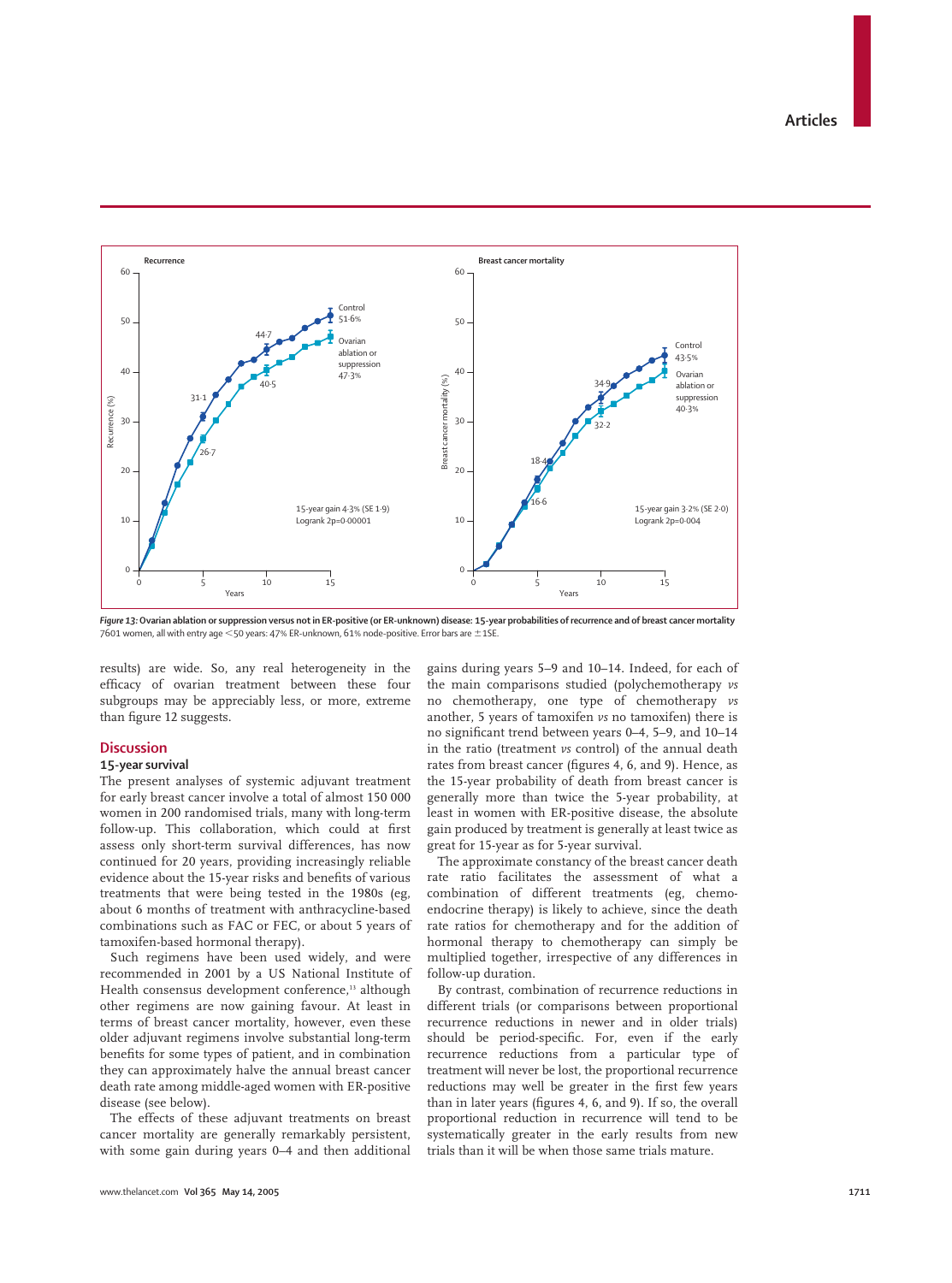Figure 13: Ovarian ablation or suppression versus not in ER-positive (or ER-unknown) disease: 15-year probabilities of recurrence and of breast cancer mortality
7601 women, all with entry age <50 years: 47% ER-unknown, 61% node-positive. Error bars are ±1SE.

results) are wide. So, any real heterogeneity in the efficacy of ovarian treatment between these four subgroups may be appreciably less, or more, extreme than figure 12 suggests.

## Discussion

### 15-year survival

The present analyses of systemic adjuvant treatment for early breast cancer involve a total of almost 150 000 women in 200 randomised trials, many with long-term follow-up. This collaboration, which could at first assess only short-term survival differences, has now continued for 20 years, providing increasingly reliable evidence about the 15-year risks and benefits of various treatments that were being tested in the 1980s (eg, about 6 months of treatment with anthracycline-based combinations such as FAC or FEC, or about 5 years of tamoxifen-based hormonal therapy).

Such regimens have been used widely, and were recommended in 2001 by a US National Institute of Health consensus development conference,[13] although other regimens are now gaining favour. At least in terms of breast cancer mortality, however, even these older adjuvant regimens involve substantial long-term benefits for some types of patient, and in combination they can approximately halve the annual breast cancer death rate among middle-aged women with ER-positive disease (see below).

The effects of these adjuvant treatments on breast cancer mortality are generally remarkably persistent, with some gain during years 0–4 and then additional gains during years 5–9 and 10–14. Indeed, for each of the main comparisons studied (polychemotherapy *vs* no chemotherapy, one type of chemotherapy *vs* another, 5 years of tamoxifen *vs* no tamoxifen) there is no significant trend between years 0–4, 5–9, and 10–14 in the ratio (treatment *vs* control) of the annual death rates from breast cancer (figures 4, 6, and 9). Hence, as the 15-year probability of death from breast cancer is generally more than twice the 5-year probability, at least in women with ER-positive disease, the absolute gain produced by treatment is generally at least twice as great for 15-year as for 5-year survival.

The approximate constancy of the breast cancer death rate ratio facilitates the assessment of what a combination of different treatments (eg, chemo-endocrine therapy) is likely to achieve, since the death rate ratios for chemotherapy and for the addition of hormonal therapy to chemotherapy can simply be multiplied together, irrespective of any differences in follow-up duration.

By contrast, combination of recurrence reductions in different trials (or comparisons between proportional recurrence reductions in newer and in older trials) should be period-specific. For, even if the early recurrence reductions from a particular type of treatment will never be lost, the proportional recurrence reductions may well be greater in the first few years than in later years (figures 4, 6, and 9). If so, the overall proportional reduction in recurrence will tend to be systematically greater in the early results from new trials than it will be when those same trials mature.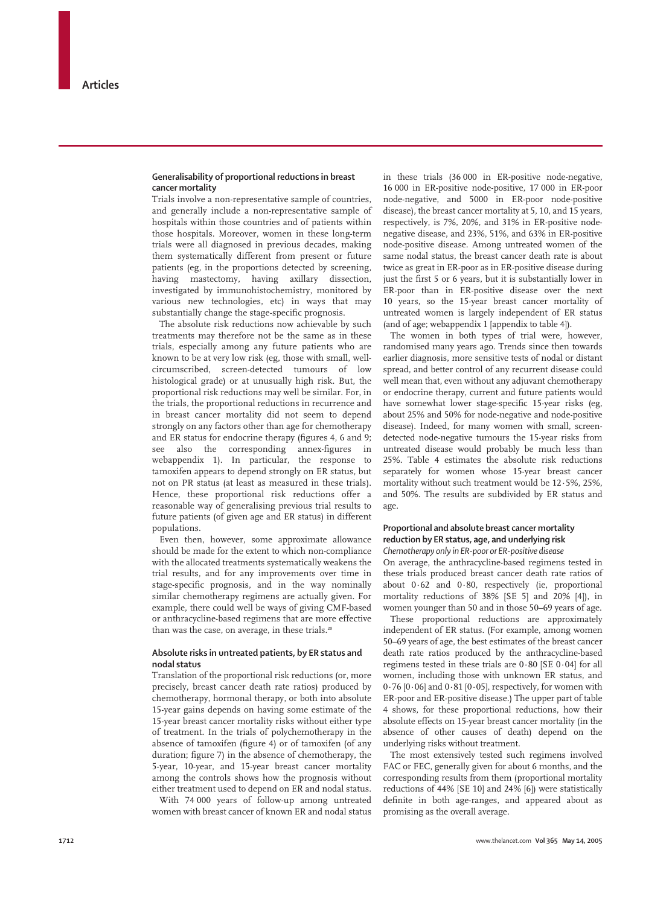## Generalisability of proportional reductions in breast cancer mortality

Trials involve a non-representative sample of countries, and generally include a non-representative sample of hospitals within those countries and of patients within those hospitals. Moreover, women in these long-term trials were all diagnosed in previous decades, making them systematically different from present or future patients (eg, in the proportions detected by screening, having mastectomy, having axillary dissection, investigated by immunohistochemistry, monitored by various new technologies, etc) in ways that may substantially change the stage-specific prognosis.

The absolute risk reductions now achievable by such treatments may therefore not be the same as in these trials, especially among any future patients who are known to be at very low risk (eg, those with small, well-circumscribed, screen-detected tumours of low histological grade) or at unusually high risk. But, the proportional risk reductions may well be similar. For, in the trials, the proportional reductions in recurrence and in breast cancer mortality did not seem to depend strongly on any factors other than age for chemotherapy and ER status for endocrine therapy (figures 4, 6 and 9; see also the corresponding annex-figures in webappendix 1). In particular, the response to tamoxifen appears to depend strongly on ER status, but not on PR status (at least as measured in these trials). Hence, these proportional risk reductions offer a reasonable way of generalising previous trial results to future patients (of given age and ER status) in different populations.

Even then, however, some approximate allowance should be made for the extent to which non-compliance with the allocated treatments systematically weakens the trial results, and for any improvements over time in stage-specific prognosis, and in the way nominally similar chemotherapy regimens are actually given. For example, there could well be ways of giving CMF-based or anthracycline-based regimens that are more effective than was the case, on average, in these trials.[20]

## Absolute risks in untreated patients, by ER status and nodal status

Translation of the proportional risk reductions (or, more precisely, breast cancer death rate ratios) produced by chemotherapy, hormonal therapy, or both into absolute 15-year gains depends on having some estimate of the 15-year breast cancer mortality risks without either type of treatment. In the trials of polychemotherapy in the absence of tamoxifen (figure 4) or of tamoxifen (of any duration; figure 7) in the absence of chemotherapy, the 5-year, 10-year, and 15-year breast cancer mortality among the controls shows how the prognosis without either treatment used to depend on ER and nodal status.

With 74 000 years of follow-up among untreated women with breast cancer of known ER and nodal status in these trials (36 000 in ER-positive node-negative, 16 000 in ER-positive node-positive, 17 000 in ER-poor node-negative, and 5000 in ER-poor node-positive disease), the breast cancer mortality at 5, 10, and 15 years, respectively, is 7%, 20%, and 31% in ER-positive node-negative disease, and 23%, 51%, and 63% in ER-positive node-positive disease. Among untreated women of the same nodal status, the breast cancer death rate is about twice as great in ER-poor as in ER-positive disease during just the first 5 or 6 years, but it is substantially lower in ER-poor than in ER-positive disease over the next 10 years, so the 15-year breast cancer mortality of untreated women is largely independent of ER status (and of age; webappendix 1 [appendix to table 4]).

The women in both types of trial were, however, randomised many years ago. Trends since then towards earlier diagnosis, more sensitive tests of nodal or distant spread, and better control of any recurrent disease could well mean that, even without any adjuvant chemotherapy or endocrine therapy, current and future patients would have somewhat lower stage-specific 15-year risks (eg, about 25% and 50% for node-negative and node-positive disease). Indeed, for many women with small, screen-detected node-negative tumours the 15-year risks from untreated disease would probably be much less than 25%. Table 4 estimates the absolute risk reductions separately for women whose 15-year breast cancer mortality without such treatment would be 12·5%, 25%, and 50%. The results are subdivided by ER status and age.

## Proportional and absolute breast cancer mortality reduction by ER status, age, and underlying risk

### *Chemotherapy only in ER-poor or ER-positive disease*

On average, the anthracycline-based regimens tested in these trials produced breast cancer death rate ratios of about 0·62 and 0·80, respectively (ie, proportional mortality reductions of 38% [SE 5] and 20% [4]), in women younger than 50 and in those 50–69 years of age.

These proportional reductions are approximately independent of ER status. (For example, among women 50–69 years of age, the best estimates of the breast cancer death rate ratios produced by the anthracycline-based regimens tested in these trials are 0·80 [SE 0·04] for all women, including those with unknown ER status, and 0·76 [0·06] and 0·81 [0·05], respectively, for women with ER-poor and ER-positive disease.) The upper part of table 4 shows, for these proportional reductions, how their absolute effects on 15-year breast cancer mortality (in the absence of other causes of death) depend on the underlying risks without treatment.

The most extensively tested such regimens involved FAC or FEC, generally given for about 6 months, and the corresponding results from them (proportional mortality reductions of 44% [SE 10] and 24% [6]) were statistically definite in both age-ranges, and appeared about as promising as the overall average.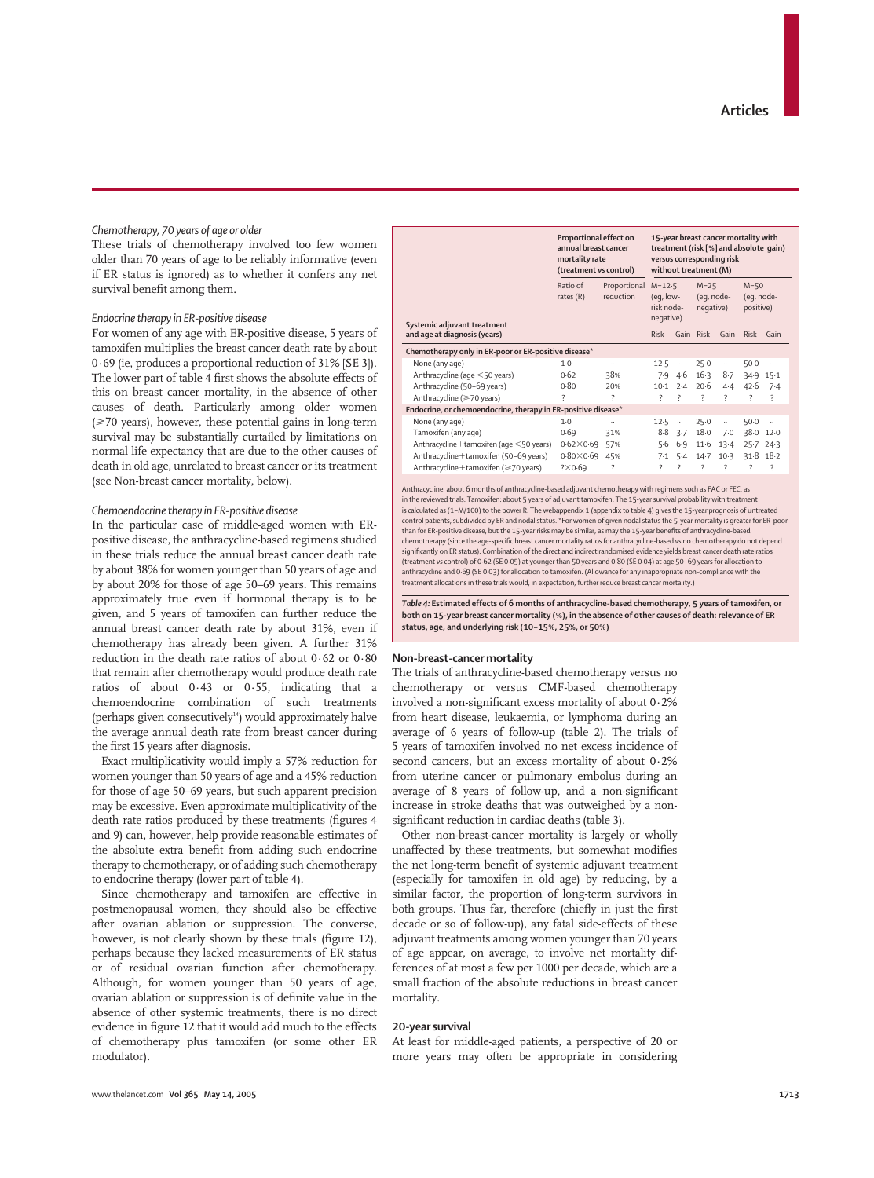### *Chemotherapy, 70 years of age or older*

These trials of chemotherapy involved too few women older than 70 years of age to be reliably informative (even if ER status is ignored) as to whether it confers any net survival benefit among them.

### *Endocrine therapy in ER-positive disease*

For women of any age with ER-positive disease, 5 years of tamoxifen multiplies the breast cancer death rate by about 0·69 (ie, produces a proportional reduction of 31% [SE 3]). The lower part of table 4 first shows the absolute effects of this on breast cancer mortality, in the absence of other causes of death. Particularly among older women (≥70 years), however, these potential gains in long-term survival may be substantially curtailed by limitations on normal life expectancy that are due to the other causes of death in old age, unrelated to breast cancer or its treatment (see Non-breast cancer mortality, below).

### *Chemoendocrine therapy in ER-positive disease*

In the particular case of middle-aged women with ER-positive disease, the anthracycline-based regimens studied in these trials reduce the annual breast cancer death rate by about 38% for women younger than 50 years of age and by about 20% for those of age 50–69 years. This remains approximately true even if hormonal therapy is to be given, and 5 years of tamoxifen can further reduce the annual breast cancer death rate by about 31%, even if chemotherapy has already been given. A further 31% reduction in the death rate ratios of about 0·62 or 0·80 that remain after chemotherapy would produce death rate ratios of about 0·43 or 0·55, indicating that a chemoendocrine combination of such treatments (perhaps given consecutively[14]) would approximately halve the average annual death rate from breast cancer during the first 15 years after diagnosis.

Exact multiplicativity would imply a 57% reduction for women younger than 50 years of age and a 45% reduction for those of age 50–69 years, but such apparent precision may be excessive. Even approximate multiplicativity of the death rate ratios produced by these treatments (figures 4 and 9) can, however, help provide reasonable estimates of the absolute extra benefit from adding such endocrine therapy to chemotherapy, or of adding such chemotherapy to endocrine therapy (lower part of table 4).

Since chemotherapy and tamoxifen are effective in postmenopausal women, they should also be effective after ovarian ablation or suppression. The converse, however, is not clearly shown by these trials (figure 12), perhaps because they lacked measurements of ER status or of residual ovarian function after chemotherapy. Although, for women younger than 50 years of age, ovarian ablation or suppression is of definite value in the absence of other systemic treatments, there is no direct evidence in figure 12 that it would add much to the effects of chemotherapy plus tamoxifen (or some other ER modulator).

| Systemic adjuvant treatment and age at diagnosis (years) | Proportional effect on annual breast cancer mortality rate (treatment *vs* control) | | 15-year breast cancer mortality with treatment (risk [%] and absolute gain) versus corresponding risk without treatment (M) | | | | | |
|---|---|---|---|---|---|---|---|---|
| | Ratio of rates (R) | Proportional reduction | M=12·5 (eg, low-risk node-negative) | | M=25 (eg, node-negative) | | M=50 (eg, node-positive) | |
| | | | Risk | Gain | Risk | Gain | Risk | Gain |
| **Chemotherapy only in ER-poor or ER-positive disease*** | | | | | | | | |
| None (any age) | 1·0 | .. | 12·5 | .. | 25·0 | .. | 50·0 | .. |
| Anthracycline (age <50 years) | 0·62 | 38% | 7·9 | 4·6 | 16·3 | 8·7 | 34·9 | 15·1 |
| Anthracycline (50–69 years) | 0·80 | 20% | 10·1 | 2·4 | 20·6 | 4·4 | 42·6 | 7·4 |
| Anthracycline (≥70 years) | ? | ? | ? | ? | ? | ? | ? | ? |
| **Endocrine, or chemoendocrine, therapy in ER-positive disease*** | | | | | | | | |
| None (any age) | 1·0 | .. | 12·5 | .. | 25·0 | .. | 50·0 | .. |
| Tamoxifen (any age) | 0·69 | 31% | 8·8 | 3·7 | 18·0 | 7·0 | 38·0 | 12·0 |
| Anthracycline+tamoxifen (age <50 years) | 0·62×0·69 | 57% | 5·6 | 6·9 | 11·6 | 13·4 | 25·7 | 24·3 |
| Anthracycline+tamoxifen (50–69 years) | 0·80×0·69 | 45% | 7·1 | 5·4 | 14·7 | 10·3 | 31·8 | 18·2 |
| Anthracycline+tamoxifen (≥70 years) | ?×0·69 | ? | ? | ? | ? | ? | ? | ? |

Anthracycline: about 6 months of anthracycline-based adjuvant chemotherapy with regimens such as FAC or FEC, as in the reviewed trials. Tamoxifen: about 5 years of adjuvant tamoxifen. The 15-year survival probability with treatment is calculated as (1–M/100) to the power R. The webappendix 1 (appendix to table 4) gives the 15-year prognosis of untreated control patients, subdivided by ER and nodal status. *For women of given nodal status the 5-year mortality is greater for ER-poor than for ER-positive disease, but the 15-year risks may be similar, as may the 15-year benefits of anthracycline-based chemotherapy (since the age-specific breast cancer mortality ratios for anthracycline-based *vs* no chemotherapy do not depend significantly on ER status). Combination of the direct and indirect randomised evidence yields breast cancer death rate ratios (treatment *vs* control) of 0·62 (SE 0·05) at younger than 50 years and 0·80 (SE 0·04) at age 50–69 years for allocation to anthracycline and 0·69 (SE 0·03) for allocation to tamoxifen. (Allowance for any inappropriate non-compliance with the treatment allocations in these trials would, in expectation, further reduce breast cancer mortality.)

*Table 4:* **Estimated effects of 6 months of anthracycline-based chemotherapy, 5 years of tamoxifen, or both on 15-year breast cancer mortality (%), in the absence of other causes of death: relevance of ER status, age, and underlying risk (10–15%, 25%, or 50%)**

## Non-breast-cancer mortality

The trials of anthracycline-based chemotherapy versus no chemotherapy or versus CMF-based chemotherapy involved a non-significant excess mortality of about 0·2% from heart disease, leukaemia, or lymphoma during an average of 6 years of follow-up (table 2). The trials of 5 years of tamoxifen involved no net excess incidence of second cancers, but an excess mortality of about 0·2% from uterine cancer or pulmonary embolus during an average of 8 years of follow-up, and a non-significant increase in stroke deaths that was outweighed by a non-significant reduction in cardiac deaths (table 3).

Other non-breast-cancer mortality is largely or wholly unaffected by these treatments, but somewhat modifies the net long-term benefit of systemic adjuvant treatment (especially for tamoxifen in old age) by reducing, by a similar factor, the proportion of long-term survivors in both groups. Thus far, therefore (chiefly in just the first decade or so of follow-up), any fatal side-effects of these adjuvant treatments among women younger than 70 years of age appear, on average, to involve net mortality differences of at most a few per 1000 per decade, which are a small fraction of the absolute reductions in breast cancer mortality.

## 20-year survival

At least for middle-aged patients, a perspective of 20 or more years may often be appropriate in considering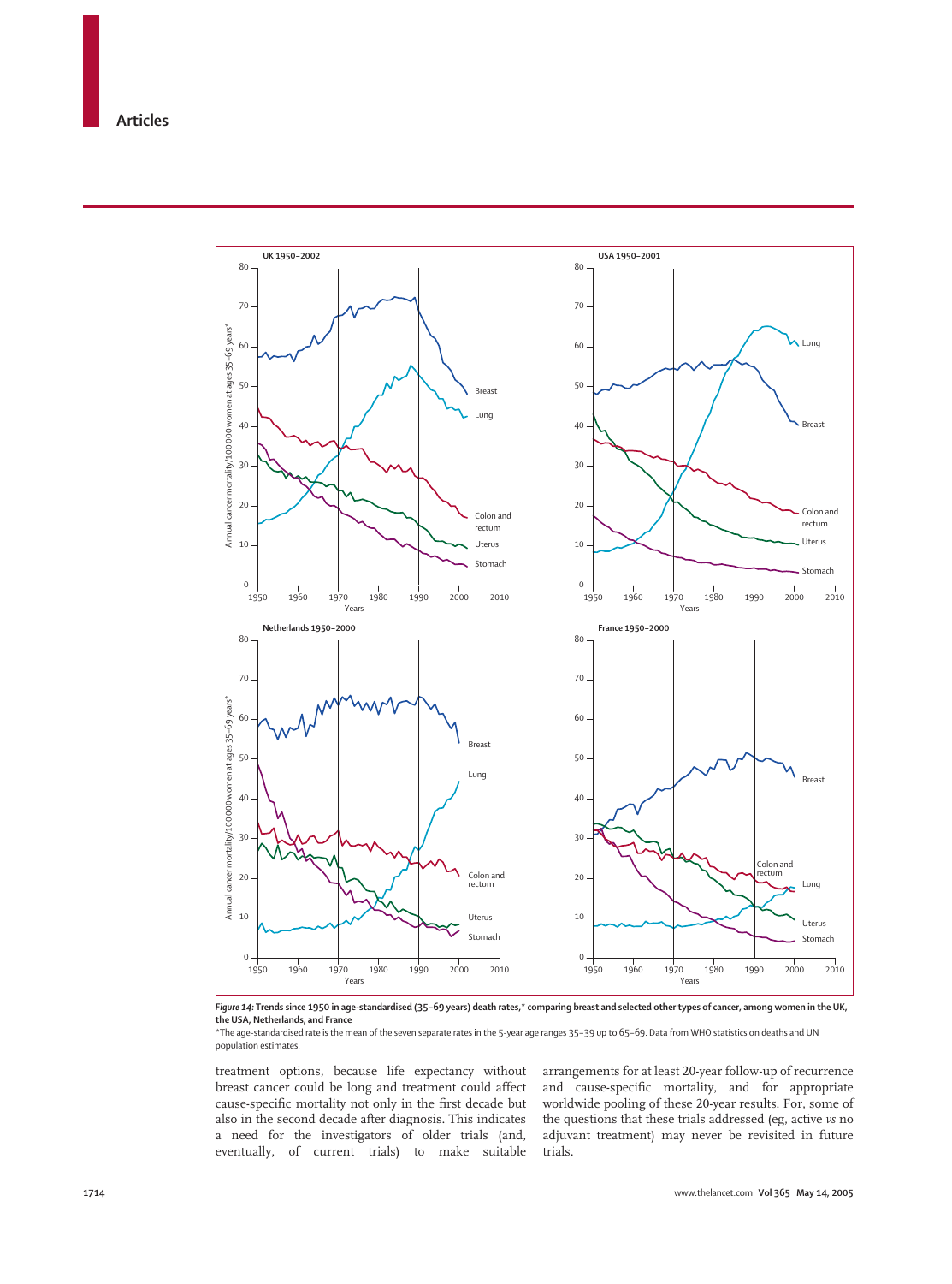*Figure 14:* **Trends since 1950 in age-standardised (35–69 years) death rates,\* comparing breast and selected other types of cancer, among women in the UK, the USA, Netherlands, and France**

\*The age-standardised rate is the mean of the seven separate rates in the 5-year age ranges 35–39 up to 65–69. Data from WHO statistics on deaths and UN population estimates.

treatment options, because life expectancy without breast cancer could be long and treatment could affect cause-specific mortality not only in the first decade but also in the second decade after diagnosis. This indicates a need for the investigators of older trials (and, eventually, of current trials) to make suitable arrangements for at least 20-year follow-up of recurrence and cause-specific mortality, and for appropriate worldwide pooling of these 20-year results. For, some of the questions that these trials addressed (eg, active *vs* no adjuvant treatment) may never be revisited in future trials.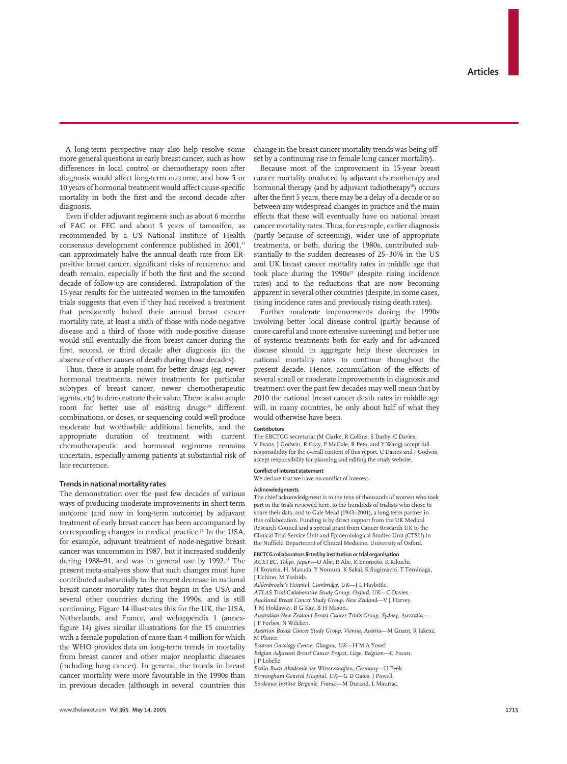A long-term perspective may also help resolve some more general questions in early breast cancer, such as how differences in local control or chemotherapy soon after diagnosis would affect long-term outcome, and how 5 or 10 years of hormonal treatment would affect cause-specific mortality in both the first and the second decade after diagnosis.

Even if older adjuvant regimens such as about 6 months of FAC or FEC and about 5 years of tamoxifen, as recommended by a US National Institute of Health consensus development conference published in 2001,[13] can approximately halve the annual death rate from ER-positive breast cancer, significant risks of recurrence and death remain, especially if both the first and the second decade of follow-up are considered. Extrapolation of the 15-year results for the untreated women in the tamoxifen trials suggests that even if they had received a treatment that persistently halved their annual breast cancer mortality rate, at least a sixth of those with node-negative disease and a third of those with node-positive disease would still eventually die from breast cancer during the first, second, or third decade after diagnosis (in the absence of other causes of death during those decades).

Thus, there is ample room for better drugs (eg, newer hormonal treatments, newer treatments for particular subtypes of breast cancer, newer chemotherapeutic agents, etc) to demonstrate their value. There is also ample room for better use of existing drugs:[20] different combinations, or doses, or sequencing could well produce moderate but worthwhile additional benefits, and the appropriate duration of treatment with current chemotherapeutic and hormonal regimens remains uncertain, especially among patients at substantial risk of late recurrence.

### Trends in national mortality rates

The demonstration over the past few decades of various ways of producing moderate improvements in short-term outcome (and now in long-term outcome) by adjuvant treatment of early breast cancer has been accompanied by corresponding changes in medical practice.[13] In the USA, for example, adjuvant treatment of node-negative breast cancer was uncommon in 1987, but it increased suddenly during 1988–91, and was in general use by 1992.[21] The present meta-analyses show that such changes must have contributed substantially to the recent decrease in national breast cancer mortality rates that began in the USA and several other countries during the 1990s, and is still continuing. Figure 14 illustrates this for the UK, the USA, Netherlands, and France, and webappendix 1 (annex-figure 14) gives similar illustrations for the 15 countries with a female population of more than 4 million for which the WHO provides data on long-term trends in mortality from breast cancer and other major neoplastic diseases (including lung cancer). In general, the trends in breast cancer mortality were more favourable in the 1990s than in previous decades (although in several countries this change in the breast cancer mortality trends was being offset by a continuing rise in female lung cancer mortality).

Because most of the improvement in 15-year breast cancer mortality produced by adjuvant chemotherapy and hormonal therapy (and by adjuvant radiotherapy[10]) occurs after the first 5 years, there may be a delay of a decade or so between any widespread changes in practice and the main effects that these will eventually have on national breast cancer mortality rates. Thus, for example, earlier diagnosis (partly because of screening), wider use of appropriate treatments, or both, during the 1980s, contributed substantially to the sudden decreases of 25–30% in the US and UK breast cancer mortality rates in middle age that took place during the 1990s[22] (despite rising incidence rates) and to the reductions that are now becoming apparent in several other countries (despite, in some cases, rising incidence rates and previously rising death rates).

Further moderate improvements during the 1990s involving better local disease control (partly because of more careful and more extensive screening) and better use of systemic treatments both for early and for advanced disease should in aggregate help these decreases in national mortality rates to continue throughout the present decade. Hence, accumulation of the effects of several small or moderate improvements in diagnosis and treatment over the past few decades may well mean that by 2010 the national breast cancer death rates in middle age will, in many countries, be only about half of what they would otherwise have been.

#### Contributors

The EBCTCG secretariat (M Clarke, R Collins, S Darby, C Davies, V Evans, J Godwin, R Gray, P McGale, R Peto, and Y Wang) accept full responsibility for the overall content of this report. C Davies and J Godwin accept responsibility for planning and editing the study website.

#### Conflict of interest statement

We declare that we have no conflict of interest.

#### Acknowledgments

The chief acknowledgment is to the tens of thousands of women who took part in the trials reviewed here, to the hundreds of trialists who chose to share their data, and to Gale Mead (1943–2001), a long-term partner in this collaboration. Funding is by direct support from the UK Medical Research Council and a special grant from Cancer Research UK to the Clinical Trial Service Unit and Epidemiological Studies Unit (CTSU) in the Nuffield Department of Clinical Medicine, University of Oxford.

#### EBCTCG collaborators listed by institution or trial organisation

*ACETBC, Tokyo, Japan*—O Abe, R Abe, K Enomoto, K Kikuchi, H Koyama, H. Masuda, Y Nomura, K Sakai, K Sugimachi, T Tominaga, J Uchino, M Yoshida.
*Addenbrooke's Hospital, Cambridge, UK*—J L Haybittle.
*ATLAS Trial Collaborative Study Group, Oxford, UK*—C Davies.
*Auckland Breast Cancer Study Group, New Zealand*—V J Harvey, T M Holdaway, R G Kay, B H Mason.
*Australian-New Zealand Breast Cancer Trials Group, Sydney, Australia*—J F Forbes, N Wilcken.
*Austrian Breast Cancer Study Group, Vienna, Austria*—M Gnant, R Jakesz, M Ploner.
*Beatson Oncology Centre, Glasgow, UK*—H M A Yosef.
*Belgian Adjuvant Breast Cancer Project, Liège, Belgium*—C Focan, J P Lobelle.
*Berlin-Buch Akademie der Wissenschaften, Germany*—U Peek.
*Birmingham General Hospital, UK*—G D Oates, J Powell.
*Bordeaux Institut Bergonié, France*—M Durand, L Mauriac.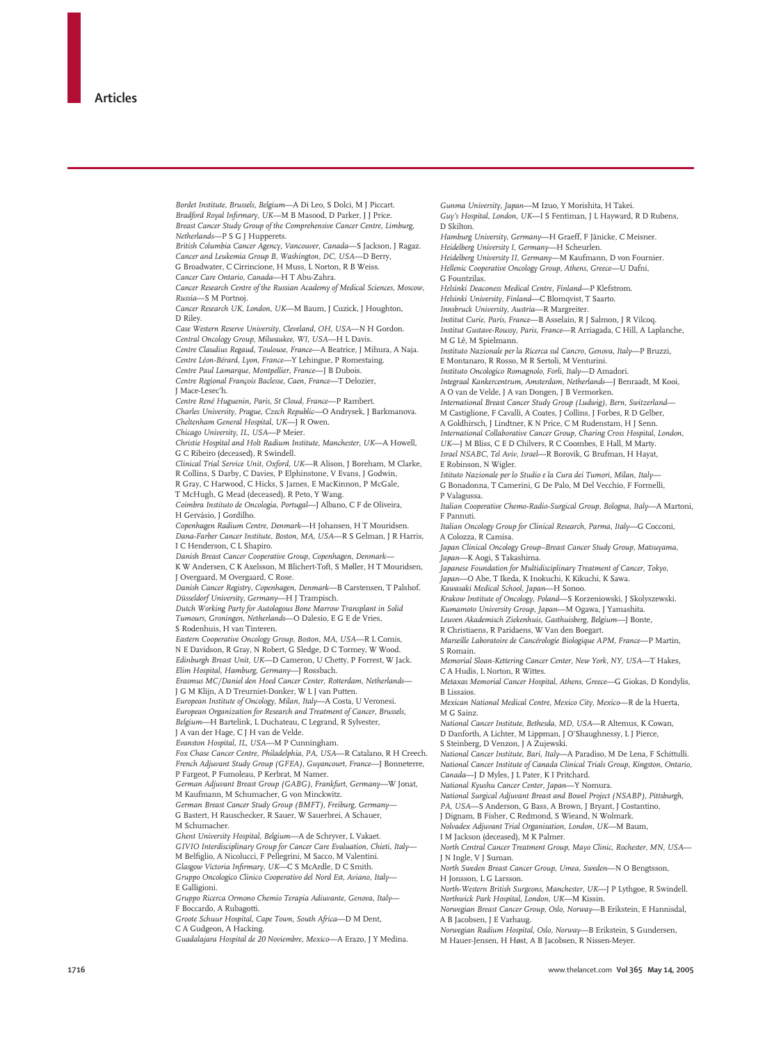*Bordet Institute, Brussels, Belgium*—A Di Leo, S Dolci, M J Piccart.
*Bradford Royal Infirmary, UK*—M B Masood, D Parker, J J Price.
*Breast Cancer Study Group of the Comprehensive Cancer Centre, Limburg, Netherlands*—P S G J Hupperets.
*British Columbia Cancer Agency, Vancouver, Canada*—S Jackson, J Ragaz.
*Cancer and Leukemia Group B, Washington, DC, USA*—D Berry, G Broadwater, C Cirrincione, H Muss, L Norton, R B Weiss.
*Cancer Care Ontario, Canada*—H T Abu-Zahra.
*Cancer Research Centre of the Russian Academy of Medical Sciences, Moscow, Russia*—S M Portnoj.
*Cancer Research UK, London, UK*—M Baum, J Cuzick, J Houghton, D Riley.
*Case Western Reserve University, Cleveland, OH, USA*—N H Gordon.
*Central Oncology Group, Milwaukee, WI, USA*—H L Davis.
*Centre Claudius Regaud, Toulouse, France*—A Beatrice, J Mihura, A Naja.
*Centre Léon-Bérard, Lyon, France*—Y Lehingue, P Romestaing.
*Centre Paul Lamarque, Montpellier, France*—J B Dubois.
*Centre Regional François Baclesse, Caen, France*—T Delozier, J Mace-Lesec'h.
*Centre René Huguenin, Paris, St Cloud, France*—P Rambert.
*Charles University, Prague, Czech Republic*—O Andrysek, J Barkmanova.
*Cheltenham General Hospital, UK*—J R Owen.
*Chicago University, IL, USA*—P Meier.
*Christie Hospital and Holt Radium Institute, Manchester, UK*—A Howell, G C Ribeiro (deceased), R Swindell.
*Clinical Trial Service Unit, Oxford, UK*—R Alison, J Boreham, M Clarke, R Collins, S Darby, C Davies, P Elphinstone, V Evans, J Godwin, R Gray, C Harwood, C Hicks, S James, E MacKinnon, P McGale, T McHugh, G Mead (deceased), R Peto, Y Wang.
*Coimbra Instituto de Oncologia, Portugal*—J Albano, C F de Oliveira, H Gervásio, J Gordilho.
*Copenhagen Radium Centre, Denmark*—H Johansen, H T Mouridsen.
*Dana-Farber Cancer Institute, Boston, MA, USA*—R S Gelman, J R Harris, I C Henderson, C L Shapiro.
*Danish Breast Cancer Cooperative Group, Copenhagen, Denmark*—K W Andersen, C K Axelsson, M Blichert-Toft, S Møller, H T Mouridsen, J Overgaard, M Overgaard, C Rose.
*Danish Cancer Registry, Copenhagen, Denmark*—B Carstensen, T Palshof.
*Düsseldorf University, Germany*—H J Trampisch.
*Dutch Working Party for Autologous Bone Marrow Transplant in Solid Tumours, Groningen, Netherlands*—O Dalesio, E G E de Vries, S Rodenhuis, H van Tinteren.
*Eastern Cooperative Oncology Group, Boston, MA, USA*—R L Comis, N E Davidson, R Gray, N Robert, G Sledge, D C Tormey, W Wood.
*Edinburgh Breast Unit, UK*—D Cameron, U Chetty, P Forrest, W Jack.
*Elim Hospital, Hamburg, Germany*—J Rossbach.
*Erasmus MC/Daniel den Hoed Cancer Center, Rotterdam, Netherlands*—J G M Klijn, A D Treurniet-Donker, W L J van Putten.
*European Institute of Oncology, Milan, Italy*—A Costa, U Veronesi.
*European Organization for Research and Treatment of Cancer, Brussels, Belgium*—H Bartelink, L Duchateau, C Legrand, R Sylvester, J A van der Hage, C J H van de Velde.
*Evanston Hospital, IL, USA*—M P Cunningham.
*Fox Chase Cancer Centre, Philadelphia, PA, USA*—R Catalano, R H Creech.
*French Adjuvant Study Group (GFEA), Guyancourt, France*—J Bonneterre, P Fargeot, P Fumoleau, P Kerbrat, M Namer.
*German Adjuvant Breast Group (GABG), Frankfurt, Germany*—W Jonat, M Kaufmann, M Schumacher, G von Minckwitz.
*German Breast Cancer Study Group (BMFT), Freiburg, Germany*—G Bastert, H Rauschecker, R Sauer, W Sauerbrei, A Schauer, M Schumacher.
*Ghent University Hospital, Belgium*—A de Schryver, L Vakaet.
*GIVIO Interdisciplinary Group for Cancer Care Evaluation, Chieti, Italy*—M Belfiglio, A Nicolucci, F Pellegrini, M Sacco, M Valentini.
*Glasgow Victoria Infirmary, UK*—C S McArdle, D C Smith.
*Gruppo Oncologico Clinico Cooperativo del Nord Est, Aviano, Italy*—E Galligioni.
*Gruppo Ricerca Ormono Chemio Terapia Adiuvante, Genova, Italy*—F Boccardo, A Rubagotti.
*Groote Schuur Hospital, Cape Town, South Africa*—D M Dent, C A Gudgeon, A Hacking.
*Guadalajara Hospital de 20 Noviembre, Mexico*—A Erazo, J Y Medina.
*Gunma University, Japan*—M Izuo, Y Morishita, H Takei.
*Guy's Hospital, London, UK*—I S Fentiman, J L Hayward, R D Rubens, D Skilton.
*Hamburg University, Germany*—H Graeff, F Jänicke, C Meisner.
*Heidelberg University I, Germany*—H Scheurlen.
*Heidelberg University II, Germany*—M Kaufmann, D von Fournier.
*Hellenic Cooperative Oncology Group, Athens, Greece*—U Dafni, G Fountzilas.
*Helsinki Deaconess Medical Centre, Finland*—P Klefstrom.
*Helsinki University, Finland*—C Blomqvist, T Saarto.
*Innsbruck University, Austria*—R Margreiter.
*Institut Curie, Paris, France*—B Asselain, R J Salmon, J R Vilcoq.
*Institut Gustave-Roussy, Paris, France*—R Arriagada, C Hill, A Laplanche, M G Lê, M Spielmann.
*Instituto Nazionale per la Ricerca sul Cancro, Genova, Italy*—P Bruzzi, E Montanaro, R Rosso, M R Sertoli, M Venturini.
*Instituto Oncologico Romagnolo, Forli, Italy*—D Amadori.
*Integraal Kankercentrum, Amsterdam, Netherlands*—J Benraadt, M Kooi, A O van de Velde, J A van Dongen, J B Vermorken.
*International Breast Cancer Study Group (Ludwig), Bern, Switzerland*—M Castiglione, F Cavalli, A Coates, J Collins, J Forbes, R D Gelber, A Goldhirsch, J Lindtner, K N Price, C M Rudenstam, H J Senn.
*International Collaborative Cancer Group, Charing Cross Hospital, London, UK*—J M Bliss, C E D Chilvers, R C Coombes, E Hall, M Marty.
*Israel NSABC, Tel Aviv, Israel*—R Borovik, G Brufman, H Hayat, E Robinson, N Wigler.
*Istituto Nazionale per lo Studio e la Cura dei Tumori, Milan, Italy*—G Bonadonna, T Camerini, G De Palo, M Del Vecchio, F Formelli, P Valagussa.
*Italian Cooperative Chemo-Radio-Surgical Group, Bologna, Italy*—A Martoni, F Pannuti.
*Italian Oncology Group for Clinical Research, Parma, Italy*—G Cocconi, A Colozza, R Camisa.
*Japan Clinical Oncology Group–Breast Cancer Study Group, Matsuyama, Japan*—K Aogi, S Takashima.
*Japanese Foundation for Multidisciplinary Treatment of Cancer, Tokyo, Japan*—O Abe, T Ikeda, K Inokuchi, K Kikuchi, K Sawa.
*Kawasaki Medical School, Japan*—H Sonoo.
*Krakow Institute of Oncology, Poland*—S Korzeniowski, J Skolyszewski.
*Kumamoto University Group, Japan*—M Ogawa, J Yamashita.
*Leuven Akademisch Ziekenhuis, Gasthuisberg, Belgium*—J Bonte, R Christiaens, R Paridaens, W Van den Boegart.
*Marseille Laboratoire de Cancérologie Biologique APM, France*—P Martin, S Romain.
*Memorial Sloan-Kettering Cancer Center, New York, NY, USA*—T Hakes, C A Hudis, L Norton, R Wittes.
*Metaxas Memorial Cancer Hospital, Athens, Greece*—G Giokas, D Kondylis, B Lissaios.
*Mexican National Medical Centre, Mexico City, Mexico*—R de la Huerta, M G Sainz.
*National Cancer Institute, Bethesda, MD, USA*—R Altemus, K Cowan, D Danforth, A Lichter, M Lippman, J O'Shaughnessy, L J Pierce, S Steinberg, D Venzon, J A Zujewski.
*National Cancer Institute, Bari, Italy*—A Paradiso, M De Lena, F Schittulli.
*National Cancer Institute of Canada Clinical Trials Group, Kingston, Ontario, Canada*—J D Myles, J L Pater, K I Pritchard.
*National Kyushu Cancer Center, Japan*—Y Nomura.
*National Surgical Adjuvant Breast and Bowel Project (NSABP), Pittsburgh, PA, USA*—S Anderson, G Bass, A Brown, J Bryant, J Costantino, J Dignam, B Fisher, C Redmond, S Wieand, N Wolmark.
*Nolvadex Adjuvant Trial Organisation, London, UK*—M Baum, I M Jackson (deceased), M K Palmer.
*North Central Cancer Treatment Group, Mayo Clinic, Rochester, MN, USA*—J N Ingle, V J Suman.
*North Sweden Breast Cancer Group, Umea, Sweden*—N O Bengtsson, H Jonsson, L G Larsson.
*North-Western British Surgeons, Manchester, UK*—J P Lythgoe, R Swindell.
*Northwick Park Hospital, London, UK*—M Kissin.
*Norwegian Breast Cancer Group, Oslo, Norway*—B Erikstein, E Hannisdal, A B Jacobsen, J E Varhaug.
*Norwegian Radium Hospital, Oslo, Norway*—B Erikstein, S Gundersen, M Hauer-Jensen, H Høst, A B Jacobsen, R Nissen-Meyer.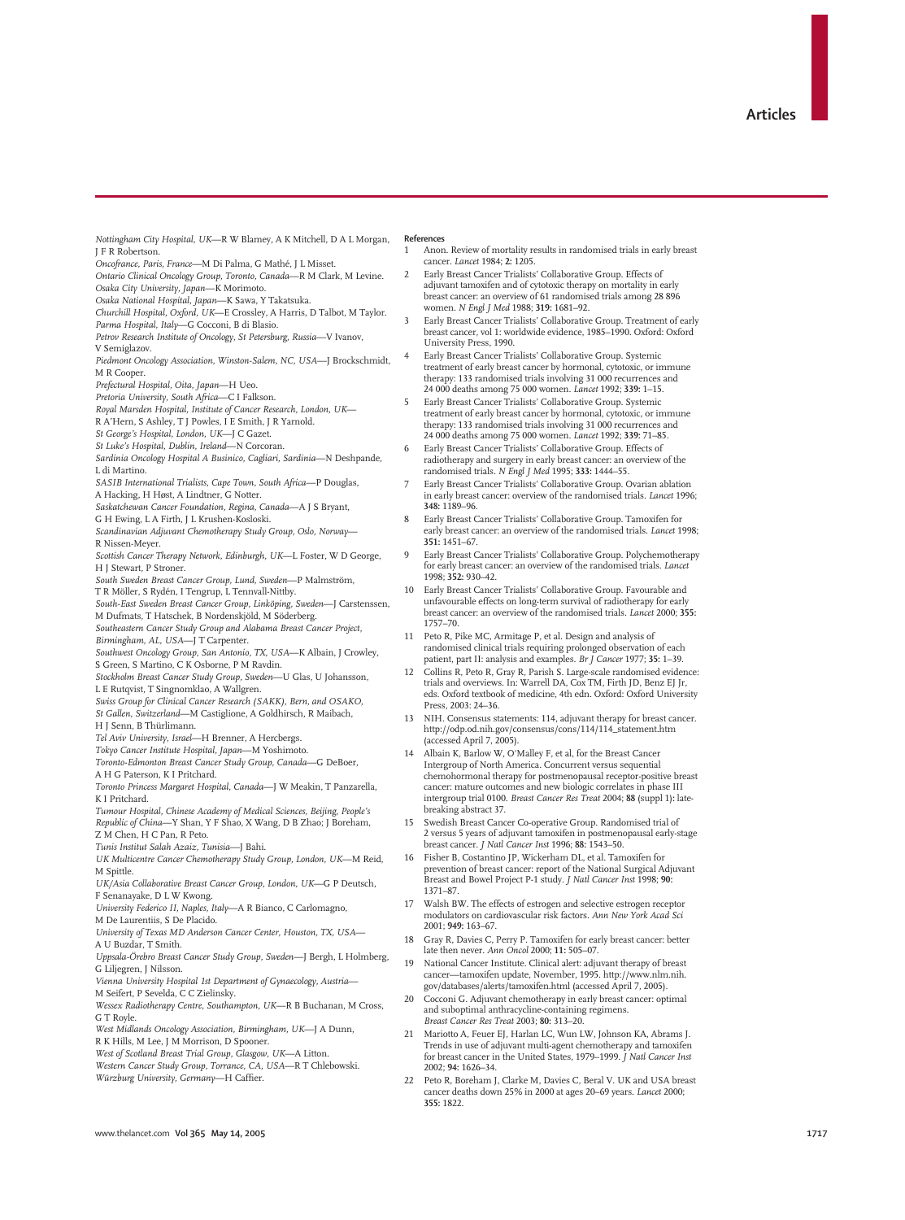*Nottingham City Hospital, UK*—R W Blamey, A K Mitchell, D A L Morgan, J F R Robertson.
*Oncofrance, Paris, France*—M Di Palma, G Mathé, J L Misset.
*Ontario Clinical Oncology Group, Toronto, Canada*—R M Clark, M Levine.
*Osaka City University, Japan*—K Morimoto.
*Osaka National Hospital, Japan*—K Sawa, Y Takatsuka.
*Churchill Hospital, Oxford, UK*—E Crossley, A Harris, D Talbot, M Taylor.
*Parma Hospital, Italy*—G Cocconi, B di Blasio.
*Petrov Research Institute of Oncology, St Petersburg, Russia*—V Ivanov, V Semiglazov.
*Piedmont Oncology Association, Winston-Salem, NC, USA*—J Brockschmidt, M R Cooper.
*Prefectural Hospital, Oita, Japan*—H Ueo.
*Pretoria University, South Africa*—C I Falkson.
*Royal Marsden Hospital, Institute of Cancer Research, London, UK*—R A'Hern, S Ashley, T J Powles, I E Smith, J R Yarnold.
*St George's Hospital, London, UK*—J C Gazet.
*St Luke's Hospital, Dublin, Ireland*—N Corcoran.
*Sardinia Oncology Hospital A Businico, Cagliari, Sardinia*—N Deshpande, L di Martino.
*SASIB International Trialists, Cape Town, South Africa*—P Douglas, A Hacking, H Høst, A Lindtner, G Notter.
*Saskatchewan Cancer Foundation, Regina, Canada*—A J S Bryant, G H Ewing, L A Firth, J L Krushen-Kosloski.
*Scandinavian Adjuvant Chemotherapy Study Group, Oslo, Norway*—R Nissen-Meyer.
*Scottish Cancer Therapy Network, Edinburgh, UK*—L Foster, W D George, H J Stewart, P Stroner.
*South Sweden Breast Cancer Group, Lund, Sweden*—P Malmström, T R Möller, S Rydén, I Tengrup, L Tennvall-Nittby.
*South-East Sweden Breast Cancer Group, Linköping, Sweden*—J Carstenssen, M Dufmats, T Hatschek, B Nordenskjöld, M Söderberg.
*Southeastern Cancer Study Group and Alabama Breast Cancer Project, Birmingham, AL, USA*—J T Carpenter.
*Southwest Oncology Group, San Antonio, TX, USA*—K Albain, J Crowley, S Green, S Martino, C K Osborne, P M Ravdin.
*Stockholm Breast Cancer Study Group, Sweden*—U Glas, U Johansson, L E Rutqvist, T Singnomklao, A Wallgren.
*Swiss Group for Clinical Cancer Research (SAKK), Bern, and OSAKO, St Gallen, Switzerland*—M Castiglione, A Goldhirsch, R Maibach, H J Senn, B Thürlimann.
*Tel Aviv University, Israel*—H Brenner, A Hercbergs.
*Tokyo Cancer Institute Hospital, Japan*—M Yoshimoto.
*Toronto-Edmonton Breast Cancer Study Group, Canada*—G DeBoer, A H G Paterson, K I Pritchard.
*Toronto Princess Margaret Hospital, Canada*—J W Meakin, T Panzarella, K I Pritchard.
*Tumour Hospital, Chinese Academy of Medical Sciences, Beijing, People's Republic of China*—Y Shan, Y F Shao, X Wang, D B Zhao; J Boreham, Z M Chen, H C Pan, R Peto.
*Tunis Institut Salah Azaiz, Tunisia*—J Bahi.
*UK Multicentre Cancer Chemotherapy Study Group, London, UK*—M Reid, M Spittle.
*UK/Asia Collaborative Breast Cancer Group, London, UK*—G P Deutsch, F Senanayake, D L W Kwong.
*University Federico II, Naples, Italy*—A R Bianco, C Carlomagno, M De Laurentiis, S De Placido.
*University of Texas MD Anderson Cancer Center, Houston, TX, USA*—A U Buzdar, T Smith.
*Uppsala-Örebro Breast Cancer Study Group, Sweden*—J Bergh, L Holmberg, G Liljegren, J Nilsson.
*Vienna University Hospital 1st Department of Gynaecology, Austria*—M Seifert, P Sevelda, C C Zielinsky.
*Wessex Radiotherapy Centre, Southampton, UK*—R B Buchanan, M Cross, G T Royle.
*West Midlands Oncology Association, Birmingham, UK*—J A Dunn, R K Hills, M Lee, J M Morrison, D Spooner.
*West of Scotland Breast Trial Group, Glasgow, UK*—A Litton.
*Western Cancer Study Group, Torrance, CA, USA*—R T Chlebowski.
*Würzburg University, Germany*—H Caffier.

## References

1. Anon. Review of mortality results in randomised trials in early breast cancer. *Lancet* 1984; **2:** 1205.
2. Early Breast Cancer Trialists' Collaborative Group. Effects of adjuvant tamoxifen and of cytotoxic therapy on mortality in early breast cancer: an overview of 61 randomised trials among 28 896 women. *N Engl J Med* 1988; **319:** 1681–92.
3. Early Breast Cancer Trialists' Collaborative Group. Treatment of early breast cancer, vol 1: worldwide evidence, 1985–1990. Oxford: Oxford University Press, 1990.
4. Early Breast Cancer Trialists' Collaborative Group. Systemic treatment of early breast cancer by hormonal, cytotoxic, or immune therapy: 133 randomised trials involving 31 000 recurrences and 24 000 deaths among 75 000 women. *Lancet* 1992; **339:** 1–15.
5. Early Breast Cancer Trialists' Collaborative Group. Systemic treatment of early breast cancer by hormonal, cytotoxic, or immune therapy: 133 randomised trials involving 31 000 recurrences and 24 000 deaths among 75 000 women. *Lancet* 1992; **339:** 71–85.
6. Early Breast Cancer Trialists' Collaborative Group. Effects of radiotherapy and surgery in early breast cancer: an overview of the randomised trials. *N Engl J Med* 1995; **333:** 1444–55.
7. Early Breast Cancer Trialists' Collaborative Group. Ovarian ablation in early breast cancer: overview of the randomised trials. *Lancet* 1996; **348:** 1189–96.
8. Early Breast Cancer Trialists' Collaborative Group. Tamoxifen for early breast cancer: an overview of the randomised trials. *Lancet* 1998; **351:** 1451–67.
9. Early Breast Cancer Trialists' Collaborative Group. Polychemotherapy for early breast cancer: an overview of the randomised trials. *Lancet* 1998; **352:** 930–42.
10. Early Breast Cancer Trialists' Collaborative Group. Favourable and unfavourable effects on long-term survival of radiotherapy for early breast cancer: an overview of the randomised trials. *Lancet* 2000; **355:** 1757–70.
11. Peto R, Pike MC, Armitage P, et al. Design and analysis of randomised clinical trials requiring prolonged observation of each patient, part II: analysis and examples. *Br J Cancer* 1977; **35:** 1–39.
12. Collins R, Peto R, Gray R, Parish S. Large-scale randomised evidence: trials and overviews. In: Warrell DA, Cox TM, Firth JD, Benz EJ Jr, eds. Oxford textbook of medicine, 4th edn. Oxford: Oxford University Press, 2003: 24–36.
13. NIH. Consensus statements: 114, adjuvant therapy for breast cancer. http://odp.od.nih.gov/consensus/cons/114/114_statement.htm (accessed April 7, 2005).
14. Albain K, Barlow W, O'Malley F, et al, for the Breast Cancer Intergroup of North America. Concurrent versus sequential chemohormonal therapy for postmenopausal receptor-positive breast cancer: mature outcomes and new biologic correlates in phase III intergroup trial 0100. *Breast Cancer Res Treat* 2004; **88** (suppl 1): late-breaking abstract 37.
15. Swedish Breast Cancer Co-operative Group. Randomised trial of 2 versus 5 years of adjuvant tamoxifen in postmenopausal early-stage breast cancer. *J Natl Cancer Inst* 1996; **88:** 1543–50.
16. Fisher B, Costantino JP, Wickerham DL, et al. Tamoxifen for prevention of breast cancer: report of the National Surgical Adjuvant Breast and Bowel Project P-1 study. *J Natl Cancer Inst* 1998; **90:** 1371–87.
17. Walsh BW. The effects of estrogen and selective estrogen receptor modulators on cardiovascular risk factors. *Ann New York Acad Sci* 2001; **949:** 163–67.
18. Gray R, Davies C, Perry P. Tamoxifen for early breast cancer: better late then never. *Ann Oncol* 2000; **11:** 505–07.
19. National Cancer Institute. Clinical alert: adjuvant therapy of breast cancer—tamoxifen update, November, 1995. http://www.nlm.nih.gov/databases/alerts/tamoxifen.html (accessed April 7, 2005).
20. Cocconi G. Adjuvant chemotherapy in early breast cancer: optimal and suboptimal anthracycline-containing regimens. *Breast Cancer Res Treat* 2003; **80:** 313–20.
21. Mariotto A, Feuer EJ, Harlan LC, Wun LW, Johnson KA, Abrams J. Trends in use of adjuvant multi-agent chemotherapy and tamoxifen for breast cancer in the United States, 1979–1999. *J Natl Cancer Inst* 2002; **94:** 1626–34.
22. Peto R, Boreham J, Clarke M, Davies C, Beral V. UK and USA breast cancer deaths down 25% in 2000 at ages 20–69 years. *Lancet* 2000; **355:** 1822.